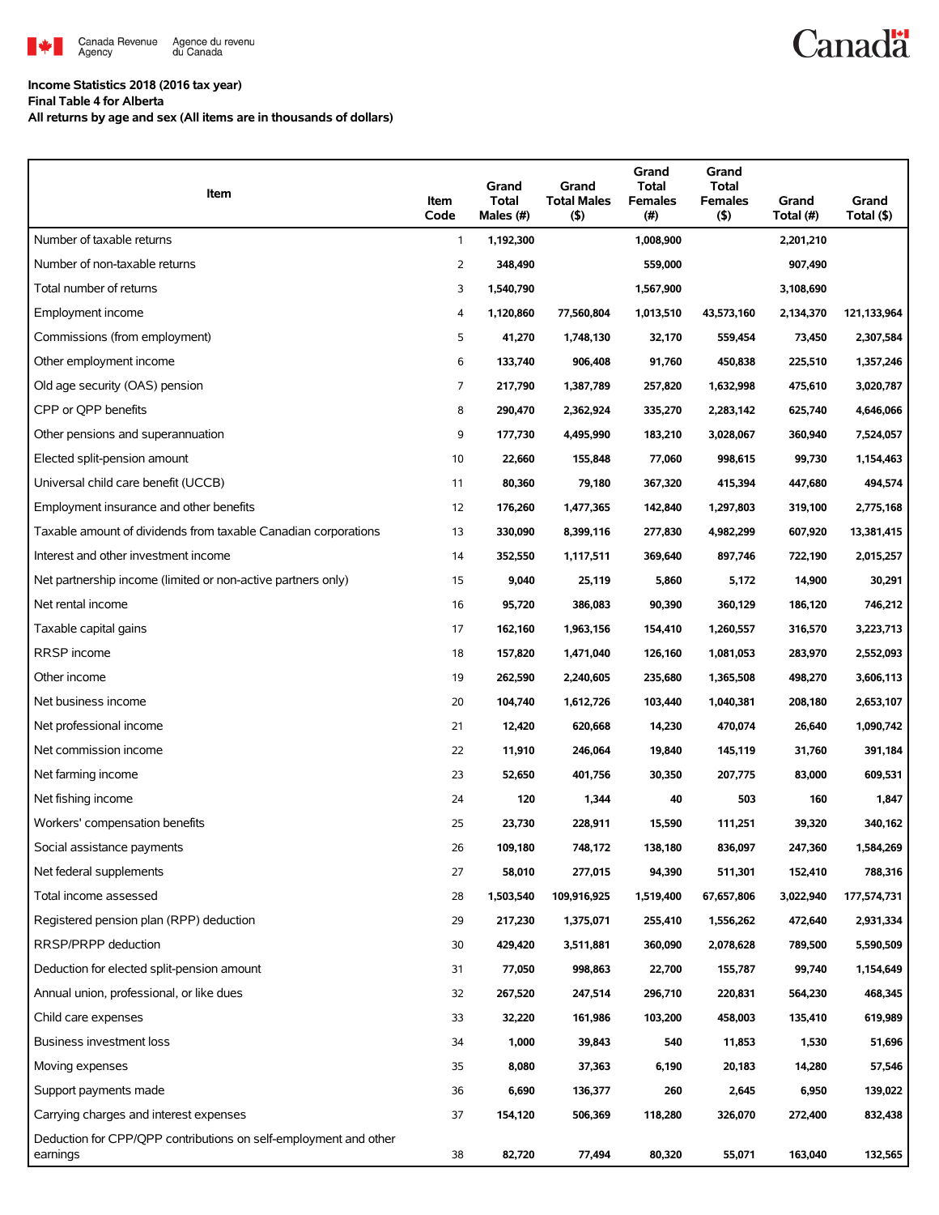Canada Revenue Agency / Agence du revenu du Canada

**Income Statistics 2018 (2016 tax year)**
**Final Table 4 for Alberta**
**All returns by age and sex (All items are in thousands of dollars)**

| Item | Item Code | Grand Total Males (#) | Grand Total Males ($) | Grand Total Females (#) | Grand Total Females ($) | Grand Total (#) | Grand Total ($) |
|---|---|---|---|---|---|---|---|
| Number of taxable returns | 1 | 1,192,300 | | 1,008,900 | | 2,201,210 | |
| Number of non-taxable returns | 2 | 348,490 | | 559,000 | | 907,490 | |
| Total number of returns | 3 | 1,540,790 | | 1,567,900 | | 3,108,690 | |
| Employment income | 4 | 1,120,860 | 77,560,804 | 1,013,510 | 43,573,160 | 2,134,370 | 121,133,964 |
| Commissions (from employment) | 5 | 41,270 | 1,748,130 | 32,170 | 559,454 | 73,450 | 2,307,584 |
| Other employment income | 6 | 133,740 | 906,408 | 91,760 | 450,838 | 225,510 | 1,357,246 |
| Old age security (OAS) pension | 7 | 217,790 | 1,387,789 | 257,820 | 1,632,998 | 475,610 | 3,020,787 |
| CPP or QPP benefits | 8 | 290,470 | 2,362,924 | 335,270 | 2,283,142 | 625,740 | 4,646,066 |
| Other pensions and superannuation | 9 | 177,730 | 4,495,990 | 183,210 | 3,028,067 | 360,940 | 7,524,057 |
| Elected split-pension amount | 10 | 22,660 | 155,848 | 77,060 | 998,615 | 99,730 | 1,154,463 |
| Universal child care benefit (UCCB) | 11 | 80,360 | 79,180 | 367,320 | 415,394 | 447,680 | 494,574 |
| Employment insurance and other benefits | 12 | 176,260 | 1,477,365 | 142,840 | 1,297,803 | 319,100 | 2,775,168 |
| Taxable amount of dividends from taxable Canadian corporations | 13 | 330,090 | 8,399,116 | 277,830 | 4,982,299 | 607,920 | 13,381,415 |
| Interest and other investment income | 14 | 352,550 | 1,117,511 | 369,640 | 897,746 | 722,190 | 2,015,257 |
| Net partnership income (limited or non-active partners only) | 15 | 9,040 | 25,119 | 5,860 | 5,172 | 14,900 | 30,291 |
| Net rental income | 16 | 95,720 | 386,083 | 90,390 | 360,129 | 186,120 | 746,212 |
| Taxable capital gains | 17 | 162,160 | 1,963,156 | 154,410 | 1,260,557 | 316,570 | 3,223,713 |
| RRSP income | 18 | 157,820 | 1,471,040 | 126,160 | 1,081,053 | 283,970 | 2,552,093 |
| Other income | 19 | 262,590 | 2,240,605 | 235,680 | 1,365,508 | 498,270 | 3,606,113 |
| Net business income | 20 | 104,740 | 1,612,726 | 103,440 | 1,040,381 | 208,180 | 2,653,107 |
| Net professional income | 21 | 12,420 | 620,668 | 14,230 | 470,074 | 26,640 | 1,090,742 |
| Net commission income | 22 | 11,910 | 246,064 | 19,840 | 145,119 | 31,760 | 391,184 |
| Net farming income | 23 | 52,650 | 401,756 | 30,350 | 207,775 | 83,000 | 609,531 |
| Net fishing income | 24 | 120 | 1,344 | 40 | 503 | 160 | 1,847 |
| Workers' compensation benefits | 25 | 23,730 | 228,911 | 15,590 | 111,251 | 39,320 | 340,162 |
| Social assistance payments | 26 | 109,180 | 748,172 | 138,180 | 836,097 | 247,360 | 1,584,269 |
| Net federal supplements | 27 | 58,010 | 277,015 | 94,390 | 511,301 | 152,410 | 788,316 |
| Total income assessed | 28 | 1,503,540 | 109,916,925 | 1,519,400 | 67,657,806 | 3,022,940 | 177,574,731 |
| Registered pension plan (RPP) deduction | 29 | 217,230 | 1,375,071 | 255,410 | 1,556,262 | 472,640 | 2,931,334 |
| RRSP/PRPP deduction | 30 | 429,420 | 3,511,881 | 360,090 | 2,078,628 | 789,500 | 5,590,509 |
| Deduction for elected split-pension amount | 31 | 77,050 | 998,863 | 22,700 | 155,787 | 99,740 | 1,154,649 |
| Annual union, professional, or like dues | 32 | 267,520 | 247,514 | 296,710 | 220,831 | 564,230 | 468,345 |
| Child care expenses | 33 | 32,220 | 161,986 | 103,200 | 458,003 | 135,410 | 619,989 |
| Business investment loss | 34 | 1,000 | 39,843 | 540 | 11,853 | 1,530 | 51,696 |
| Moving expenses | 35 | 8,080 | 37,363 | 6,190 | 20,183 | 14,280 | 57,546 |
| Support payments made | 36 | 6,690 | 136,377 | 260 | 2,645 | 6,950 | 139,022 |
| Carrying charges and interest expenses | 37 | 154,120 | 506,369 | 118,280 | 326,070 | 272,400 | 832,438 |
| Deduction for CPP/QPP contributions on self-employment and other earnings | 38 | 82,720 | 77,494 | 80,320 | 55,071 | 163,040 | 132,565 |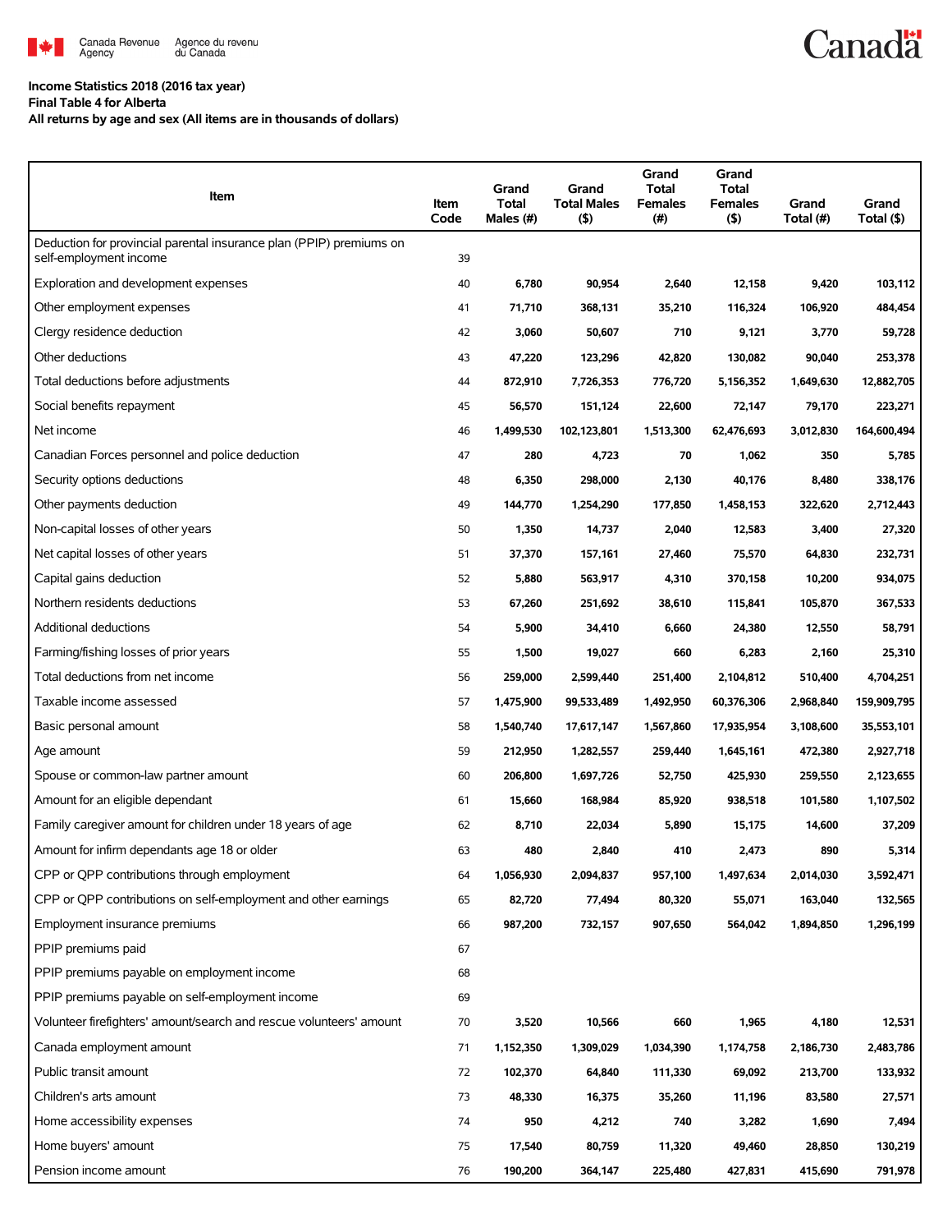**Income Statistics 2018 (2016 tax year)**
**Final Table 4 for Alberta**
**All returns by age and sex (All items are in thousands of dollars)**

| Item | Item Code | Grand Total Males (#) | Grand Total Males ($) | Grand Total Females (#) | Grand Total Females ($) | Grand Total (#) | Grand Total ($) |
|---|---|---|---|---|---|---|---|
| Deduction for provincial parental insurance plan (PPIP) premiums on self-employment income | 39 | | | | | | |
| Exploration and development expenses | 40 | 6,780 | 90,954 | 2,640 | 12,158 | 9,420 | 103,112 |
| Other employment expenses | 41 | 71,710 | 368,131 | 35,210 | 116,324 | 106,920 | 484,454 |
| Clergy residence deduction | 42 | 3,060 | 50,607 | 710 | 9,121 | 3,770 | 59,728 |
| Other deductions | 43 | 47,220 | 123,296 | 42,820 | 130,082 | 90,040 | 253,378 |
| Total deductions before adjustments | 44 | 872,910 | 7,726,353 | 776,720 | 5,156,352 | 1,649,630 | 12,882,705 |
| Social benefits repayment | 45 | 56,570 | 151,124 | 22,600 | 72,147 | 79,170 | 223,271 |
| Net income | 46 | 1,499,530 | 102,123,801 | 1,513,300 | 62,476,693 | 3,012,830 | 164,600,494 |
| Canadian Forces personnel and police deduction | 47 | 280 | 4,723 | 70 | 1,062 | 350 | 5,785 |
| Security options deductions | 48 | 6,350 | 298,000 | 2,130 | 40,176 | 8,480 | 338,176 |
| Other payments deduction | 49 | 144,770 | 1,254,290 | 177,850 | 1,458,153 | 322,620 | 2,712,443 |
| Non-capital losses of other years | 50 | 1,350 | 14,737 | 2,040 | 12,583 | 3,400 | 27,320 |
| Net capital losses of other years | 51 | 37,370 | 157,161 | 27,460 | 75,570 | 64,830 | 232,731 |
| Capital gains deduction | 52 | 5,880 | 563,917 | 4,310 | 370,158 | 10,200 | 934,075 |
| Northern residents deductions | 53 | 67,260 | 251,692 | 38,610 | 115,841 | 105,870 | 367,533 |
| Additional deductions | 54 | 5,900 | 34,410 | 6,660 | 24,380 | 12,550 | 58,791 |
| Farming/fishing losses of prior years | 55 | 1,500 | 19,027 | 660 | 6,283 | 2,160 | 25,310 |
| Total deductions from net income | 56 | 259,000 | 2,599,440 | 251,400 | 2,104,812 | 510,400 | 4,704,251 |
| Taxable income assessed | 57 | 1,475,900 | 99,533,489 | 1,492,950 | 60,376,306 | 2,968,840 | 159,909,795 |
| Basic personal amount | 58 | 1,540,740 | 17,617,147 | 1,567,860 | 17,935,954 | 3,108,600 | 35,553,101 |
| Age amount | 59 | 212,950 | 1,282,557 | 259,440 | 1,645,161 | 472,380 | 2,927,718 |
| Spouse or common-law partner amount | 60 | 206,800 | 1,697,726 | 52,750 | 425,930 | 259,550 | 2,123,655 |
| Amount for an eligible dependant | 61 | 15,660 | 168,984 | 85,920 | 938,518 | 101,580 | 1,107,502 |
| Family caregiver amount for children under 18 years of age | 62 | 8,710 | 22,034 | 5,890 | 15,175 | 14,600 | 37,209 |
| Amount for infirm dependants age 18 or older | 63 | 480 | 2,840 | 410 | 2,473 | 890 | 5,314 |
| CPP or QPP contributions through employment | 64 | 1,056,930 | 2,094,837 | 957,100 | 1,497,634 | 2,014,030 | 3,592,471 |
| CPP or QPP contributions on self-employment and other earnings | 65 | 82,720 | 77,494 | 80,320 | 55,071 | 163,040 | 132,565 |
| Employment insurance premiums | 66 | 987,200 | 732,157 | 907,650 | 564,042 | 1,894,850 | 1,296,199 |
| PPIP premiums paid | 67 | | | | | | |
| PPIP premiums payable on employment income | 68 | | | | | | |
| PPIP premiums payable on self-employment income | 69 | | | | | | |
| Volunteer firefighters' amount/search and rescue volunteers' amount | 70 | 3,520 | 10,566 | 660 | 1,965 | 4,180 | 12,531 |
| Canada employment amount | 71 | 1,152,350 | 1,309,029 | 1,034,390 | 1,174,758 | 2,186,730 | 2,483,786 |
| Public transit amount | 72 | 102,370 | 64,840 | 111,330 | 69,092 | 213,700 | 133,932 |
| Children's arts amount | 73 | 48,330 | 16,375 | 35,260 | 11,196 | 83,580 | 27,571 |
| Home accessibility expenses | 74 | 950 | 4,212 | 740 | 3,282 | 1,690 | 7,494 |
| Home buyers' amount | 75 | 17,540 | 80,759 | 11,320 | 49,460 | 28,850 | 130,219 |
| Pension income amount | 76 | 190,200 | 364,147 | 225,480 | 427,831 | 415,690 | 791,978 |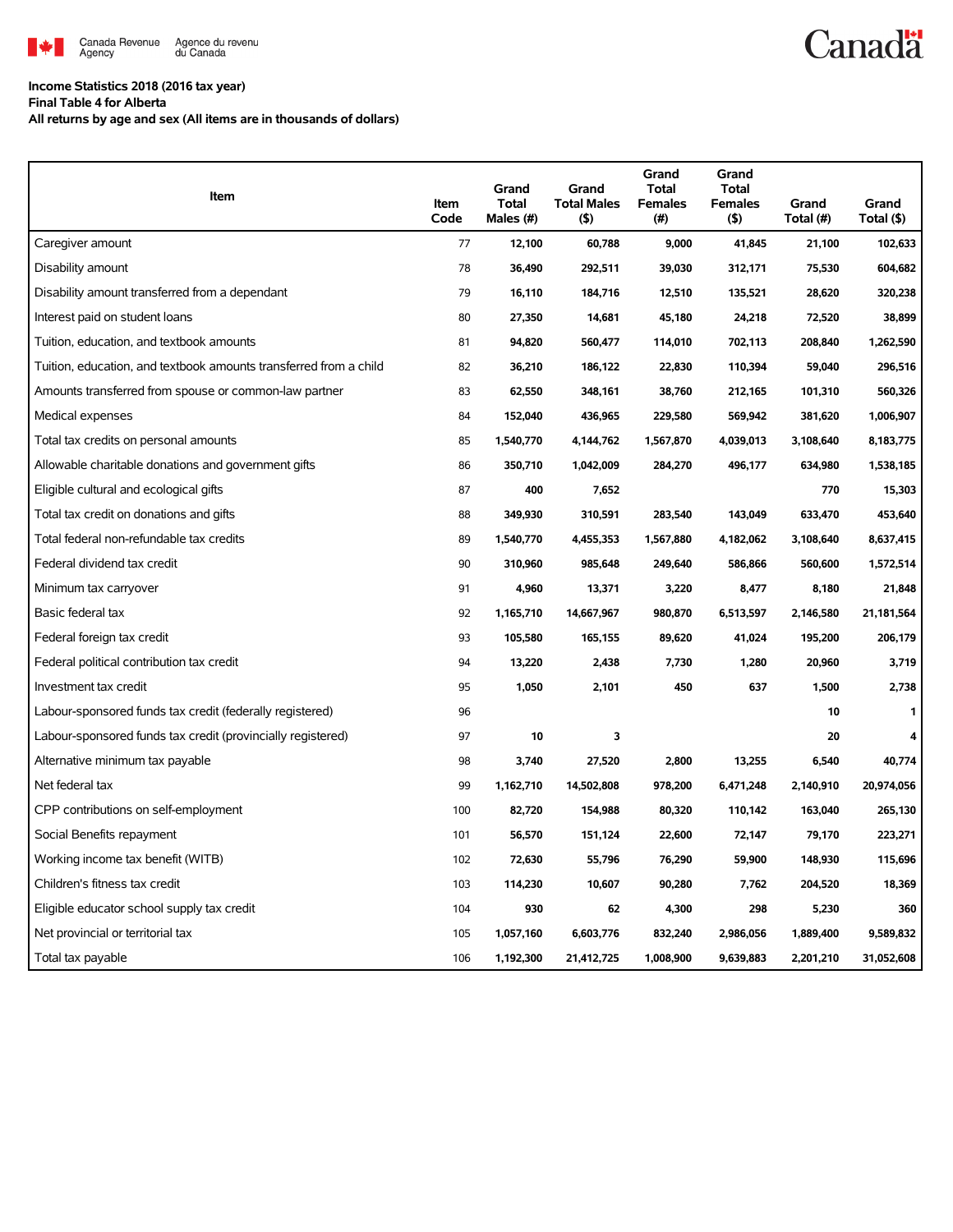**Income Statistics 2018 (2016 tax year)**
**Final Table 4 for Alberta**
**All returns by age and sex (All items are in thousands of dollars)**

| Item | Item Code | Grand Total Males (#) | Grand Total Males ($) | Grand Total Females (#) | Grand Total Females ($) | Grand Total (#) | Grand Total ($) |
|---|---|---|---|---|---|---|---|
| Caregiver amount | 77 | 12,100 | 60,788 | 9,000 | 41,845 | 21,100 | 102,633 |
| Disability amount | 78 | 36,490 | 292,511 | 39,030 | 312,171 | 75,530 | 604,682 |
| Disability amount transferred from a dependant | 79 | 16,110 | 184,716 | 12,510 | 135,521 | 28,620 | 320,238 |
| Interest paid on student loans | 80 | 27,350 | 14,681 | 45,180 | 24,218 | 72,520 | 38,899 |
| Tuition, education, and textbook amounts | 81 | 94,820 | 560,477 | 114,010 | 702,113 | 208,840 | 1,262,590 |
| Tuition, education, and textbook amounts transferred from a child | 82 | 36,210 | 186,122 | 22,830 | 110,394 | 59,040 | 296,516 |
| Amounts transferred from spouse or common-law partner | 83 | 62,550 | 348,161 | 38,760 | 212,165 | 101,310 | 560,326 |
| Medical expenses | 84 | 152,040 | 436,965 | 229,580 | 569,942 | 381,620 | 1,006,907 |
| Total tax credits on personal amounts | 85 | 1,540,770 | 4,144,762 | 1,567,870 | 4,039,013 | 3,108,640 | 8,183,775 |
| Allowable charitable donations and government gifts | 86 | 350,710 | 1,042,009 | 284,270 | 496,177 | 634,980 | 1,538,185 |
| Eligible cultural and ecological gifts | 87 | 400 | 7,652 | | | 770 | 15,303 |
| Total tax credit on donations and gifts | 88 | 349,930 | 310,591 | 283,540 | 143,049 | 633,470 | 453,640 |
| Total federal non-refundable tax credits | 89 | 1,540,770 | 4,455,353 | 1,567,880 | 4,182,062 | 3,108,640 | 8,637,415 |
| Federal dividend tax credit | 90 | 310,960 | 985,648 | 249,640 | 586,866 | 560,600 | 1,572,514 |
| Minimum tax carryover | 91 | 4,960 | 13,371 | 3,220 | 8,477 | 8,180 | 21,848 |
| Basic federal tax | 92 | 1,165,710 | 14,667,967 | 980,870 | 6,513,597 | 2,146,580 | 21,181,564 |
| Federal foreign tax credit | 93 | 105,580 | 165,155 | 89,620 | 41,024 | 195,200 | 206,179 |
| Federal political contribution tax credit | 94 | 13,220 | 2,438 | 7,730 | 1,280 | 20,960 | 3,719 |
| Investment tax credit | 95 | 1,050 | 2,101 | 450 | 637 | 1,500 | 2,738 |
| Labour-sponsored funds tax credit (federally registered) | 96 | | | | | 10 | 1 |
| Labour-sponsored funds tax credit (provincially registered) | 97 | 10 | 3 | | | 20 | 4 |
| Alternative minimum tax payable | 98 | 3,740 | 27,520 | 2,800 | 13,255 | 6,540 | 40,774 |
| Net federal tax | 99 | 1,162,710 | 14,502,808 | 978,200 | 6,471,248 | 2,140,910 | 20,974,056 |
| CPP contributions on self-employment | 100 | 82,720 | 154,988 | 80,320 | 110,142 | 163,040 | 265,130 |
| Social Benefits repayment | 101 | 56,570 | 151,124 | 22,600 | 72,147 | 79,170 | 223,271 |
| Working income tax benefit (WITB) | 102 | 72,630 | 55,796 | 76,290 | 59,900 | 148,930 | 115,696 |
| Children's fitness tax credit | 103 | 114,230 | 10,607 | 90,280 | 7,762 | 204,520 | 18,369 |
| Eligible educator school supply tax credit | 104 | 930 | 62 | 4,300 | 298 | 5,230 | 360 |
| Net provincial or territorial tax | 105 | 1,057,160 | 6,603,776 | 832,240 | 2,986,056 | 1,889,400 | 9,589,832 |
| Total tax payable | 106 | 1,192,300 | 21,412,725 | 1,008,900 | 9,639,883 | 2,201,210 | 31,052,608 |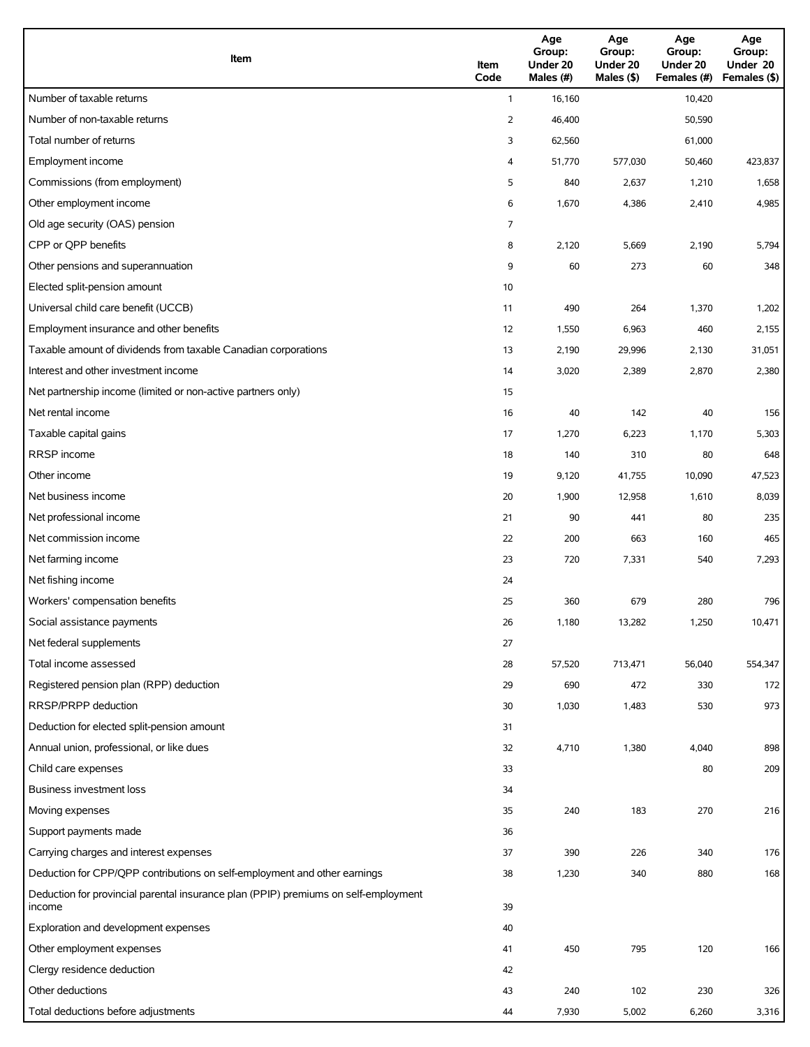| Item | Item Code | Age Group: Under 20 Males (#) | Age Group: Under 20 Males ($) | Age Group: Under 20 Females (#) | Age Group: Under 20 Females ($) |
|---|---|---|---|---|---|
| Number of taxable returns | 1 | 16,160 | | 10,420 | |
| Number of non-taxable returns | 2 | 46,400 | | 50,590 | |
| Total number of returns | 3 | 62,560 | | 61,000 | |
| Employment income | 4 | 51,770 | 577,030 | 50,460 | 423,837 |
| Commissions (from employment) | 5 | 840 | 2,637 | 1,210 | 1,658 |
| Other employment income | 6 | 1,670 | 4,386 | 2,410 | 4,985 |
| Old age security (OAS) pension | 7 | | | | |
| CPP or QPP benefits | 8 | 2,120 | 5,669 | 2,190 | 5,794 |
| Other pensions and superannuation | 9 | 60 | 273 | 60 | 348 |
| Elected split-pension amount | 10 | | | | |
| Universal child care benefit (UCCB) | 11 | 490 | 264 | 1,370 | 1,202 |
| Employment insurance and other benefits | 12 | 1,550 | 6,963 | 460 | 2,155 |
| Taxable amount of dividends from taxable Canadian corporations | 13 | 2,190 | 29,996 | 2,130 | 31,051 |
| Interest and other investment income | 14 | 3,020 | 2,389 | 2,870 | 2,380 |
| Net partnership income (limited or non-active partners only) | 15 | | | | |
| Net rental income | 16 | 40 | 142 | 40 | 156 |
| Taxable capital gains | 17 | 1,270 | 6,223 | 1,170 | 5,303 |
| RRSP income | 18 | 140 | 310 | 80 | 648 |
| Other income | 19 | 9,120 | 41,755 | 10,090 | 47,523 |
| Net business income | 20 | 1,900 | 12,958 | 1,610 | 8,039 |
| Net professional income | 21 | 90 | 441 | 80 | 235 |
| Net commission income | 22 | 200 | 663 | 160 | 465 |
| Net farming income | 23 | 720 | 7,331 | 540 | 7,293 |
| Net fishing income | 24 | | | | |
| Workers' compensation benefits | 25 | 360 | 679 | 280 | 796 |
| Social assistance payments | 26 | 1,180 | 13,282 | 1,250 | 10,471 |
| Net federal supplements | 27 | | | | |
| Total income assessed | 28 | 57,520 | 713,471 | 56,040 | 554,347 |
| Registered pension plan (RPP) deduction | 29 | 690 | 472 | 330 | 172 |
| RRSP/PRPP deduction | 30 | 1,030 | 1,483 | 530 | 973 |
| Deduction for elected split-pension amount | 31 | | | | |
| Annual union, professional, or like dues | 32 | 4,710 | 1,380 | 4,040 | 898 |
| Child care expenses | 33 | | | 80 | 209 |
| Business investment loss | 34 | | | | |
| Moving expenses | 35 | 240 | 183 | 270 | 216 |
| Support payments made | 36 | | | | |
| Carrying charges and interest expenses | 37 | 390 | 226 | 340 | 176 |
| Deduction for CPP/QPP contributions on self-employment and other earnings | 38 | 1,230 | 340 | 880 | 168 |
| Deduction for provincial parental insurance plan (PPIP) premiums on self-employment income | 39 | | | | |
| Exploration and development expenses | 40 | | | | |
| Other employment expenses | 41 | 450 | 795 | 120 | 166 |
| Clergy residence deduction | 42 | | | | |
| Other deductions | 43 | 240 | 102 | 230 | 326 |
| Total deductions before adjustments | 44 | 7,930 | 5,002 | 6,260 | 3,316 |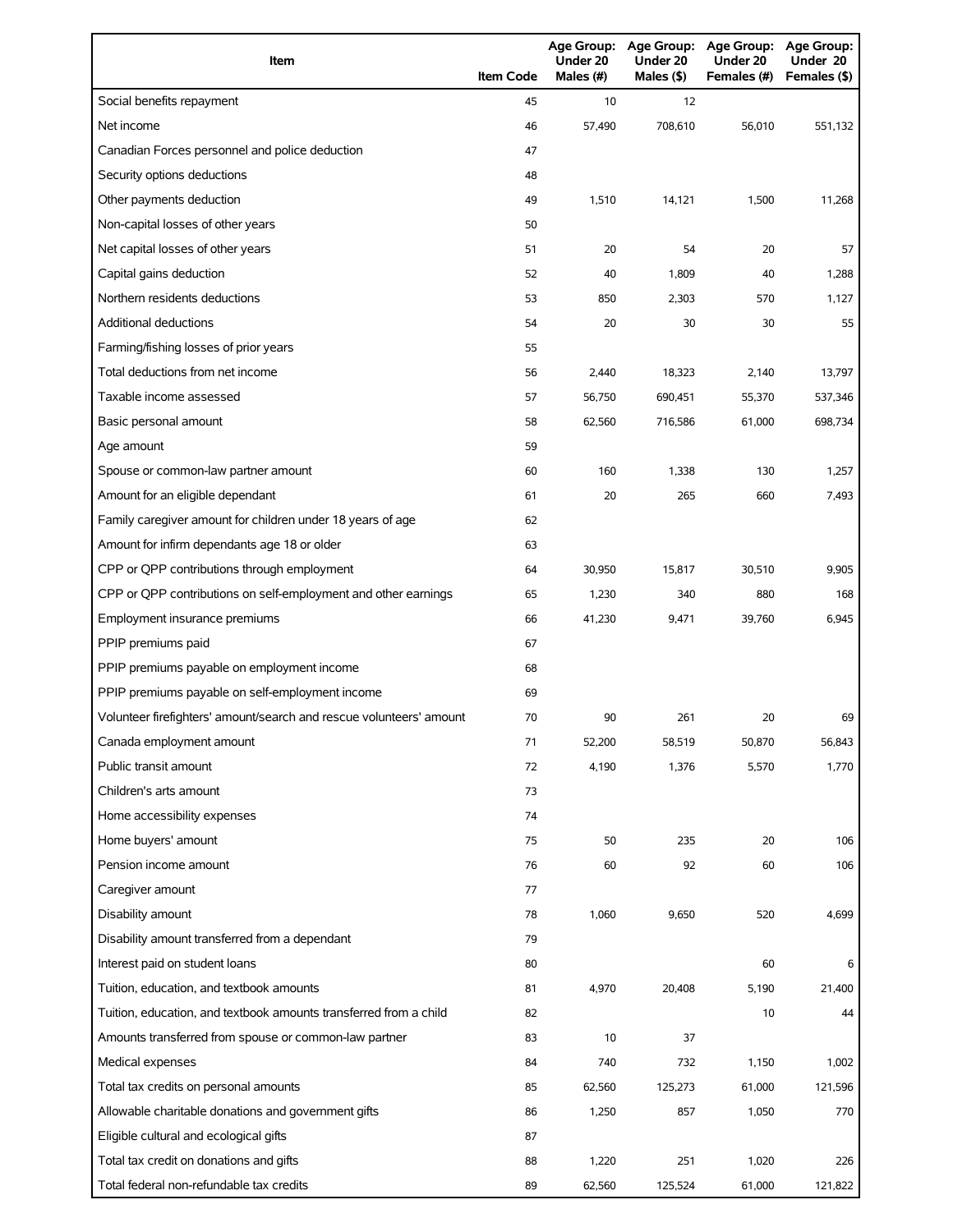| Item | Item Code | Age Group: Under 20 Males (#) | Age Group: Under 20 Males ($) | Age Group: Under 20 Females (#) | Age Group: Under 20 Females ($) |
|---|---|---|---|---|---|
| Social benefits repayment | 45 | 10 | 12 | | |
| Net income | 46 | 57,490 | 708,610 | 56,010 | 551,132 |
| Canadian Forces personnel and police deduction | 47 | | | | |
| Security options deductions | 48 | | | | |
| Other payments deduction | 49 | 1,510 | 14,121 | 1,500 | 11,268 |
| Non-capital losses of other years | 50 | | | | |
| Net capital losses of other years | 51 | 20 | 54 | 20 | 57 |
| Capital gains deduction | 52 | 40 | 1,809 | 40 | 1,288 |
| Northern residents deductions | 53 | 850 | 2,303 | 570 | 1,127 |
| Additional deductions | 54 | 20 | 30 | 30 | 55 |
| Farming/fishing losses of prior years | 55 | | | | |
| Total deductions from net income | 56 | 2,440 | 18,323 | 2,140 | 13,797 |
| Taxable income assessed | 57 | 56,750 | 690,451 | 55,370 | 537,346 |
| Basic personal amount | 58 | 62,560 | 716,586 | 61,000 | 698,734 |
| Age amount | 59 | | | | |
| Spouse or common-law partner amount | 60 | 160 | 1,338 | 130 | 1,257 |
| Amount for an eligible dependant | 61 | 20 | 265 | 660 | 7,493 |
| Family caregiver amount for children under 18 years of age | 62 | | | | |
| Amount for infirm dependants age 18 or older | 63 | | | | |
| CPP or QPP contributions through employment | 64 | 30,950 | 15,817 | 30,510 | 9,905 |
| CPP or QPP contributions on self-employment and other earnings | 65 | 1,230 | 340 | 880 | 168 |
| Employment insurance premiums | 66 | 41,230 | 9,471 | 39,760 | 6,945 |
| PPIP premiums paid | 67 | | | | |
| PPIP premiums payable on employment income | 68 | | | | |
| PPIP premiums payable on self-employment income | 69 | | | | |
| Volunteer firefighters' amount/search and rescue volunteers' amount | 70 | 90 | 261 | 20 | 69 |
| Canada employment amount | 71 | 52,200 | 58,519 | 50,870 | 56,843 |
| Public transit amount | 72 | 4,190 | 1,376 | 5,570 | 1,770 |
| Children's arts amount | 73 | | | | |
| Home accessibility expenses | 74 | | | | |
| Home buyers' amount | 75 | 50 | 235 | 20 | 106 |
| Pension income amount | 76 | 60 | 92 | 60 | 106 |
| Caregiver amount | 77 | | | | |
| Disability amount | 78 | 1,060 | 9,650 | 520 | 4,699 |
| Disability amount transferred from a dependant | 79 | | | | |
| Interest paid on student loans | 80 | | | 60 | 6 |
| Tuition, education, and textbook amounts | 81 | 4,970 | 20,408 | 5,190 | 21,400 |
| Tuition, education, and textbook amounts transferred from a child | 82 | | | 10 | 44 |
| Amounts transferred from spouse or common-law partner | 83 | 10 | 37 | | |
| Medical expenses | 84 | 740 | 732 | 1,150 | 1,002 |
| Total tax credits on personal amounts | 85 | 62,560 | 125,273 | 61,000 | 121,596 |
| Allowable charitable donations and government gifts | 86 | 1,250 | 857 | 1,050 | 770 |
| Eligible cultural and ecological gifts | 87 | | | | |
| Total tax credit on donations and gifts | 88 | 1,220 | 251 | 1,020 | 226 |
| Total federal non-refundable tax credits | 89 | 62,560 | 125,524 | 61,000 | 121,822 |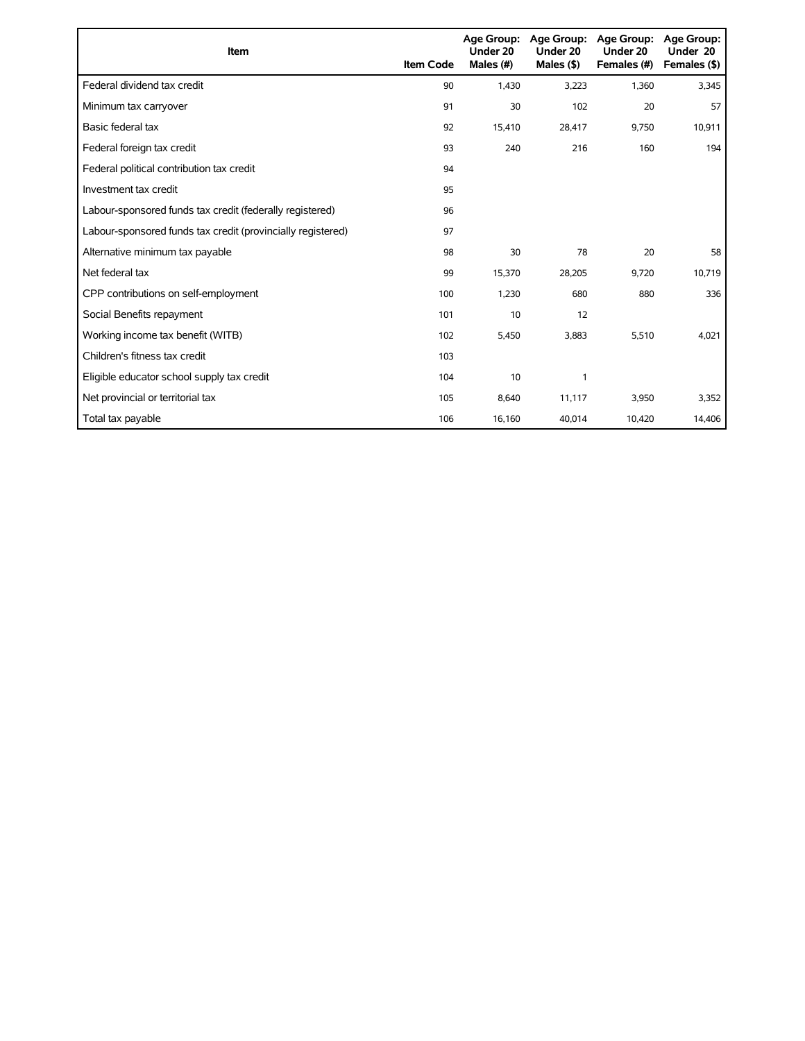| Item | Item Code | Age Group: Under 20 Males (#) | Age Group: Under 20 Males ($) | Age Group: Under 20 Females (#) | Age Group: Under 20 Females ($) |
|---|---|---|---|---|---|
| Federal dividend tax credit | 90 | 1,430 | 3,223 | 1,360 | 3,345 |
| Minimum tax carryover | 91 | 30 | 102 | 20 | 57 |
| Basic federal tax | 92 | 15,410 | 28,417 | 9,750 | 10,911 |
| Federal foreign tax credit | 93 | 240 | 216 | 160 | 194 |
| Federal political contribution tax credit | 94 | | | | |
| Investment tax credit | 95 | | | | |
| Labour-sponsored funds tax credit (federally registered) | 96 | | | | |
| Labour-sponsored funds tax credit (provincially registered) | 97 | | | | |
| Alternative minimum tax payable | 98 | 30 | 78 | 20 | 58 |
| Net federal tax | 99 | 15,370 | 28,205 | 9,720 | 10,719 |
| CPP contributions on self-employment | 100 | 1,230 | 680 | 880 | 336 |
| Social Benefits repayment | 101 | 10 | 12 | | |
| Working income tax benefit (WITB) | 102 | 5,450 | 3,883 | 5,510 | 4,021 |
| Children's fitness tax credit | 103 | | | | |
| Eligible educator school supply tax credit | 104 | 10 | 1 | | |
| Net provincial or territorial tax | 105 | 8,640 | 11,117 | 3,950 | 3,352 |
| Total tax payable | 106 | 16,160 | 40,014 | 10,420 | 14,406 |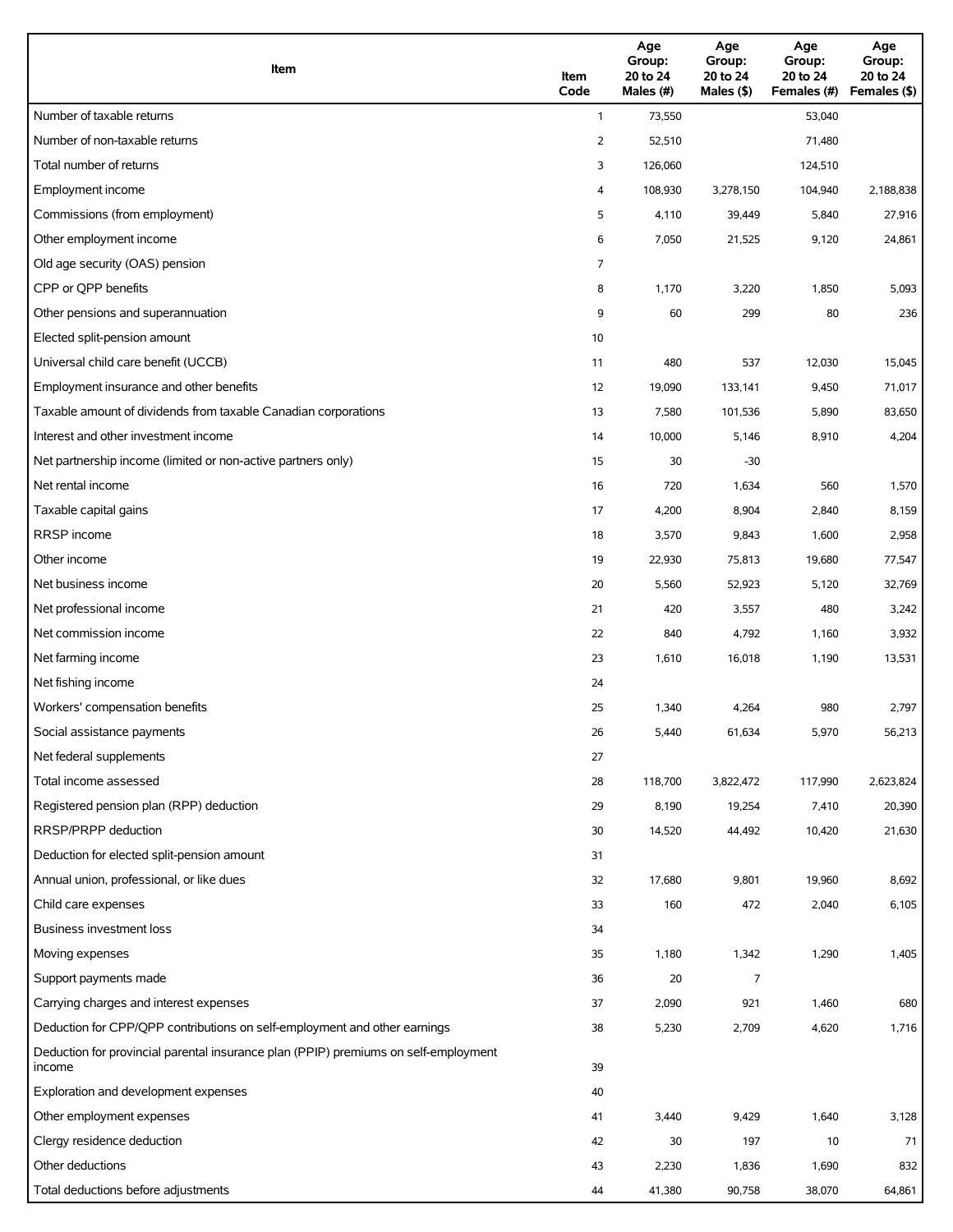| Item | Item Code | Age Group: 20 to 24 Males (#) | Age Group: 20 to 24 Males ($) | Age Group: 20 to 24 Females (#) | Age Group: 20 to 24 Females ($) |
|---|---|---|---|---|---|
| Number of taxable returns | 1 | 73,550 | | 53,040 | |
| Number of non-taxable returns | 2 | 52,510 | | 71,480 | |
| Total number of returns | 3 | 126,060 | | 124,510 | |
| Employment income | 4 | 108,930 | 3,278,150 | 104,940 | 2,188,838 |
| Commissions (from employment) | 5 | 4,110 | 39,449 | 5,840 | 27,916 |
| Other employment income | 6 | 7,050 | 21,525 | 9,120 | 24,861 |
| Old age security (OAS) pension | 7 | | | | |
| CPP or QPP benefits | 8 | 1,170 | 3,220 | 1,850 | 5,093 |
| Other pensions and superannuation | 9 | 60 | 299 | 80 | 236 |
| Elected split-pension amount | 10 | | | | |
| Universal child care benefit (UCCB) | 11 | 480 | 537 | 12,030 | 15,045 |
| Employment insurance and other benefits | 12 | 19,090 | 133,141 | 9,450 | 71,017 |
| Taxable amount of dividends from taxable Canadian corporations | 13 | 7,580 | 101,536 | 5,890 | 83,650 |
| Interest and other investment income | 14 | 10,000 | 5,146 | 8,910 | 4,204 |
| Net partnership income (limited or non-active partners only) | 15 | 30 | -30 | | |
| Net rental income | 16 | 720 | 1,634 | 560 | 1,570 |
| Taxable capital gains | 17 | 4,200 | 8,904 | 2,840 | 8,159 |
| RRSP income | 18 | 3,570 | 9,843 | 1,600 | 2,958 |
| Other income | 19 | 22,930 | 75,813 | 19,680 | 77,547 |
| Net business income | 20 | 5,560 | 52,923 | 5,120 | 32,769 |
| Net professional income | 21 | 420 | 3,557 | 480 | 3,242 |
| Net commission income | 22 | 840 | 4,792 | 1,160 | 3,932 |
| Net farming income | 23 | 1,610 | 16,018 | 1,190 | 13,531 |
| Net fishing income | 24 | | | | |
| Workers' compensation benefits | 25 | 1,340 | 4,264 | 980 | 2,797 |
| Social assistance payments | 26 | 5,440 | 61,634 | 5,970 | 56,213 |
| Net federal supplements | 27 | | | | |
| Total income assessed | 28 | 118,700 | 3,822,472 | 117,990 | 2,623,824 |
| Registered pension plan (RPP) deduction | 29 | 8,190 | 19,254 | 7,410 | 20,390 |
| RRSP/PRPP deduction | 30 | 14,520 | 44,492 | 10,420 | 21,630 |
| Deduction for elected split-pension amount | 31 | | | | |
| Annual union, professional, or like dues | 32 | 17,680 | 9,801 | 19,960 | 8,692 |
| Child care expenses | 33 | 160 | 472 | 2,040 | 6,105 |
| Business investment loss | 34 | | | | |
| Moving expenses | 35 | 1,180 | 1,342 | 1,290 | 1,405 |
| Support payments made | 36 | 20 | 7 | | |
| Carrying charges and interest expenses | 37 | 2,090 | 921 | 1,460 | 680 |
| Deduction for CPP/QPP contributions on self-employment and other earnings | 38 | 5,230 | 2,709 | 4,620 | 1,716 |
| Deduction for provincial parental insurance plan (PPIP) premiums on self-employment income | 39 | | | | |
| Exploration and development expenses | 40 | | | | |
| Other employment expenses | 41 | 3,440 | 9,429 | 1,640 | 3,128 |
| Clergy residence deduction | 42 | 30 | 197 | 10 | 71 |
| Other deductions | 43 | 2,230 | 1,836 | 1,690 | 832 |
| Total deductions before adjustments | 44 | 41,380 | 90,758 | 38,070 | 64,861 |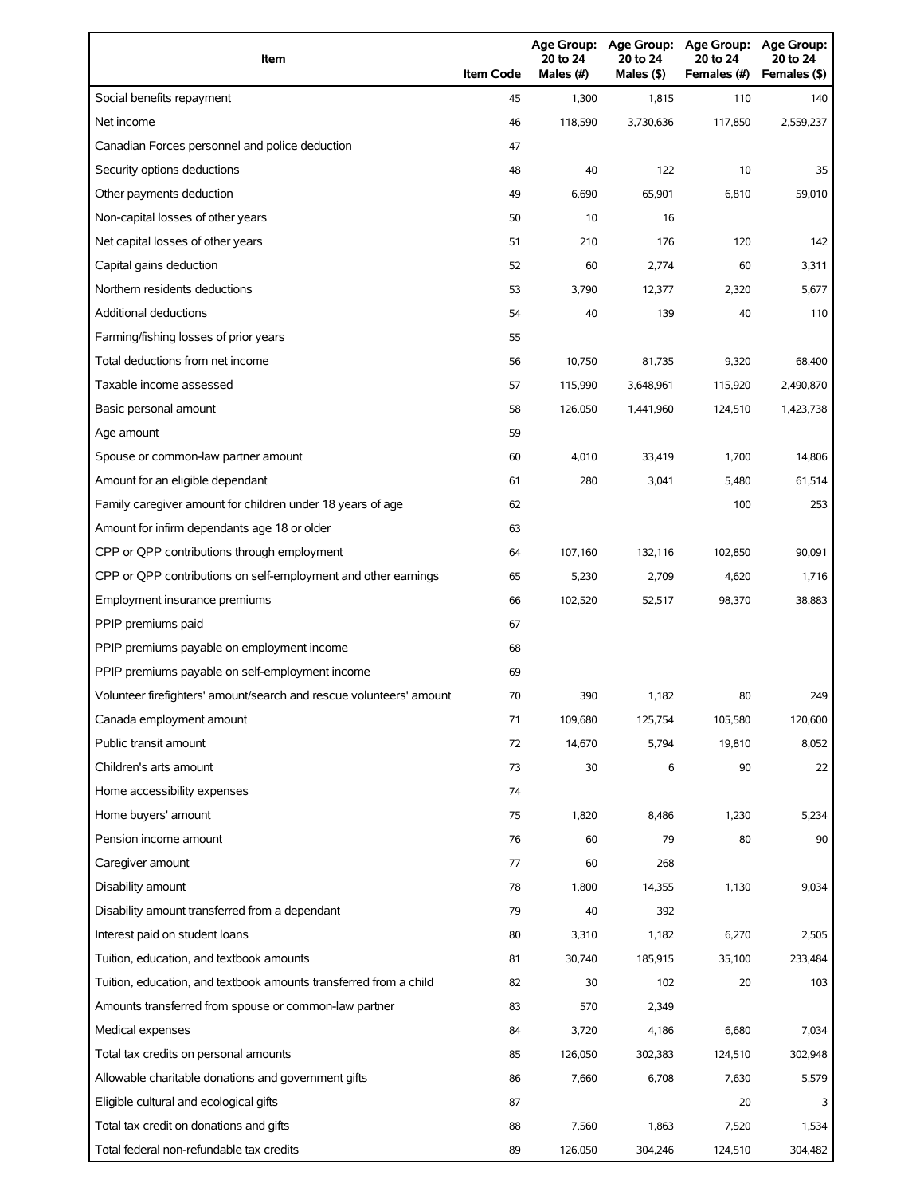| Item | Item Code | Age Group: 20 to 24 Males (#) | Age Group: 20 to 24 Males ($) | Age Group: 20 to 24 Females (#) | Age Group: 20 to 24 Females ($) |
|---|---|---|---|---|---|
| Social benefits repayment | 45 | 1,300 | 1,815 | 110 | 140 |
| Net income | 46 | 118,590 | 3,730,636 | 117,850 | 2,559,237 |
| Canadian Forces personnel and police deduction | 47 | | | | |
| Security options deductions | 48 | 40 | 122 | 10 | 35 |
| Other payments deduction | 49 | 6,690 | 65,901 | 6,810 | 59,010 |
| Non-capital losses of other years | 50 | 10 | 16 | | |
| Net capital losses of other years | 51 | 210 | 176 | 120 | 142 |
| Capital gains deduction | 52 | 60 | 2,774 | 60 | 3,311 |
| Northern residents deductions | 53 | 3,790 | 12,377 | 2,320 | 5,677 |
| Additional deductions | 54 | 40 | 139 | 40 | 110 |
| Farming/fishing losses of prior years | 55 | | | | |
| Total deductions from net income | 56 | 10,750 | 81,735 | 9,320 | 68,400 |
| Taxable income assessed | 57 | 115,990 | 3,648,961 | 115,920 | 2,490,870 |
| Basic personal amount | 58 | 126,050 | 1,441,960 | 124,510 | 1,423,738 |
| Age amount | 59 | | | | |
| Spouse or common-law partner amount | 60 | 4,010 | 33,419 | 1,700 | 14,806 |
| Amount for an eligible dependant | 61 | 280 | 3,041 | 5,480 | 61,514 |
| Family caregiver amount for children under 18 years of age | 62 | | | 100 | 253 |
| Amount for infirm dependants age 18 or older | 63 | | | | |
| CPP or QPP contributions through employment | 64 | 107,160 | 132,116 | 102,850 | 90,091 |
| CPP or QPP contributions on self-employment and other earnings | 65 | 5,230 | 2,709 | 4,620 | 1,716 |
| Employment insurance premiums | 66 | 102,520 | 52,517 | 98,370 | 38,883 |
| PPIP premiums paid | 67 | | | | |
| PPIP premiums payable on employment income | 68 | | | | |
| PPIP premiums payable on self-employment income | 69 | | | | |
| Volunteer firefighters' amount/search and rescue volunteers' amount | 70 | 390 | 1,182 | 80 | 249 |
| Canada employment amount | 71 | 109,680 | 125,754 | 105,580 | 120,600 |
| Public transit amount | 72 | 14,670 | 5,794 | 19,810 | 8,052 |
| Children's arts amount | 73 | 30 | 6 | 90 | 22 |
| Home accessibility expenses | 74 | | | | |
| Home buyers' amount | 75 | 1,820 | 8,486 | 1,230 | 5,234 |
| Pension income amount | 76 | 60 | 79 | 80 | 90 |
| Caregiver amount | 77 | 60 | 268 | | |
| Disability amount | 78 | 1,800 | 14,355 | 1,130 | 9,034 |
| Disability amount transferred from a dependant | 79 | 40 | 392 | | |
| Interest paid on student loans | 80 | 3,310 | 1,182 | 6,270 | 2,505 |
| Tuition, education, and textbook amounts | 81 | 30,740 | 185,915 | 35,100 | 233,484 |
| Tuition, education, and textbook amounts transferred from a child | 82 | 30 | 102 | 20 | 103 |
| Amounts transferred from spouse or common-law partner | 83 | 570 | 2,349 | | |
| Medical expenses | 84 | 3,720 | 4,186 | 6,680 | 7,034 |
| Total tax credits on personal amounts | 85 | 126,050 | 302,383 | 124,510 | 302,948 |
| Allowable charitable donations and government gifts | 86 | 7,660 | 6,708 | 7,630 | 5,579 |
| Eligible cultural and ecological gifts | 87 | | | 20 | 3 |
| Total tax credit on donations and gifts | 88 | 7,560 | 1,863 | 7,520 | 1,534 |
| Total federal non-refundable tax credits | 89 | 126,050 | 304,246 | 124,510 | 304,482 |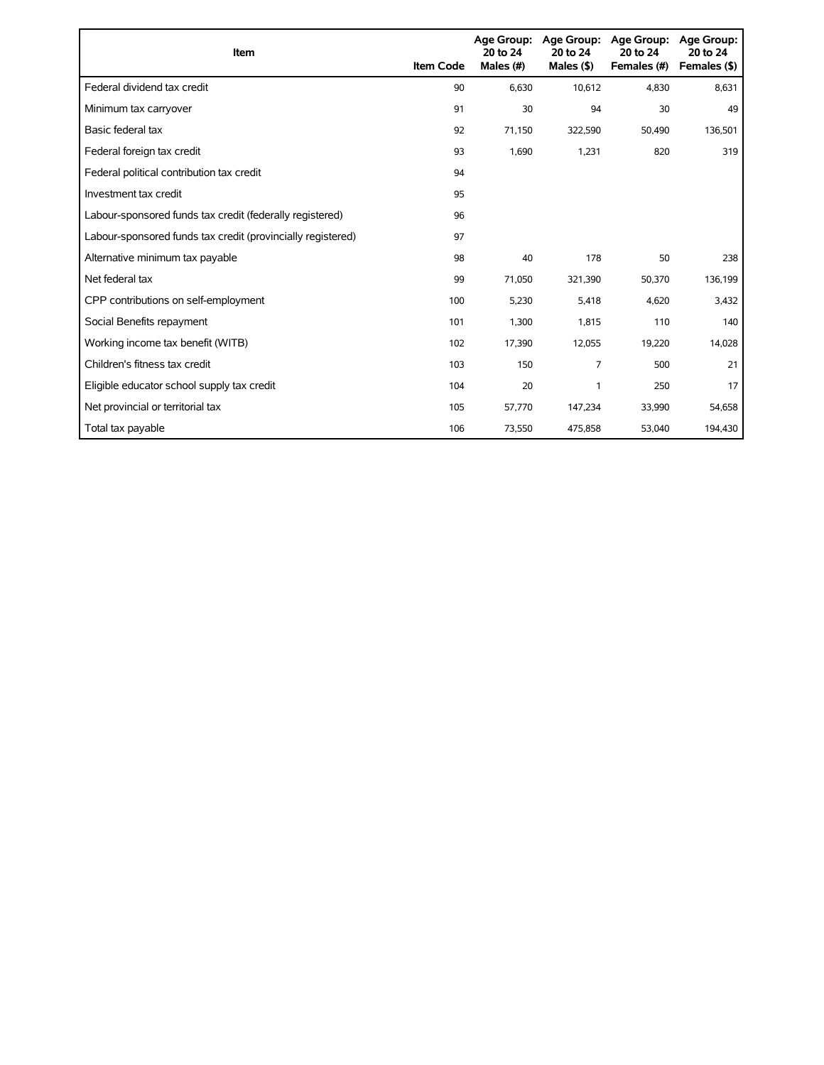| Item | Item Code | Age Group: 20 to 24 Males (#) | Age Group: 20 to 24 Males ($) | Age Group: 20 to 24 Females (#) | Age Group: 20 to 24 Females ($) |
|---|---|---|---|---|---|
| Federal dividend tax credit | 90 | 6,630 | 10,612 | 4,830 | 8,631 |
| Minimum tax carryover | 91 | 30 | 94 | 30 | 49 |
| Basic federal tax | 92 | 71,150 | 322,590 | 50,490 | 136,501 |
| Federal foreign tax credit | 93 | 1,690 | 1,231 | 820 | 319 |
| Federal political contribution tax credit | 94 | | | | |
| Investment tax credit | 95 | | | | |
| Labour-sponsored funds tax credit (federally registered) | 96 | | | | |
| Labour-sponsored funds tax credit (provincially registered) | 97 | | | | |
| Alternative minimum tax payable | 98 | 40 | 178 | 50 | 238 |
| Net federal tax | 99 | 71,050 | 321,390 | 50,370 | 136,199 |
| CPP contributions on self-employment | 100 | 5,230 | 5,418 | 4,620 | 3,432 |
| Social Benefits repayment | 101 | 1,300 | 1,815 | 110 | 140 |
| Working income tax benefit (WITB) | 102 | 17,390 | 12,055 | 19,220 | 14,028 |
| Children's fitness tax credit | 103 | 150 | 7 | 500 | 21 |
| Eligible educator school supply tax credit | 104 | 20 | 1 | 250 | 17 |
| Net provincial or territorial tax | 105 | 57,770 | 147,234 | 33,990 | 54,658 |
| Total tax payable | 106 | 73,550 | 475,858 | 53,040 | 194,430 |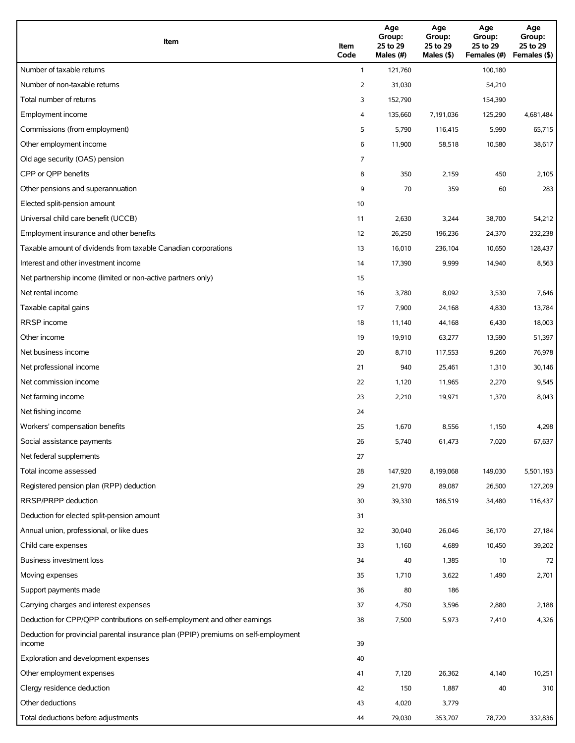| Item | Item Code | Age Group: 25 to 29 Males (#) | Age Group: 25 to 29 Males ($) | Age Group: 25 to 29 Females (#) | Age Group: 25 to 29 Females ($) |
|---|---|---|---|---|---|
| Number of taxable returns | 1 | 121,760 | | 100,180 | |
| Number of non-taxable returns | 2 | 31,030 | | 54,210 | |
| Total number of returns | 3 | 152,790 | | 154,390 | |
| Employment income | 4 | 135,660 | 7,191,036 | 125,290 | 4,681,484 |
| Commissions (from employment) | 5 | 5,790 | 116,415 | 5,990 | 65,715 |
| Other employment income | 6 | 11,900 | 58,518 | 10,580 | 38,617 |
| Old age security (OAS) pension | 7 | | | | |
| CPP or QPP benefits | 8 | 350 | 2,159 | 450 | 2,105 |
| Other pensions and superannuation | 9 | 70 | 359 | 60 | 283 |
| Elected split-pension amount | 10 | | | | |
| Universal child care benefit (UCCB) | 11 | 2,630 | 3,244 | 38,700 | 54,212 |
| Employment insurance and other benefits | 12 | 26,250 | 196,236 | 24,370 | 232,238 |
| Taxable amount of dividends from taxable Canadian corporations | 13 | 16,010 | 236,104 | 10,650 | 128,437 |
| Interest and other investment income | 14 | 17,390 | 9,999 | 14,940 | 8,563 |
| Net partnership income (limited or non-active partners only) | 15 | | | | |
| Net rental income | 16 | 3,780 | 8,092 | 3,530 | 7,646 |
| Taxable capital gains | 17 | 7,900 | 24,168 | 4,830 | 13,784 |
| RRSP income | 18 | 11,140 | 44,168 | 6,430 | 18,003 |
| Other income | 19 | 19,910 | 63,277 | 13,590 | 51,397 |
| Net business income | 20 | 8,710 | 117,553 | 9,260 | 76,978 |
| Net professional income | 21 | 940 | 25,461 | 1,310 | 30,146 |
| Net commission income | 22 | 1,120 | 11,965 | 2,270 | 9,545 |
| Net farming income | 23 | 2,210 | 19,971 | 1,370 | 8,043 |
| Net fishing income | 24 | | | | |
| Workers' compensation benefits | 25 | 1,670 | 8,556 | 1,150 | 4,298 |
| Social assistance payments | 26 | 5,740 | 61,473 | 7,020 | 67,637 |
| Net federal supplements | 27 | | | | |
| Total income assessed | 28 | 147,920 | 8,199,068 | 149,030 | 5,501,193 |
| Registered pension plan (RPP) deduction | 29 | 21,970 | 89,087 | 26,500 | 127,209 |
| RRSP/PRPP deduction | 30 | 39,330 | 186,519 | 34,480 | 116,437 |
| Deduction for elected split-pension amount | 31 | | | | |
| Annual union, professional, or like dues | 32 | 30,040 | 26,046 | 36,170 | 27,184 |
| Child care expenses | 33 | 1,160 | 4,689 | 10,450 | 39,202 |
| Business investment loss | 34 | 40 | 1,385 | 10 | 72 |
| Moving expenses | 35 | 1,710 | 3,622 | 1,490 | 2,701 |
| Support payments made | 36 | 80 | 186 | | |
| Carrying charges and interest expenses | 37 | 4,750 | 3,596 | 2,880 | 2,188 |
| Deduction for CPP/QPP contributions on self-employment and other earnings | 38 | 7,500 | 5,973 | 7,410 | 4,326 |
| Deduction for provincial parental insurance plan (PPIP) premiums on self-employment income | 39 | | | | |
| Exploration and development expenses | 40 | | | | |
| Other employment expenses | 41 | 7,120 | 26,362 | 4,140 | 10,251 |
| Clergy residence deduction | 42 | 150 | 1,887 | 40 | 310 |
| Other deductions | 43 | 4,020 | 3,779 | | |
| Total deductions before adjustments | 44 | 79,030 | 353,707 | 78,720 | 332,836 |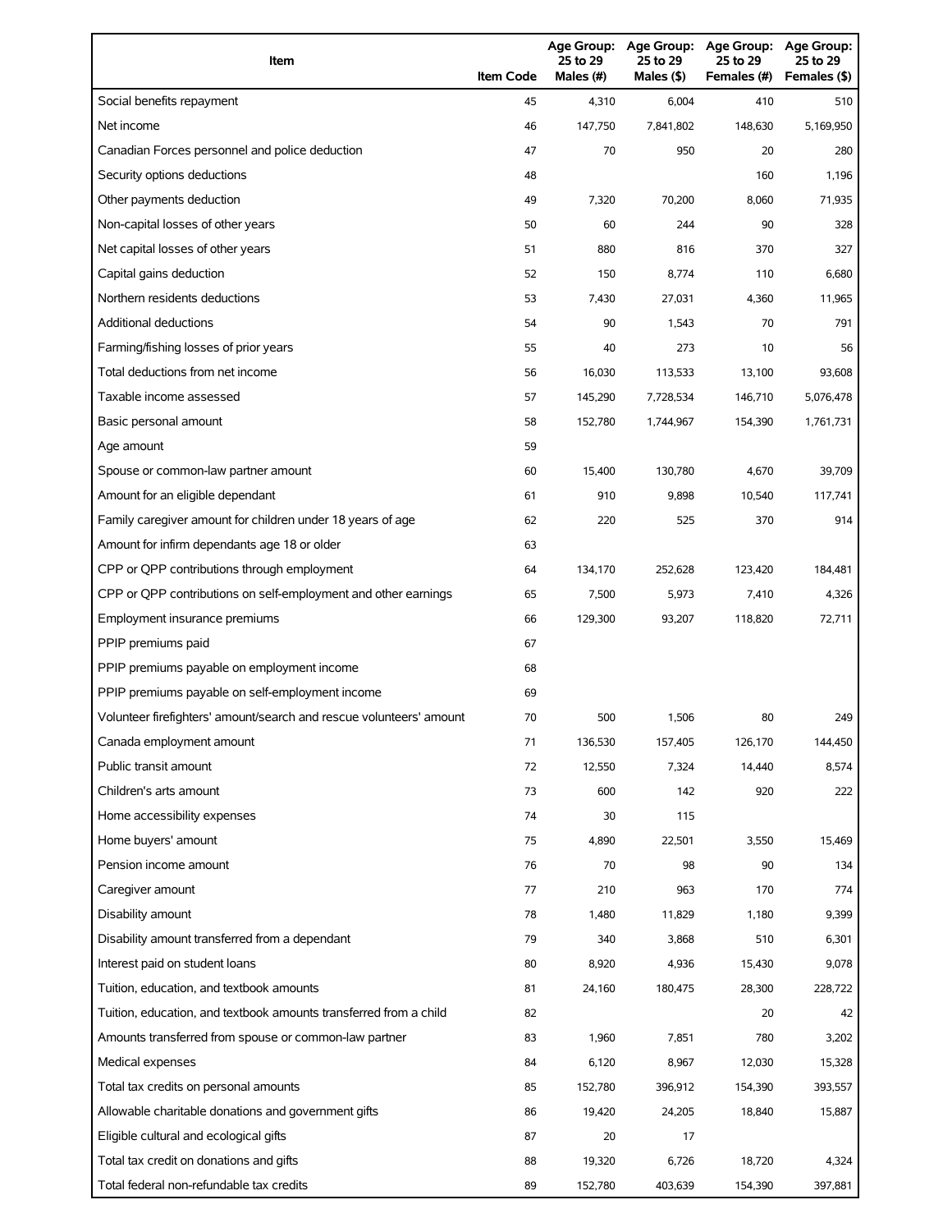| Item | Item Code | Age Group: 25 to 29 Males (#) | Age Group: 25 to 29 Males ($) | Age Group: 25 to 29 Females (#) | Age Group: 25 to 29 Females ($) |
|---|---|---|---|---|---|
| Social benefits repayment | 45 | 4,310 | 6,004 | 410 | 510 |
| Net income | 46 | 147,750 | 7,841,802 | 148,630 | 5,169,950 |
| Canadian Forces personnel and police deduction | 47 | 70 | 950 | 20 | 280 |
| Security options deductions | 48 | | | 160 | 1,196 |
| Other payments deduction | 49 | 7,320 | 70,200 | 8,060 | 71,935 |
| Non-capital losses of other years | 50 | 60 | 244 | 90 | 328 |
| Net capital losses of other years | 51 | 880 | 816 | 370 | 327 |
| Capital gains deduction | 52 | 150 | 8,774 | 110 | 6,680 |
| Northern residents deductions | 53 | 7,430 | 27,031 | 4,360 | 11,965 |
| Additional deductions | 54 | 90 | 1,543 | 70 | 791 |
| Farming/fishing losses of prior years | 55 | 40 | 273 | 10 | 56 |
| Total deductions from net income | 56 | 16,030 | 113,533 | 13,100 | 93,608 |
| Taxable income assessed | 57 | 145,290 | 7,728,534 | 146,710 | 5,076,478 |
| Basic personal amount | 58 | 152,780 | 1,744,967 | 154,390 | 1,761,731 |
| Age amount | 59 | | | | |
| Spouse or common-law partner amount | 60 | 15,400 | 130,780 | 4,670 | 39,709 |
| Amount for an eligible dependant | 61 | 910 | 9,898 | 10,540 | 117,741 |
| Family caregiver amount for children under 18 years of age | 62 | 220 | 525 | 370 | 914 |
| Amount for infirm dependants age 18 or older | 63 | | | | |
| CPP or QPP contributions through employment | 64 | 134,170 | 252,628 | 123,420 | 184,481 |
| CPP or QPP contributions on self-employment and other earnings | 65 | 7,500 | 5,973 | 7,410 | 4,326 |
| Employment insurance premiums | 66 | 129,300 | 93,207 | 118,820 | 72,711 |
| PPIP premiums paid | 67 | | | | |
| PPIP premiums payable on employment income | 68 | | | | |
| PPIP premiums payable on self-employment income | 69 | | | | |
| Volunteer firefighters' amount/search and rescue volunteers' amount | 70 | 500 | 1,506 | 80 | 249 |
| Canada employment amount | 71 | 136,530 | 157,405 | 126,170 | 144,450 |
| Public transit amount | 72 | 12,550 | 7,324 | 14,440 | 8,574 |
| Children's arts amount | 73 | 600 | 142 | 920 | 222 |
| Home accessibility expenses | 74 | 30 | 115 | | |
| Home buyers' amount | 75 | 4,890 | 22,501 | 3,550 | 15,469 |
| Pension income amount | 76 | 70 | 98 | 90 | 134 |
| Caregiver amount | 77 | 210 | 963 | 170 | 774 |
| Disability amount | 78 | 1,480 | 11,829 | 1,180 | 9,399 |
| Disability amount transferred from a dependant | 79 | 340 | 3,868 | 510 | 6,301 |
| Interest paid on student loans | 80 | 8,920 | 4,936 | 15,430 | 9,078 |
| Tuition, education, and textbook amounts | 81 | 24,160 | 180,475 | 28,300 | 228,722 |
| Tuition, education, and textbook amounts transferred from a child | 82 | | | 20 | 42 |
| Amounts transferred from spouse or common-law partner | 83 | 1,960 | 7,851 | 780 | 3,202 |
| Medical expenses | 84 | 6,120 | 8,967 | 12,030 | 15,328 |
| Total tax credits on personal amounts | 85 | 152,780 | 396,912 | 154,390 | 393,557 |
| Allowable charitable donations and government gifts | 86 | 19,420 | 24,205 | 18,840 | 15,887 |
| Eligible cultural and ecological gifts | 87 | 20 | 17 | | |
| Total tax credit on donations and gifts | 88 | 19,320 | 6,726 | 18,720 | 4,324 |
| Total federal non-refundable tax credits | 89 | 152,780 | 403,639 | 154,390 | 397,881 |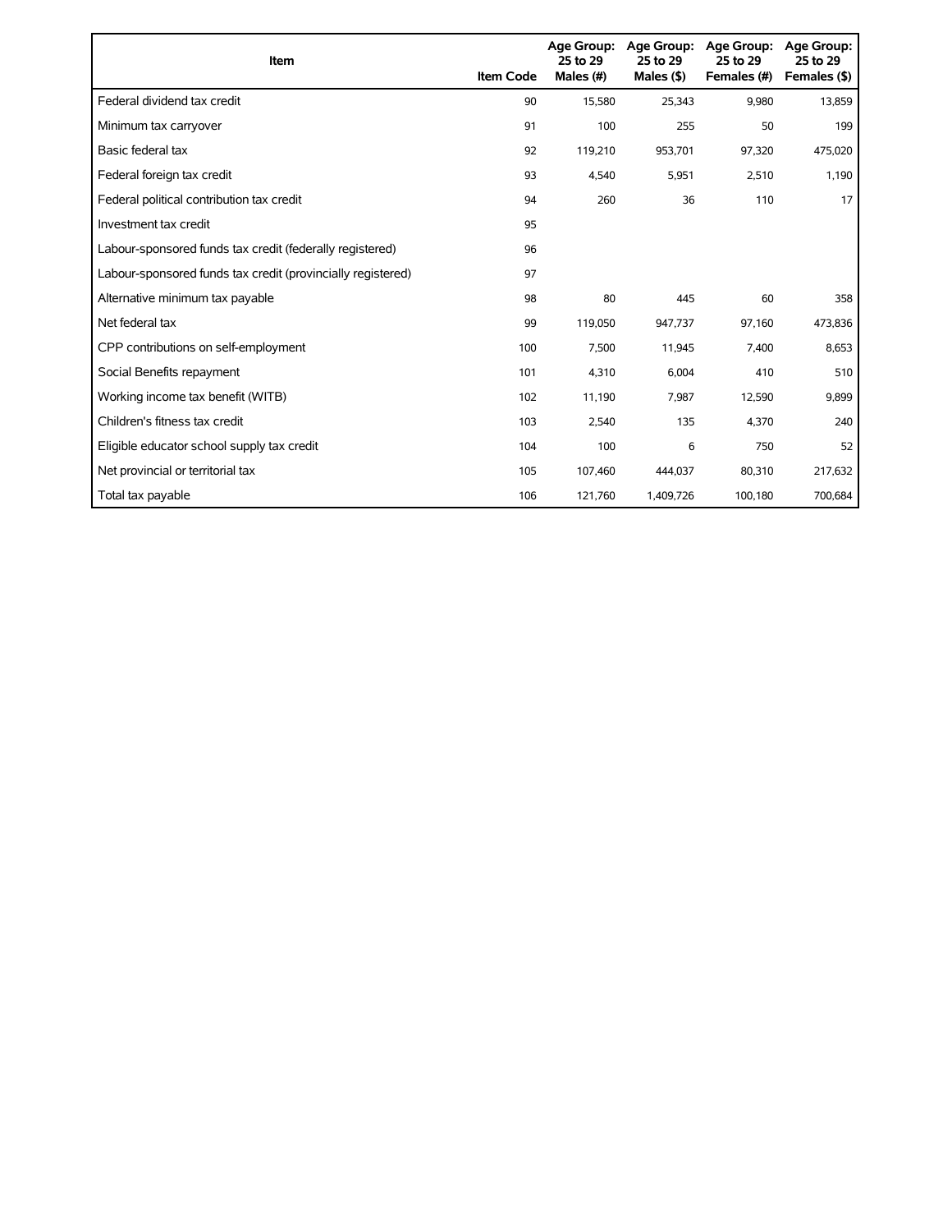| Item | Item Code | Age Group: 25 to 29 Males (#) | Age Group: 25 to 29 Males ($) | Age Group: 25 to 29 Females (#) | Age Group: 25 to 29 Females ($) |
|---|---|---|---|---|---|
| Federal dividend tax credit | 90 | 15,580 | 25,343 | 9,980 | 13,859 |
| Minimum tax carryover | 91 | 100 | 255 | 50 | 199 |
| Basic federal tax | 92 | 119,210 | 953,701 | 97,320 | 475,020 |
| Federal foreign tax credit | 93 | 4,540 | 5,951 | 2,510 | 1,190 |
| Federal political contribution tax credit | 94 | 260 | 36 | 110 | 17 |
| Investment tax credit | 95 | | | | |
| Labour-sponsored funds tax credit (federally registered) | 96 | | | | |
| Labour-sponsored funds tax credit (provincially registered) | 97 | | | | |
| Alternative minimum tax payable | 98 | 80 | 445 | 60 | 358 |
| Net federal tax | 99 | 119,050 | 947,737 | 97,160 | 473,836 |
| CPP contributions on self-employment | 100 | 7,500 | 11,945 | 7,400 | 8,653 |
| Social Benefits repayment | 101 | 4,310 | 6,004 | 410 | 510 |
| Working income tax benefit (WITB) | 102 | 11,190 | 7,987 | 12,590 | 9,899 |
| Children's fitness tax credit | 103 | 2,540 | 135 | 4,370 | 240 |
| Eligible educator school supply tax credit | 104 | 100 | 6 | 750 | 52 |
| Net provincial or territorial tax | 105 | 107,460 | 444,037 | 80,310 | 217,632 |
| Total tax payable | 106 | 121,760 | 1,409,726 | 100,180 | 700,684 |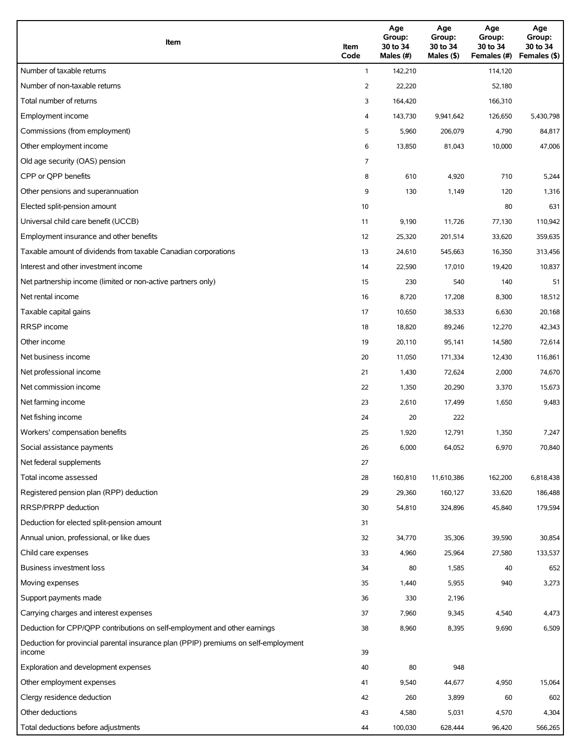| Item | Item Code | Age Group: 30 to 34 Males (#) | Age Group: 30 to 34 Males ($) | Age Group: 30 to 34 Females (#) | Age Group: 30 to 34 Females ($) |
|---|---|---|---|---|---|
| Number of taxable returns | 1 | 142,210 | | 114,120 | |
| Number of non-taxable returns | 2 | 22,220 | | 52,180 | |
| Total number of returns | 3 | 164,420 | | 166,310 | |
| Employment income | 4 | 143,730 | 9,941,642 | 126,650 | 5,430,798 |
| Commissions (from employment) | 5 | 5,960 | 206,079 | 4,790 | 84,817 |
| Other employment income | 6 | 13,850 | 81,043 | 10,000 | 47,006 |
| Old age security (OAS) pension | 7 | | | | |
| CPP or QPP benefits | 8 | 610 | 4,920 | 710 | 5,244 |
| Other pensions and superannuation | 9 | 130 | 1,149 | 120 | 1,316 |
| Elected split-pension amount | 10 | | | 80 | 631 |
| Universal child care benefit (UCCB) | 11 | 9,190 | 11,726 | 77,130 | 110,942 |
| Employment insurance and other benefits | 12 | 25,320 | 201,514 | 33,620 | 359,635 |
| Taxable amount of dividends from taxable Canadian corporations | 13 | 24,610 | 545,663 | 16,350 | 313,456 |
| Interest and other investment income | 14 | 22,590 | 17,010 | 19,420 | 10,837 |
| Net partnership income (limited or non-active partners only) | 15 | 230 | 540 | 140 | 51 |
| Net rental income | 16 | 8,720 | 17,208 | 8,300 | 18,512 |
| Taxable capital gains | 17 | 10,650 | 38,533 | 6,630 | 20,168 |
| RRSP income | 18 | 18,820 | 89,246 | 12,270 | 42,343 |
| Other income | 19 | 20,110 | 95,141 | 14,580 | 72,614 |
| Net business income | 20 | 11,050 | 171,334 | 12,430 | 116,861 |
| Net professional income | 21 | 1,430 | 72,624 | 2,000 | 74,670 |
| Net commission income | 22 | 1,350 | 20,290 | 3,370 | 15,673 |
| Net farming income | 23 | 2,610 | 17,499 | 1,650 | 9,483 |
| Net fishing income | 24 | 20 | 222 | | |
| Workers' compensation benefits | 25 | 1,920 | 12,791 | 1,350 | 7,247 |
| Social assistance payments | 26 | 6,000 | 64,052 | 6,970 | 70,840 |
| Net federal supplements | 27 | | | | |
| Total income assessed | 28 | 160,810 | 11,610,386 | 162,200 | 6,818,438 |
| Registered pension plan (RPP) deduction | 29 | 29,360 | 160,127 | 33,620 | 186,488 |
| RRSP/PRPP deduction | 30 | 54,810 | 324,896 | 45,840 | 179,594 |
| Deduction for elected split-pension amount | 31 | | | | |
| Annual union, professional, or like dues | 32 | 34,770 | 35,306 | 39,590 | 30,854 |
| Child care expenses | 33 | 4,960 | 25,964 | 27,580 | 133,537 |
| Business investment loss | 34 | 80 | 1,585 | 40 | 652 |
| Moving expenses | 35 | 1,440 | 5,955 | 940 | 3,273 |
| Support payments made | 36 | 330 | 2,196 | | |
| Carrying charges and interest expenses | 37 | 7,960 | 9,345 | 4,540 | 4,473 |
| Deduction for CPP/QPP contributions on self-employment and other earnings | 38 | 8,960 | 8,395 | 9,690 | 6,509 |
| Deduction for provincial parental insurance plan (PPIP) premiums on self-employment income | 39 | | | | |
| Exploration and development expenses | 40 | 80 | 948 | | |
| Other employment expenses | 41 | 9,540 | 44,677 | 4,950 | 15,064 |
| Clergy residence deduction | 42 | 260 | 3,899 | 60 | 602 |
| Other deductions | 43 | 4,580 | 5,031 | 4,570 | 4,304 |
| Total deductions before adjustments | 44 | 100,030 | 628,444 | 96,420 | 566,265 |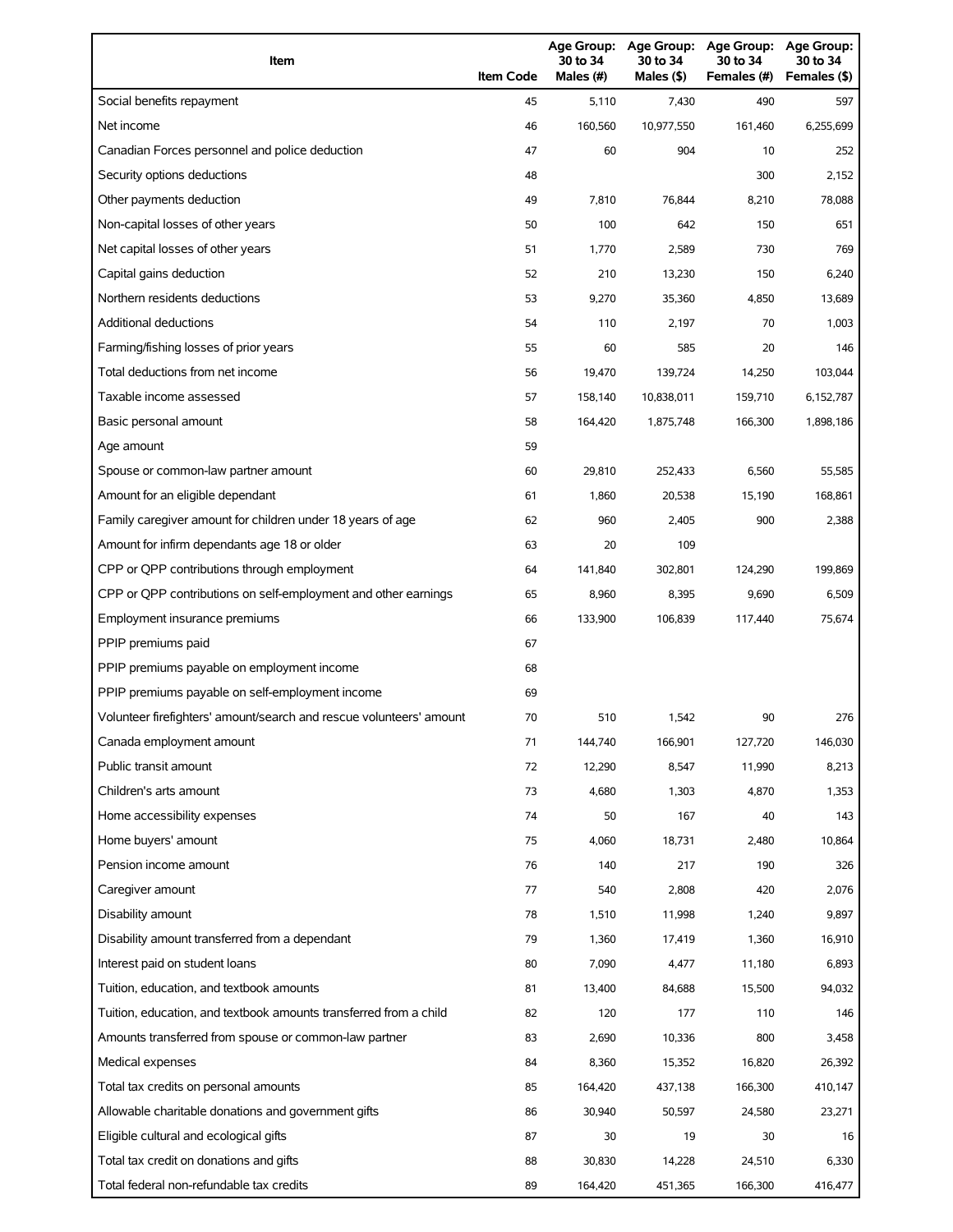| Item | Item Code | Age Group: 30 to 34 Males (#) | Age Group: 30 to 34 Males ($) | Age Group: 30 to 34 Females (#) | Age Group: 30 to 34 Females ($) |
|---|---|---|---|---|---|
| Social benefits repayment | 45 | 5,110 | 7,430 | 490 | 597 |
| Net income | 46 | 160,560 | 10,977,550 | 161,460 | 6,255,699 |
| Canadian Forces personnel and police deduction | 47 | 60 | 904 | 10 | 252 |
| Security options deductions | 48 | | | 300 | 2,152 |
| Other payments deduction | 49 | 7,810 | 76,844 | 8,210 | 78,088 |
| Non-capital losses of other years | 50 | 100 | 642 | 150 | 651 |
| Net capital losses of other years | 51 | 1,770 | 2,589 | 730 | 769 |
| Capital gains deduction | 52 | 210 | 13,230 | 150 | 6,240 |
| Northern residents deductions | 53 | 9,270 | 35,360 | 4,850 | 13,689 |
| Additional deductions | 54 | 110 | 2,197 | 70 | 1,003 |
| Farming/fishing losses of prior years | 55 | 60 | 585 | 20 | 146 |
| Total deductions from net income | 56 | 19,470 | 139,724 | 14,250 | 103,044 |
| Taxable income assessed | 57 | 158,140 | 10,838,011 | 159,710 | 6,152,787 |
| Basic personal amount | 58 | 164,420 | 1,875,748 | 166,300 | 1,898,186 |
| Age amount | 59 | | | | |
| Spouse or common-law partner amount | 60 | 29,810 | 252,433 | 6,560 | 55,585 |
| Amount for an eligible dependant | 61 | 1,860 | 20,538 | 15,190 | 168,861 |
| Family caregiver amount for children under 18 years of age | 62 | 960 | 2,405 | 900 | 2,388 |
| Amount for infirm dependants age 18 or older | 63 | 20 | 109 | | |
| CPP or QPP contributions through employment | 64 | 141,840 | 302,801 | 124,290 | 199,869 |
| CPP or QPP contributions on self-employment and other earnings | 65 | 8,960 | 8,395 | 9,690 | 6,509 |
| Employment insurance premiums | 66 | 133,900 | 106,839 | 117,440 | 75,674 |
| PPIP premiums paid | 67 | | | | |
| PPIP premiums payable on employment income | 68 | | | | |
| PPIP premiums payable on self-employment income | 69 | | | | |
| Volunteer firefighters' amount/search and rescue volunteers' amount | 70 | 510 | 1,542 | 90 | 276 |
| Canada employment amount | 71 | 144,740 | 166,901 | 127,720 | 146,030 |
| Public transit amount | 72 | 12,290 | 8,547 | 11,990 | 8,213 |
| Children's arts amount | 73 | 4,680 | 1,303 | 4,870 | 1,353 |
| Home accessibility expenses | 74 | 50 | 167 | 40 | 143 |
| Home buyers' amount | 75 | 4,060 | 18,731 | 2,480 | 10,864 |
| Pension income amount | 76 | 140 | 217 | 190 | 326 |
| Caregiver amount | 77 | 540 | 2,808 | 420 | 2,076 |
| Disability amount | 78 | 1,510 | 11,998 | 1,240 | 9,897 |
| Disability amount transferred from a dependant | 79 | 1,360 | 17,419 | 1,360 | 16,910 |
| Interest paid on student loans | 80 | 7,090 | 4,477 | 11,180 | 6,893 |
| Tuition, education, and textbook amounts | 81 | 13,400 | 84,688 | 15,500 | 94,032 |
| Tuition, education, and textbook amounts transferred from a child | 82 | 120 | 177 | 110 | 146 |
| Amounts transferred from spouse or common-law partner | 83 | 2,690 | 10,336 | 800 | 3,458 |
| Medical expenses | 84 | 8,360 | 15,352 | 16,820 | 26,392 |
| Total tax credits on personal amounts | 85 | 164,420 | 437,138 | 166,300 | 410,147 |
| Allowable charitable donations and government gifts | 86 | 30,940 | 50,597 | 24,580 | 23,271 |
| Eligible cultural and ecological gifts | 87 | 30 | 19 | 30 | 16 |
| Total tax credit on donations and gifts | 88 | 30,830 | 14,228 | 24,510 | 6,330 |
| Total federal non-refundable tax credits | 89 | 164,420 | 451,365 | 166,300 | 416,477 |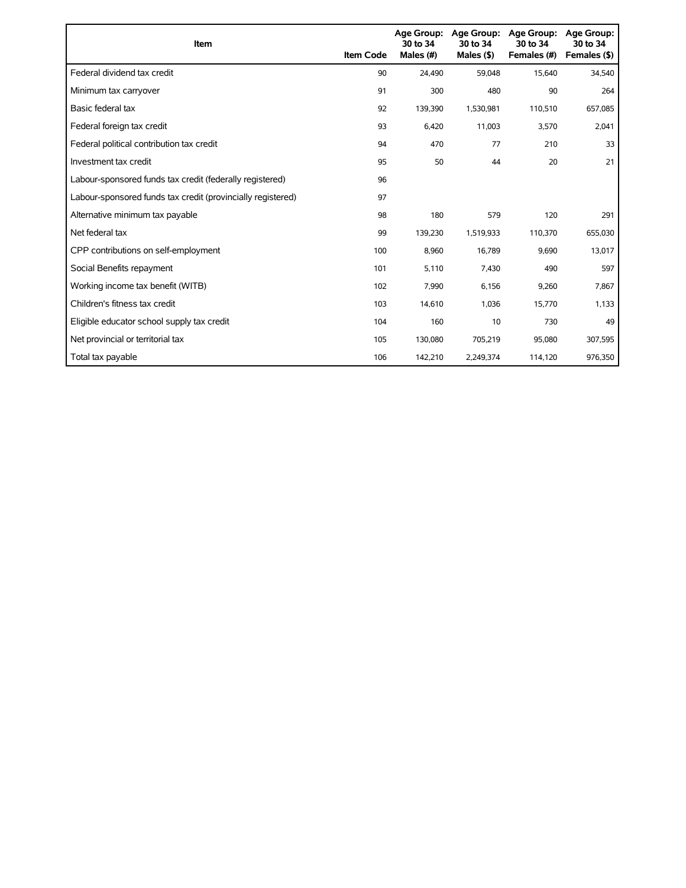| Item | Item Code | Age Group: 30 to 34 Males (#) | Age Group: 30 to 34 Males ($) | Age Group: 30 to 34 Females (#) | Age Group: 30 to 34 Females ($) |
|---|---|---|---|---|---|
| Federal dividend tax credit | 90 | 24,490 | 59,048 | 15,640 | 34,540 |
| Minimum tax carryover | 91 | 300 | 480 | 90 | 264 |
| Basic federal tax | 92 | 139,390 | 1,530,981 | 110,510 | 657,085 |
| Federal foreign tax credit | 93 | 6,420 | 11,003 | 3,570 | 2,041 |
| Federal political contribution tax credit | 94 | 470 | 77 | 210 | 33 |
| Investment tax credit | 95 | 50 | 44 | 20 | 21 |
| Labour-sponsored funds tax credit (federally registered) | 96 | | | | |
| Labour-sponsored funds tax credit (provincially registered) | 97 | | | | |
| Alternative minimum tax payable | 98 | 180 | 579 | 120 | 291 |
| Net federal tax | 99 | 139,230 | 1,519,933 | 110,370 | 655,030 |
| CPP contributions on self-employment | 100 | 8,960 | 16,789 | 9,690 | 13,017 |
| Social Benefits repayment | 101 | 5,110 | 7,430 | 490 | 597 |
| Working income tax benefit (WITB) | 102 | 7,990 | 6,156 | 9,260 | 7,867 |
| Children's fitness tax credit | 103 | 14,610 | 1,036 | 15,770 | 1,133 |
| Eligible educator school supply tax credit | 104 | 160 | 10 | 730 | 49 |
| Net provincial or territorial tax | 105 | 130,080 | 705,219 | 95,080 | 307,595 |
| Total tax payable | 106 | 142,210 | 2,249,374 | 114,120 | 976,350 |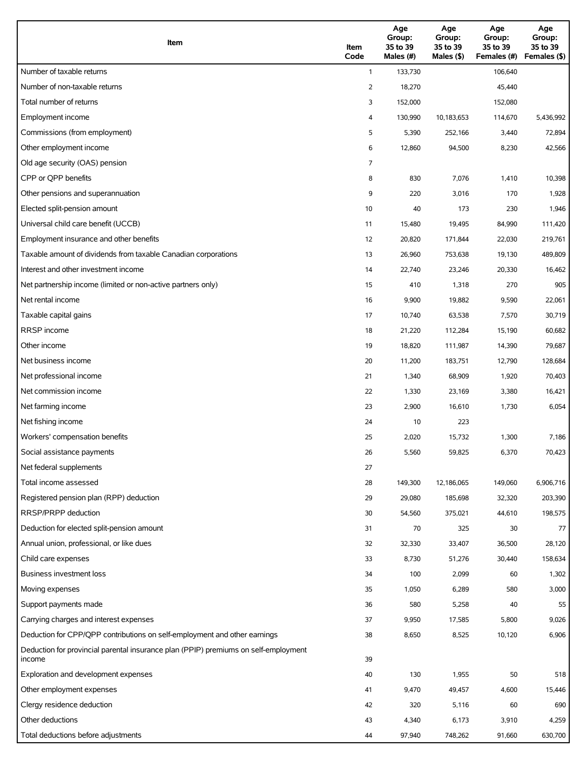| Item | Item Code | Age Group: 35 to 39 Males (#) | Age Group: 35 to 39 Males ($) | Age Group: 35 to 39 Females (#) | Age Group: 35 to 39 Females ($) |
|---|---|---|---|---|---|
| Number of taxable returns | 1 | 133,730 | | 106,640 | |
| Number of non-taxable returns | 2 | 18,270 | | 45,440 | |
| Total number of returns | 3 | 152,000 | | 152,080 | |
| Employment income | 4 | 130,990 | 10,183,653 | 114,670 | 5,436,992 |
| Commissions (from employment) | 5 | 5,390 | 252,166 | 3,440 | 72,894 |
| Other employment income | 6 | 12,860 | 94,500 | 8,230 | 42,566 |
| Old age security (OAS) pension | 7 | | | | |
| CPP or QPP benefits | 8 | 830 | 7,076 | 1,410 | 10,398 |
| Other pensions and superannuation | 9 | 220 | 3,016 | 170 | 1,928 |
| Elected split-pension amount | 10 | 40 | 173 | 230 | 1,946 |
| Universal child care benefit (UCCB) | 11 | 15,480 | 19,495 | 84,990 | 111,420 |
| Employment insurance and other benefits | 12 | 20,820 | 171,844 | 22,030 | 219,761 |
| Taxable amount of dividends from taxable Canadian corporations | 13 | 26,960 | 753,638 | 19,130 | 489,809 |
| Interest and other investment income | 14 | 22,740 | 23,246 | 20,330 | 16,462 |
| Net partnership income (limited or non-active partners only) | 15 | 410 | 1,318 | 270 | 905 |
| Net rental income | 16 | 9,900 | 19,882 | 9,590 | 22,061 |
| Taxable capital gains | 17 | 10,740 | 63,538 | 7,570 | 30,719 |
| RRSP income | 18 | 21,220 | 112,284 | 15,190 | 60,682 |
| Other income | 19 | 18,820 | 111,987 | 14,390 | 79,687 |
| Net business income | 20 | 11,200 | 183,751 | 12,790 | 128,684 |
| Net professional income | 21 | 1,340 | 68,909 | 1,920 | 70,403 |
| Net commission income | 22 | 1,330 | 23,169 | 3,380 | 16,421 |
| Net farming income | 23 | 2,900 | 16,610 | 1,730 | 6,054 |
| Net fishing income | 24 | 10 | 223 | | |
| Workers' compensation benefits | 25 | 2,020 | 15,732 | 1,300 | 7,186 |
| Social assistance payments | 26 | 5,560 | 59,825 | 6,370 | 70,423 |
| Net federal supplements | 27 | | | | |
| Total income assessed | 28 | 149,300 | 12,186,065 | 149,060 | 6,906,716 |
| Registered pension plan (RPP) deduction | 29 | 29,080 | 185,698 | 32,320 | 203,390 |
| RRSP/PRPP deduction | 30 | 54,560 | 375,021 | 44,610 | 198,575 |
| Deduction for elected split-pension amount | 31 | 70 | 325 | 30 | 77 |
| Annual union, professional, or like dues | 32 | 32,330 | 33,407 | 36,500 | 28,120 |
| Child care expenses | 33 | 8,730 | 51,276 | 30,440 | 158,634 |
| Business investment loss | 34 | 100 | 2,099 | 60 | 1,302 |
| Moving expenses | 35 | 1,050 | 6,289 | 580 | 3,000 |
| Support payments made | 36 | 580 | 5,258 | 40 | 55 |
| Carrying charges and interest expenses | 37 | 9,950 | 17,585 | 5,800 | 9,026 |
| Deduction for CPP/QPP contributions on self-employment and other earnings | 38 | 8,650 | 8,525 | 10,120 | 6,906 |
| Deduction for provincial parental insurance plan (PPIP) premiums on self-employment income | 39 | | | | |
| Exploration and development expenses | 40 | 130 | 1,955 | 50 | 518 |
| Other employment expenses | 41 | 9,470 | 49,457 | 4,600 | 15,446 |
| Clergy residence deduction | 42 | 320 | 5,116 | 60 | 690 |
| Other deductions | 43 | 4,340 | 6,173 | 3,910 | 4,259 |
| Total deductions before adjustments | 44 | 97,940 | 748,262 | 91,660 | 630,700 |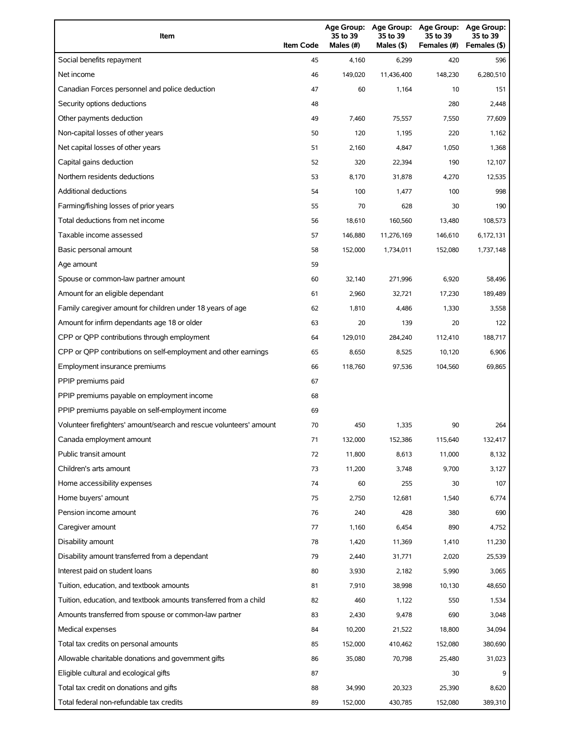| Item | Item Code | Age Group: 35 to 39 Males (#) | Age Group: 35 to 39 Males ($) | Age Group: 35 to 39 Females (#) | Age Group: 35 to 39 Females ($) |
|---|---|---|---|---|---|
| Social benefits repayment | 45 | 4,160 | 6,299 | 420 | 596 |
| Net income | 46 | 149,020 | 11,436,400 | 148,230 | 6,280,510 |
| Canadian Forces personnel and police deduction | 47 | 60 | 1,164 | 10 | 151 |
| Security options deductions | 48 | | | 280 | 2,448 |
| Other payments deduction | 49 | 7,460 | 75,557 | 7,550 | 77,609 |
| Non-capital losses of other years | 50 | 120 | 1,195 | 220 | 1,162 |
| Net capital losses of other years | 51 | 2,160 | 4,847 | 1,050 | 1,368 |
| Capital gains deduction | 52 | 320 | 22,394 | 190 | 12,107 |
| Northern residents deductions | 53 | 8,170 | 31,878 | 4,270 | 12,535 |
| Additional deductions | 54 | 100 | 1,477 | 100 | 998 |
| Farming/fishing losses of prior years | 55 | 70 | 628 | 30 | 190 |
| Total deductions from net income | 56 | 18,610 | 160,560 | 13,480 | 108,573 |
| Taxable income assessed | 57 | 146,880 | 11,276,169 | 146,610 | 6,172,131 |
| Basic personal amount | 58 | 152,000 | 1,734,011 | 152,080 | 1,737,148 |
| Age amount | 59 | | | | |
| Spouse or common-law partner amount | 60 | 32,140 | 271,996 | 6,920 | 58,496 |
| Amount for an eligible dependant | 61 | 2,960 | 32,721 | 17,230 | 189,489 |
| Family caregiver amount for children under 18 years of age | 62 | 1,810 | 4,486 | 1,330 | 3,558 |
| Amount for infirm dependants age 18 or older | 63 | 20 | 139 | 20 | 122 |
| CPP or QPP contributions through employment | 64 | 129,010 | 284,240 | 112,410 | 188,717 |
| CPP or QPP contributions on self-employment and other earnings | 65 | 8,650 | 8,525 | 10,120 | 6,906 |
| Employment insurance premiums | 66 | 118,760 | 97,536 | 104,560 | 69,865 |
| PPIP premiums paid | 67 | | | | |
| PPIP premiums payable on employment income | 68 | | | | |
| PPIP premiums payable on self-employment income | 69 | | | | |
| Volunteer firefighters' amount/search and rescue volunteers' amount | 70 | 450 | 1,335 | 90 | 264 |
| Canada employment amount | 71 | 132,000 | 152,386 | 115,640 | 132,417 |
| Public transit amount | 72 | 11,800 | 8,613 | 11,000 | 8,132 |
| Children's arts amount | 73 | 11,200 | 3,748 | 9,700 | 3,127 |
| Home accessibility expenses | 74 | 60 | 255 | 30 | 107 |
| Home buyers' amount | 75 | 2,750 | 12,681 | 1,540 | 6,774 |
| Pension income amount | 76 | 240 | 428 | 380 | 690 |
| Caregiver amount | 77 | 1,160 | 6,454 | 890 | 4,752 |
| Disability amount | 78 | 1,420 | 11,369 | 1,410 | 11,230 |
| Disability amount transferred from a dependant | 79 | 2,440 | 31,771 | 2,020 | 25,539 |
| Interest paid on student loans | 80 | 3,930 | 2,182 | 5,990 | 3,065 |
| Tuition, education, and textbook amounts | 81 | 7,910 | 38,998 | 10,130 | 48,650 |
| Tuition, education, and textbook amounts transferred from a child | 82 | 460 | 1,122 | 550 | 1,534 |
| Amounts transferred from spouse or common-law partner | 83 | 2,430 | 9,478 | 690 | 3,048 |
| Medical expenses | 84 | 10,200 | 21,522 | 18,800 | 34,094 |
| Total tax credits on personal amounts | 85 | 152,000 | 410,462 | 152,080 | 380,690 |
| Allowable charitable donations and government gifts | 86 | 35,080 | 70,798 | 25,480 | 31,023 |
| Eligible cultural and ecological gifts | 87 | | | 30 | 9 |
| Total tax credit on donations and gifts | 88 | 34,990 | 20,323 | 25,390 | 8,620 |
| Total federal non-refundable tax credits | 89 | 152,000 | 430,785 | 152,080 | 389,310 |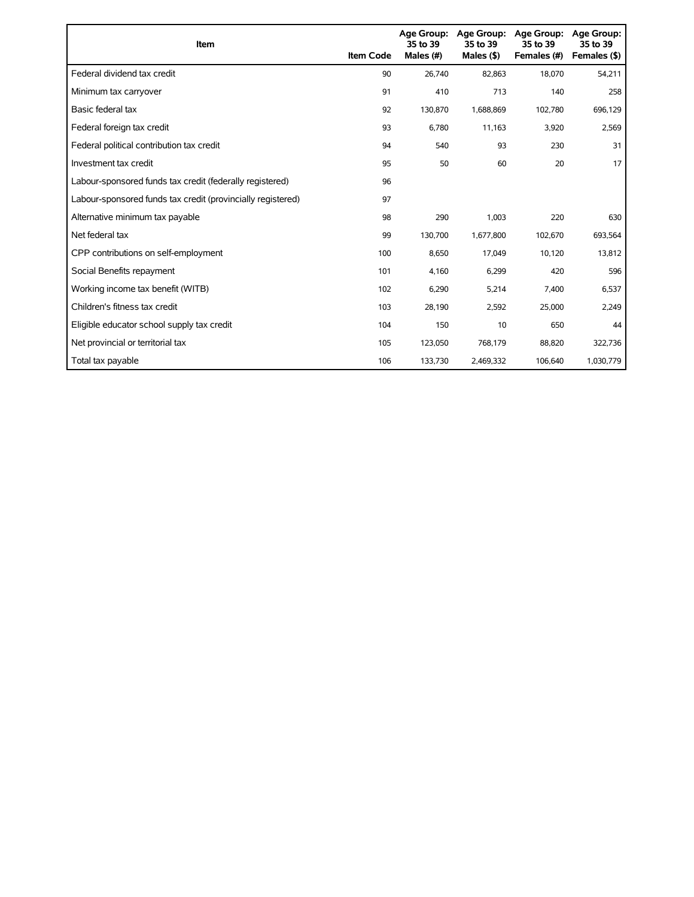| Item | Item Code | Age Group: 35 to 39 Males (#) | Age Group: 35 to 39 Males ($) | Age Group: 35 to 39 Females (#) | Age Group: 35 to 39 Females ($) |
|---|---|---|---|---|---|
| Federal dividend tax credit | 90 | 26,740 | 82,863 | 18,070 | 54,211 |
| Minimum tax carryover | 91 | 410 | 713 | 140 | 258 |
| Basic federal tax | 92 | 130,870 | 1,688,869 | 102,780 | 696,129 |
| Federal foreign tax credit | 93 | 6,780 | 11,163 | 3,920 | 2,569 |
| Federal political contribution tax credit | 94 | 540 | 93 | 230 | 31 |
| Investment tax credit | 95 | 50 | 60 | 20 | 17 |
| Labour-sponsored funds tax credit (federally registered) | 96 | | | | |
| Labour-sponsored funds tax credit (provincially registered) | 97 | | | | |
| Alternative minimum tax payable | 98 | 290 | 1,003 | 220 | 630 |
| Net federal tax | 99 | 130,700 | 1,677,800 | 102,670 | 693,564 |
| CPP contributions on self-employment | 100 | 8,650 | 17,049 | 10,120 | 13,812 |
| Social Benefits repayment | 101 | 4,160 | 6,299 | 420 | 596 |
| Working income tax benefit (WITB) | 102 | 6,290 | 5,214 | 7,400 | 6,537 |
| Children's fitness tax credit | 103 | 28,190 | 2,592 | 25,000 | 2,249 |
| Eligible educator school supply tax credit | 104 | 150 | 10 | 650 | 44 |
| Net provincial or territorial tax | 105 | 123,050 | 768,179 | 88,820 | 322,736 |
| Total tax payable | 106 | 133,730 | 2,469,332 | 106,640 | 1,030,779 |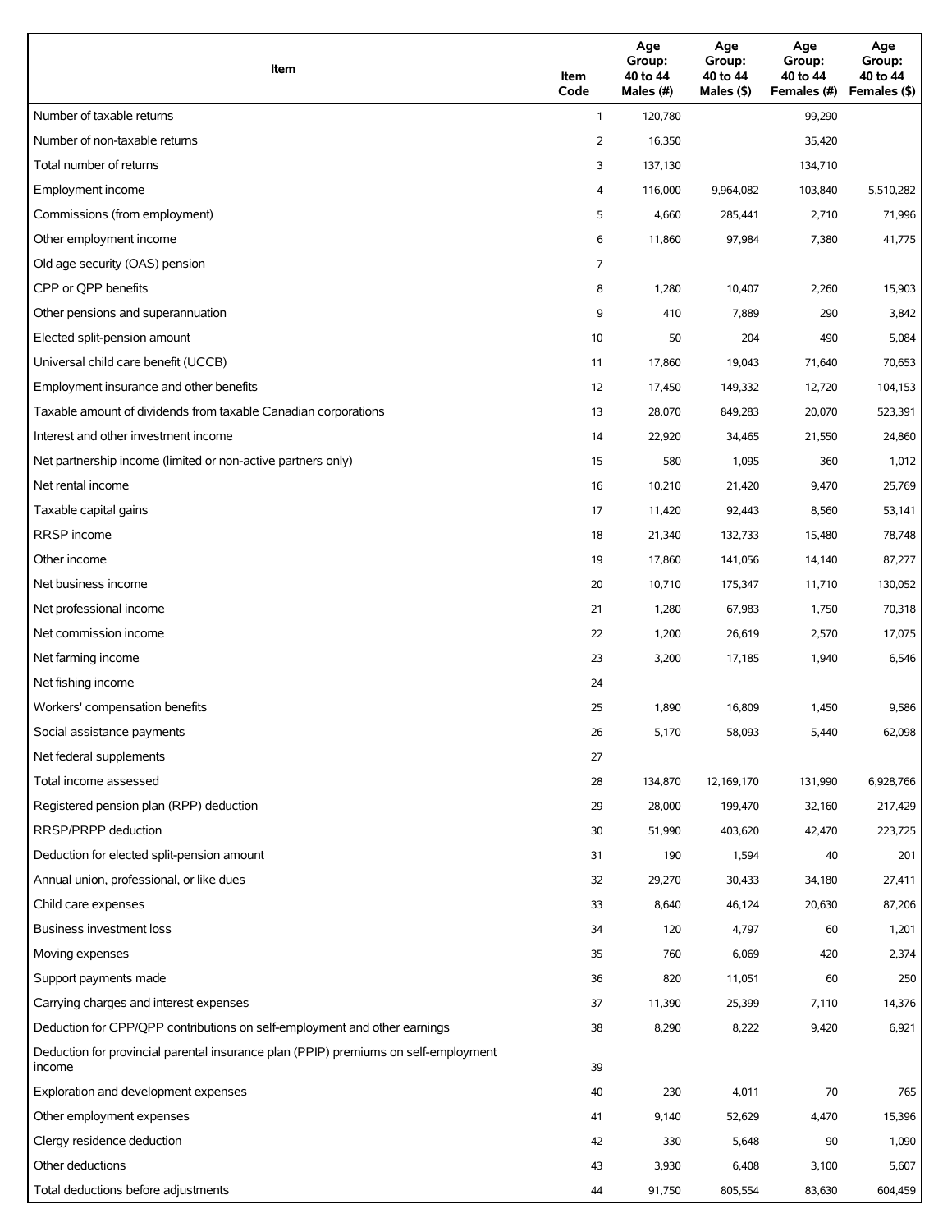| Item | Item Code | Age Group: 40 to 44 Males (#) | Age Group: 40 to 44 Males ($) | Age Group: 40 to 44 Females (#) | Age Group: 40 to 44 Females ($) |
|---|---|---|---|---|---|
| Number of taxable returns | 1 | 120,780 | | 99,290 | |
| Number of non-taxable returns | 2 | 16,350 | | 35,420 | |
| Total number of returns | 3 | 137,130 | | 134,710 | |
| Employment income | 4 | 116,000 | 9,964,082 | 103,840 | 5,510,282 |
| Commissions (from employment) | 5 | 4,660 | 285,441 | 2,710 | 71,996 |
| Other employment income | 6 | 11,860 | 97,984 | 7,380 | 41,775 |
| Old age security (OAS) pension | 7 | | | | |
| CPP or QPP benefits | 8 | 1,280 | 10,407 | 2,260 | 15,903 |
| Other pensions and superannuation | 9 | 410 | 7,889 | 290 | 3,842 |
| Elected split-pension amount | 10 | 50 | 204 | 490 | 5,084 |
| Universal child care benefit (UCCB) | 11 | 17,860 | 19,043 | 71,640 | 70,653 |
| Employment insurance and other benefits | 12 | 17,450 | 149,332 | 12,720 | 104,153 |
| Taxable amount of dividends from taxable Canadian corporations | 13 | 28,070 | 849,283 | 20,070 | 523,391 |
| Interest and other investment income | 14 | 22,920 | 34,465 | 21,550 | 24,860 |
| Net partnership income (limited or non-active partners only) | 15 | 580 | 1,095 | 360 | 1,012 |
| Net rental income | 16 | 10,210 | 21,420 | 9,470 | 25,769 |
| Taxable capital gains | 17 | 11,420 | 92,443 | 8,560 | 53,141 |
| RRSP income | 18 | 21,340 | 132,733 | 15,480 | 78,748 |
| Other income | 19 | 17,860 | 141,056 | 14,140 | 87,277 |
| Net business income | 20 | 10,710 | 175,347 | 11,710 | 130,052 |
| Net professional income | 21 | 1,280 | 67,983 | 1,750 | 70,318 |
| Net commission income | 22 | 1,200 | 26,619 | 2,570 | 17,075 |
| Net farming income | 23 | 3,200 | 17,185 | 1,940 | 6,546 |
| Net fishing income | 24 | | | | |
| Workers' compensation benefits | 25 | 1,890 | 16,809 | 1,450 | 9,586 |
| Social assistance payments | 26 | 5,170 | 58,093 | 5,440 | 62,098 |
| Net federal supplements | 27 | | | | |
| Total income assessed | 28 | 134,870 | 12,169,170 | 131,990 | 6,928,766 |
| Registered pension plan (RPP) deduction | 29 | 28,000 | 199,470 | 32,160 | 217,429 |
| RRSP/PRPP deduction | 30 | 51,990 | 403,620 | 42,470 | 223,725 |
| Deduction for elected split-pension amount | 31 | 190 | 1,594 | 40 | 201 |
| Annual union, professional, or like dues | 32 | 29,270 | 30,433 | 34,180 | 27,411 |
| Child care expenses | 33 | 8,640 | 46,124 | 20,630 | 87,206 |
| Business investment loss | 34 | 120 | 4,797 | 60 | 1,201 |
| Moving expenses | 35 | 760 | 6,069 | 420 | 2,374 |
| Support payments made | 36 | 820 | 11,051 | 60 | 250 |
| Carrying charges and interest expenses | 37 | 11,390 | 25,399 | 7,110 | 14,376 |
| Deduction for CPP/QPP contributions on self-employment and other earnings | 38 | 8,290 | 8,222 | 9,420 | 6,921 |
| Deduction for provincial parental insurance plan (PPIP) premiums on self-employment income | 39 | | | | |
| Exploration and development expenses | 40 | 230 | 4,011 | 70 | 765 |
| Other employment expenses | 41 | 9,140 | 52,629 | 4,470 | 15,396 |
| Clergy residence deduction | 42 | 330 | 5,648 | 90 | 1,090 |
| Other deductions | 43 | 3,930 | 6,408 | 3,100 | 5,607 |
| Total deductions before adjustments | 44 | 91,750 | 805,554 | 83,630 | 604,459 |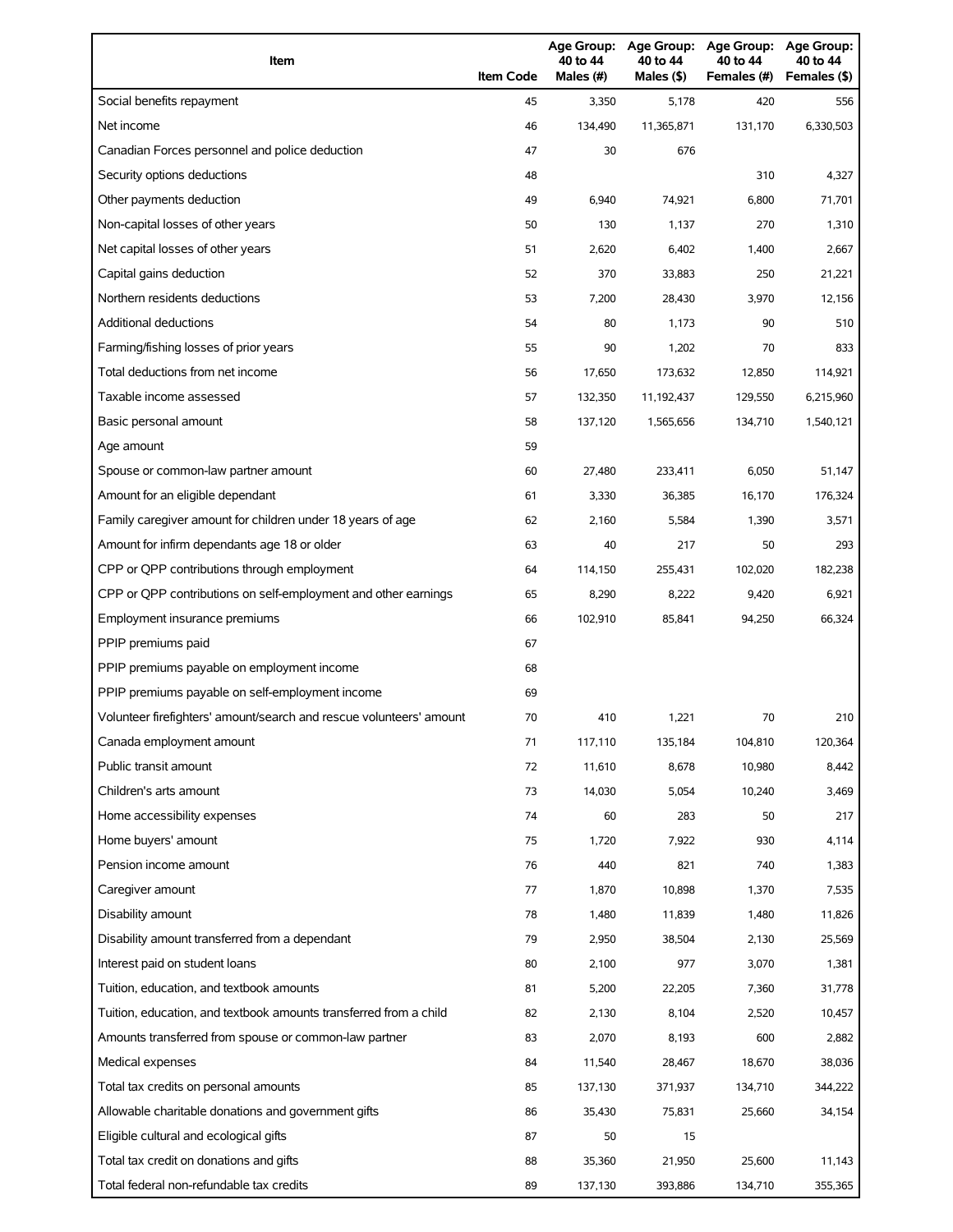| Item | Item Code | Age Group: 40 to 44 Males (#) | Age Group: 40 to 44 Males ($) | Age Group: 40 to 44 Females (#) | Age Group: 40 to 44 Females ($) |
|---|---|---|---|---|---|
| Social benefits repayment | 45 | 3,350 | 5,178 | 420 | 556 |
| Net income | 46 | 134,490 | 11,365,871 | 131,170 | 6,330,503 |
| Canadian Forces personnel and police deduction | 47 | 30 | 676 | | |
| Security options deductions | 48 | | | 310 | 4,327 |
| Other payments deduction | 49 | 6,940 | 74,921 | 6,800 | 71,701 |
| Non-capital losses of other years | 50 | 130 | 1,137 | 270 | 1,310 |
| Net capital losses of other years | 51 | 2,620 | 6,402 | 1,400 | 2,667 |
| Capital gains deduction | 52 | 370 | 33,883 | 250 | 21,221 |
| Northern residents deductions | 53 | 7,200 | 28,430 | 3,970 | 12,156 |
| Additional deductions | 54 | 80 | 1,173 | 90 | 510 |
| Farming/fishing losses of prior years | 55 | 90 | 1,202 | 70 | 833 |
| Total deductions from net income | 56 | 17,650 | 173,632 | 12,850 | 114,921 |
| Taxable income assessed | 57 | 132,350 | 11,192,437 | 129,550 | 6,215,960 |
| Basic personal amount | 58 | 137,120 | 1,565,656 | 134,710 | 1,540,121 |
| Age amount | 59 | | | | |
| Spouse or common-law partner amount | 60 | 27,480 | 233,411 | 6,050 | 51,147 |
| Amount for an eligible dependant | 61 | 3,330 | 36,385 | 16,170 | 176,324 |
| Family caregiver amount for children under 18 years of age | 62 | 2,160 | 5,584 | 1,390 | 3,571 |
| Amount for infirm dependants age 18 or older | 63 | 40 | 217 | 50 | 293 |
| CPP or QPP contributions through employment | 64 | 114,150 | 255,431 | 102,020 | 182,238 |
| CPP or QPP contributions on self-employment and other earnings | 65 | 8,290 | 8,222 | 9,420 | 6,921 |
| Employment insurance premiums | 66 | 102,910 | 85,841 | 94,250 | 66,324 |
| PPIP premiums paid | 67 | | | | |
| PPIP premiums payable on employment income | 68 | | | | |
| PPIP premiums payable on self-employment income | 69 | | | | |
| Volunteer firefighters' amount/search and rescue volunteers' amount | 70 | 410 | 1,221 | 70 | 210 |
| Canada employment amount | 71 | 117,110 | 135,184 | 104,810 | 120,364 |
| Public transit amount | 72 | 11,610 | 8,678 | 10,980 | 8,442 |
| Children's arts amount | 73 | 14,030 | 5,054 | 10,240 | 3,469 |
| Home accessibility expenses | 74 | 60 | 283 | 50 | 217 |
| Home buyers' amount | 75 | 1,720 | 7,922 | 930 | 4,114 |
| Pension income amount | 76 | 440 | 821 | 740 | 1,383 |
| Caregiver amount | 77 | 1,870 | 10,898 | 1,370 | 7,535 |
| Disability amount | 78 | 1,480 | 11,839 | 1,480 | 11,826 |
| Disability amount transferred from a dependant | 79 | 2,950 | 38,504 | 2,130 | 25,569 |
| Interest paid on student loans | 80 | 2,100 | 977 | 3,070 | 1,381 |
| Tuition, education, and textbook amounts | 81 | 5,200 | 22,205 | 7,360 | 31,778 |
| Tuition, education, and textbook amounts transferred from a child | 82 | 2,130 | 8,104 | 2,520 | 10,457 |
| Amounts transferred from spouse or common-law partner | 83 | 2,070 | 8,193 | 600 | 2,882 |
| Medical expenses | 84 | 11,540 | 28,467 | 18,670 | 38,036 |
| Total tax credits on personal amounts | 85 | 137,130 | 371,937 | 134,710 | 344,222 |
| Allowable charitable donations and government gifts | 86 | 35,430 | 75,831 | 25,660 | 34,154 |
| Eligible cultural and ecological gifts | 87 | 50 | 15 | | |
| Total tax credit on donations and gifts | 88 | 35,360 | 21,950 | 25,600 | 11,143 |
| Total federal non-refundable tax credits | 89 | 137,130 | 393,886 | 134,710 | 355,365 |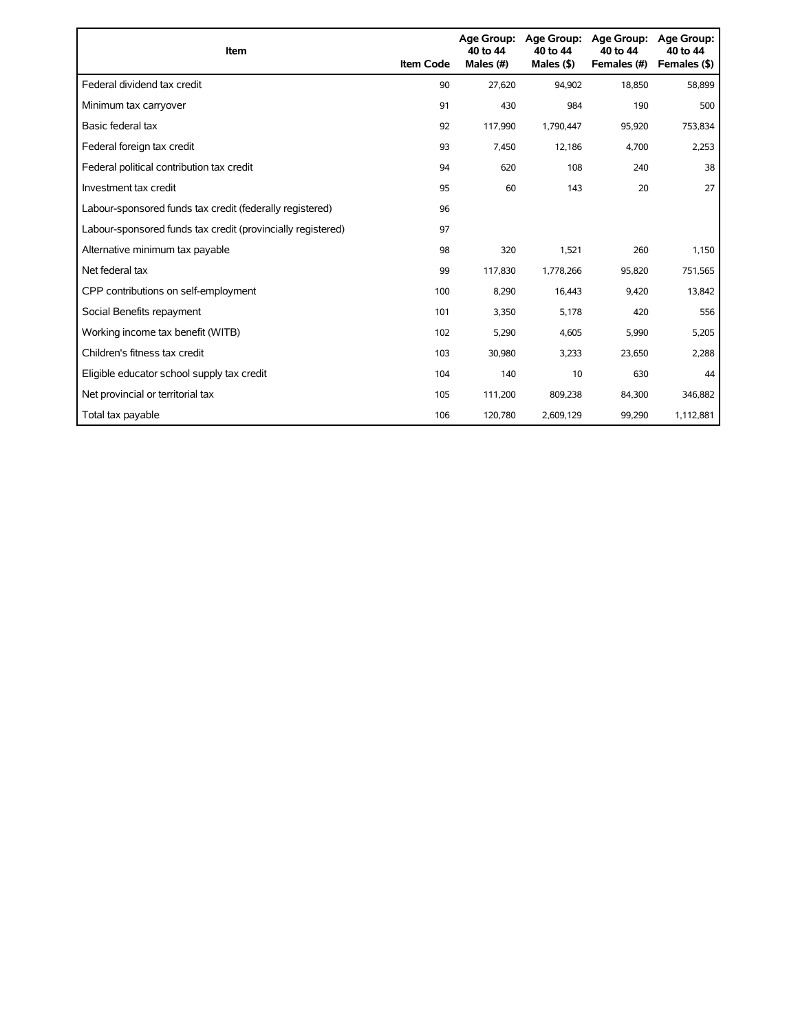| Item | Item Code | Age Group: 40 to 44 Males (#) | Age Group: 40 to 44 Males ($) | Age Group: 40 to 44 Females (#) | Age Group: 40 to 44 Females ($) |
|---|---|---|---|---|---|
| Federal dividend tax credit | 90 | 27,620 | 94,902 | 18,850 | 58,899 |
| Minimum tax carryover | 91 | 430 | 984 | 190 | 500 |
| Basic federal tax | 92 | 117,990 | 1,790,447 | 95,920 | 753,834 |
| Federal foreign tax credit | 93 | 7,450 | 12,186 | 4,700 | 2,253 |
| Federal political contribution tax credit | 94 | 620 | 108 | 240 | 38 |
| Investment tax credit | 95 | 60 | 143 | 20 | 27 |
| Labour-sponsored funds tax credit (federally registered) | 96 | | | | |
| Labour-sponsored funds tax credit (provincially registered) | 97 | | | | |
| Alternative minimum tax payable | 98 | 320 | 1,521 | 260 | 1,150 |
| Net federal tax | 99 | 117,830 | 1,778,266 | 95,820 | 751,565 |
| CPP contributions on self-employment | 100 | 8,290 | 16,443 | 9,420 | 13,842 |
| Social Benefits repayment | 101 | 3,350 | 5,178 | 420 | 556 |
| Working income tax benefit (WITB) | 102 | 5,290 | 4,605 | 5,990 | 5,205 |
| Children's fitness tax credit | 103 | 30,980 | 3,233 | 23,650 | 2,288 |
| Eligible educator school supply tax credit | 104 | 140 | 10 | 630 | 44 |
| Net provincial or territorial tax | 105 | 111,200 | 809,238 | 84,300 | 346,882 |
| Total tax payable | 106 | 120,780 | 2,609,129 | 99,290 | 1,112,881 |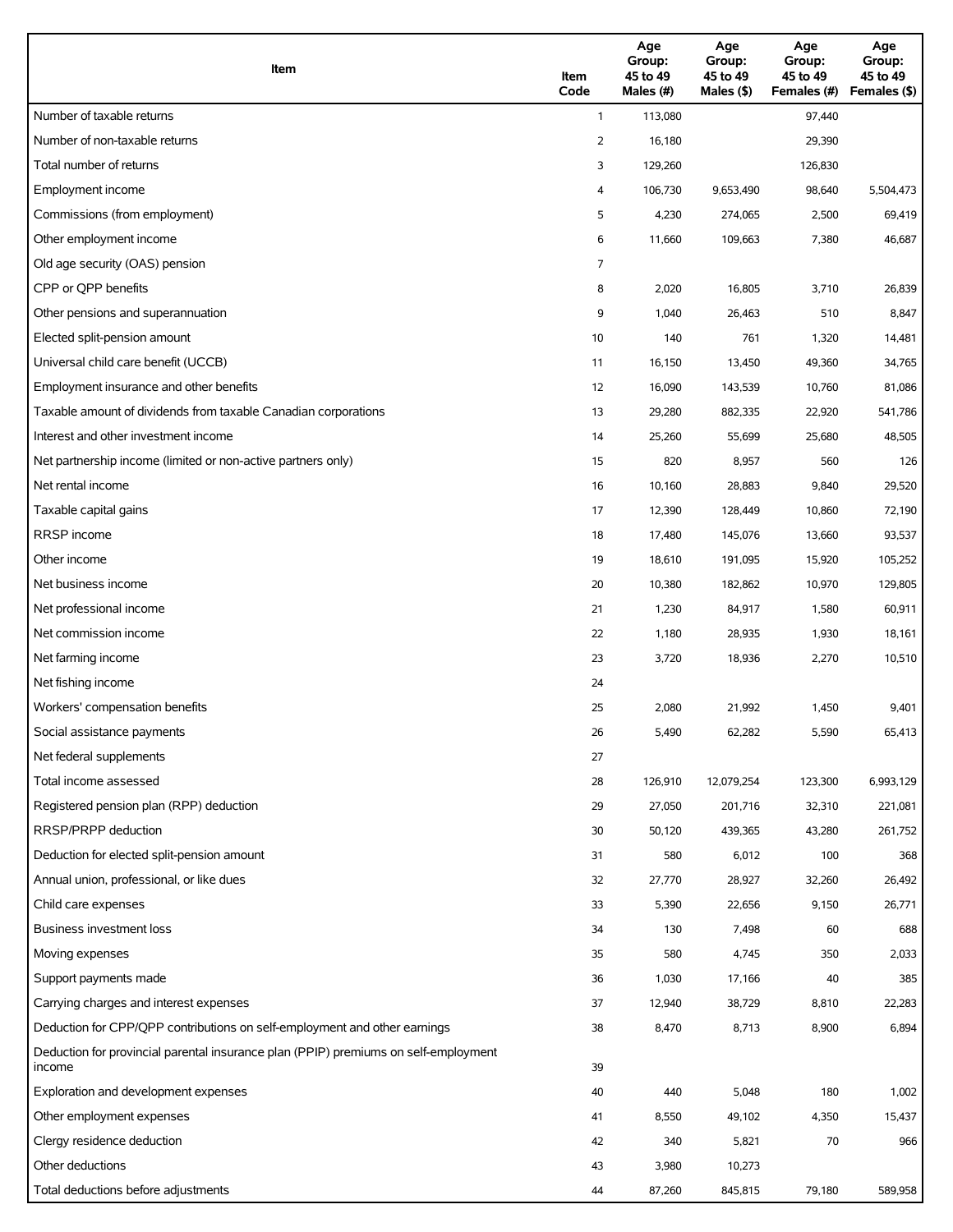| Item | Item Code | Age Group: 45 to 49 Males (#) | Age Group: 45 to 49 Males ($) | Age Group: 45 to 49 Females (#) | Age Group: 45 to 49 Females ($) |
|---|---|---|---|---|---|
| Number of taxable returns | 1 | 113,080 | | 97,440 | |
| Number of non-taxable returns | 2 | 16,180 | | 29,390 | |
| Total number of returns | 3 | 129,260 | | 126,830 | |
| Employment income | 4 | 106,730 | 9,653,490 | 98,640 | 5,504,473 |
| Commissions (from employment) | 5 | 4,230 | 274,065 | 2,500 | 69,419 |
| Other employment income | 6 | 11,660 | 109,663 | 7,380 | 46,687 |
| Old age security (OAS) pension | 7 | | | | |
| CPP or QPP benefits | 8 | 2,020 | 16,805 | 3,710 | 26,839 |
| Other pensions and superannuation | 9 | 1,040 | 26,463 | 510 | 8,847 |
| Elected split-pension amount | 10 | 140 | 761 | 1,320 | 14,481 |
| Universal child care benefit (UCCB) | 11 | 16,150 | 13,450 | 49,360 | 34,765 |
| Employment insurance and other benefits | 12 | 16,090 | 143,539 | 10,760 | 81,086 |
| Taxable amount of dividends from taxable Canadian corporations | 13 | 29,280 | 882,335 | 22,920 | 541,786 |
| Interest and other investment income | 14 | 25,260 | 55,699 | 25,680 | 48,505 |
| Net partnership income (limited or non-active partners only) | 15 | 820 | 8,957 | 560 | 126 |
| Net rental income | 16 | 10,160 | 28,883 | 9,840 | 29,520 |
| Taxable capital gains | 17 | 12,390 | 128,449 | 10,860 | 72,190 |
| RRSP income | 18 | 17,480 | 145,076 | 13,660 | 93,537 |
| Other income | 19 | 18,610 | 191,095 | 15,920 | 105,252 |
| Net business income | 20 | 10,380 | 182,862 | 10,970 | 129,805 |
| Net professional income | 21 | 1,230 | 84,917 | 1,580 | 60,911 |
| Net commission income | 22 | 1,180 | 28,935 | 1,930 | 18,161 |
| Net farming income | 23 | 3,720 | 18,936 | 2,270 | 10,510 |
| Net fishing income | 24 | | | | |
| Workers' compensation benefits | 25 | 2,080 | 21,992 | 1,450 | 9,401 |
| Social assistance payments | 26 | 5,490 | 62,282 | 5,590 | 65,413 |
| Net federal supplements | 27 | | | | |
| Total income assessed | 28 | 126,910 | 12,079,254 | 123,300 | 6,993,129 |
| Registered pension plan (RPP) deduction | 29 | 27,050 | 201,716 | 32,310 | 221,081 |
| RRSP/PRPP deduction | 30 | 50,120 | 439,365 | 43,280 | 261,752 |
| Deduction for elected split-pension amount | 31 | 580 | 6,012 | 100 | 368 |
| Annual union, professional, or like dues | 32 | 27,770 | 28,927 | 32,260 | 26,492 |
| Child care expenses | 33 | 5,390 | 22,656 | 9,150 | 26,771 |
| Business investment loss | 34 | 130 | 7,498 | 60 | 688 |
| Moving expenses | 35 | 580 | 4,745 | 350 | 2,033 |
| Support payments made | 36 | 1,030 | 17,166 | 40 | 385 |
| Carrying charges and interest expenses | 37 | 12,940 | 38,729 | 8,810 | 22,283 |
| Deduction for CPP/QPP contributions on self-employment and other earnings | 38 | 8,470 | 8,713 | 8,900 | 6,894 |
| Deduction for provincial parental insurance plan (PPIP) premiums on self-employment income | 39 | | | | |
| Exploration and development expenses | 40 | 440 | 5,048 | 180 | 1,002 |
| Other employment expenses | 41 | 8,550 | 49,102 | 4,350 | 15,437 |
| Clergy residence deduction | 42 | 340 | 5,821 | 70 | 966 |
| Other deductions | 43 | 3,980 | 10,273 | | |
| Total deductions before adjustments | 44 | 87,260 | 845,815 | 79,180 | 589,958 |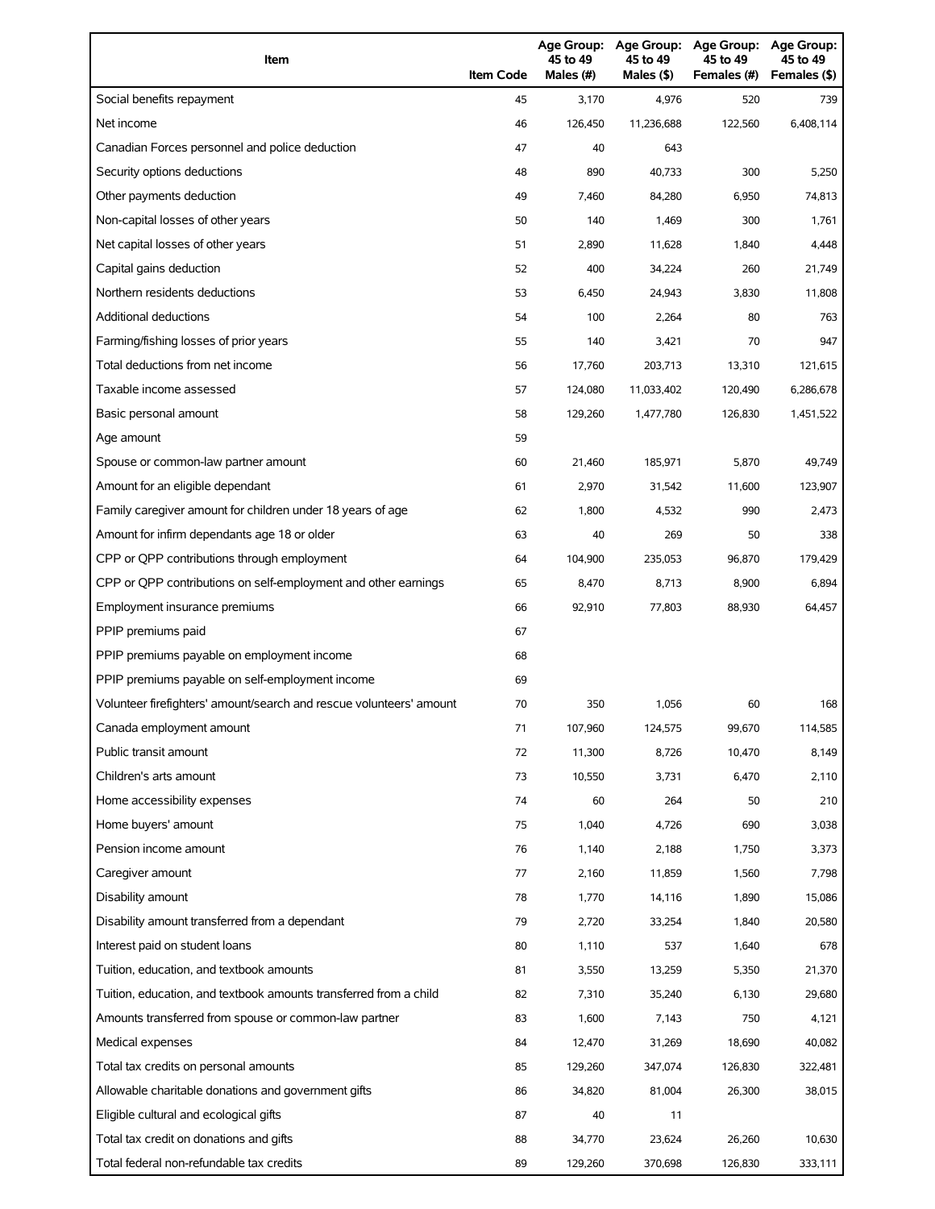| Item | Item Code | Age Group: 45 to 49 Males (#) | Age Group: 45 to 49 Males ($) | Age Group: 45 to 49 Females (#) | Age Group: 45 to 49 Females ($) |
|---|---|---|---|---|---|
| Social benefits repayment | 45 | 3,170 | 4,976 | 520 | 739 |
| Net income | 46 | 126,450 | 11,236,688 | 122,560 | 6,408,114 |
| Canadian Forces personnel and police deduction | 47 | 40 | 643 | | |
| Security options deductions | 48 | 890 | 40,733 | 300 | 5,250 |
| Other payments deduction | 49 | 7,460 | 84,280 | 6,950 | 74,813 |
| Non-capital losses of other years | 50 | 140 | 1,469 | 300 | 1,761 |
| Net capital losses of other years | 51 | 2,890 | 11,628 | 1,840 | 4,448 |
| Capital gains deduction | 52 | 400 | 34,224 | 260 | 21,749 |
| Northern residents deductions | 53 | 6,450 | 24,943 | 3,830 | 11,808 |
| Additional deductions | 54 | 100 | 2,264 | 80 | 763 |
| Farming/fishing losses of prior years | 55 | 140 | 3,421 | 70 | 947 |
| Total deductions from net income | 56 | 17,760 | 203,713 | 13,310 | 121,615 |
| Taxable income assessed | 57 | 124,080 | 11,033,402 | 120,490 | 6,286,678 |
| Basic personal amount | 58 | 129,260 | 1,477,780 | 126,830 | 1,451,522 |
| Age amount | 59 | | | | |
| Spouse or common-law partner amount | 60 | 21,460 | 185,971 | 5,870 | 49,749 |
| Amount for an eligible dependant | 61 | 2,970 | 31,542 | 11,600 | 123,907 |
| Family caregiver amount for children under 18 years of age | 62 | 1,800 | 4,532 | 990 | 2,473 |
| Amount for infirm dependants age 18 or older | 63 | 40 | 269 | 50 | 338 |
| CPP or QPP contributions through employment | 64 | 104,900 | 235,053 | 96,870 | 179,429 |
| CPP or QPP contributions on self-employment and other earnings | 65 | 8,470 | 8,713 | 8,900 | 6,894 |
| Employment insurance premiums | 66 | 92,910 | 77,803 | 88,930 | 64,457 |
| PPIP premiums paid | 67 | | | | |
| PPIP premiums payable on employment income | 68 | | | | |
| PPIP premiums payable on self-employment income | 69 | | | | |
| Volunteer firefighters' amount/search and rescue volunteers' amount | 70 | 350 | 1,056 | 60 | 168 |
| Canada employment amount | 71 | 107,960 | 124,575 | 99,670 | 114,585 |
| Public transit amount | 72 | 11,300 | 8,726 | 10,470 | 8,149 |
| Children's arts amount | 73 | 10,550 | 3,731 | 6,470 | 2,110 |
| Home accessibility expenses | 74 | 60 | 264 | 50 | 210 |
| Home buyers' amount | 75 | 1,040 | 4,726 | 690 | 3,038 |
| Pension income amount | 76 | 1,140 | 2,188 | 1,750 | 3,373 |
| Caregiver amount | 77 | 2,160 | 11,859 | 1,560 | 7,798 |
| Disability amount | 78 | 1,770 | 14,116 | 1,890 | 15,086 |
| Disability amount transferred from a dependant | 79 | 2,720 | 33,254 | 1,840 | 20,580 |
| Interest paid on student loans | 80 | 1,110 | 537 | 1,640 | 678 |
| Tuition, education, and textbook amounts | 81 | 3,550 | 13,259 | 5,350 | 21,370 |
| Tuition, education, and textbook amounts transferred from a child | 82 | 7,310 | 35,240 | 6,130 | 29,680 |
| Amounts transferred from spouse or common-law partner | 83 | 1,600 | 7,143 | 750 | 4,121 |
| Medical expenses | 84 | 12,470 | 31,269 | 18,690 | 40,082 |
| Total tax credits on personal amounts | 85 | 129,260 | 347,074 | 126,830 | 322,481 |
| Allowable charitable donations and government gifts | 86 | 34,820 | 81,004 | 26,300 | 38,015 |
| Eligible cultural and ecological gifts | 87 | 40 | 11 | | |
| Total tax credit on donations and gifts | 88 | 34,770 | 23,624 | 26,260 | 10,630 |
| Total federal non-refundable tax credits | 89 | 129,260 | 370,698 | 126,830 | 333,111 |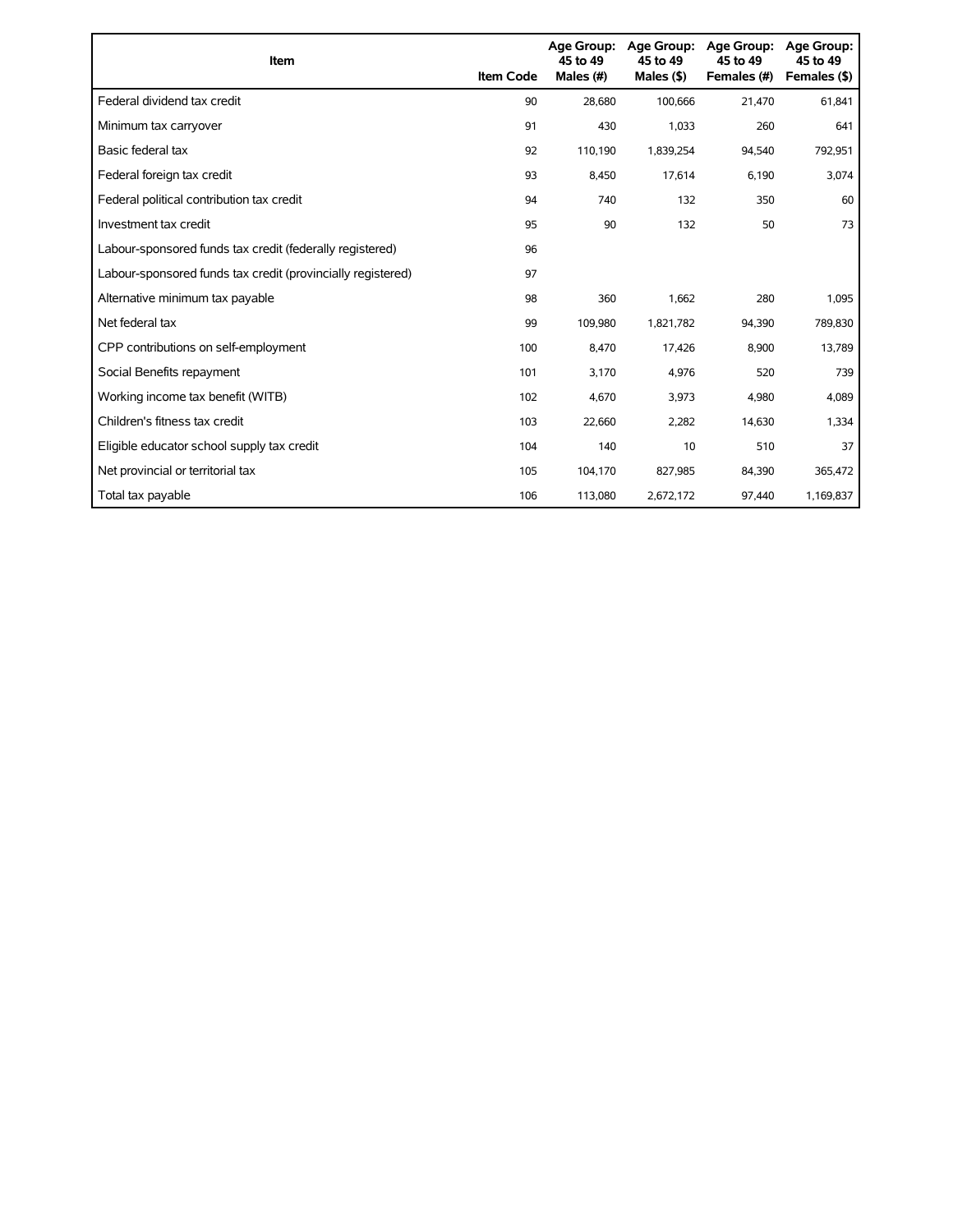| Item | Item Code | Age Group: 45 to 49 Males (#) | Age Group: 45 to 49 Males ($) | Age Group: 45 to 49 Females (#) | Age Group: 45 to 49 Females ($) |
|---|---|---|---|---|---|
| Federal dividend tax credit | 90 | 28,680 | 100,666 | 21,470 | 61,841 |
| Minimum tax carryover | 91 | 430 | 1,033 | 260 | 641 |
| Basic federal tax | 92 | 110,190 | 1,839,254 | 94,540 | 792,951 |
| Federal foreign tax credit | 93 | 8,450 | 17,614 | 6,190 | 3,074 |
| Federal political contribution tax credit | 94 | 740 | 132 | 350 | 60 |
| Investment tax credit | 95 | 90 | 132 | 50 | 73 |
| Labour-sponsored funds tax credit (federally registered) | 96 | | | | |
| Labour-sponsored funds tax credit (provincially registered) | 97 | | | | |
| Alternative minimum tax payable | 98 | 360 | 1,662 | 280 | 1,095 |
| Net federal tax | 99 | 109,980 | 1,821,782 | 94,390 | 789,830 |
| CPP contributions on self-employment | 100 | 8,470 | 17,426 | 8,900 | 13,789 |
| Social Benefits repayment | 101 | 3,170 | 4,976 | 520 | 739 |
| Working income tax benefit (WITB) | 102 | 4,670 | 3,973 | 4,980 | 4,089 |
| Children's fitness tax credit | 103 | 22,660 | 2,282 | 14,630 | 1,334 |
| Eligible educator school supply tax credit | 104 | 140 | 10 | 510 | 37 |
| Net provincial or territorial tax | 105 | 104,170 | 827,985 | 84,390 | 365,472 |
| Total tax payable | 106 | 113,080 | 2,672,172 | 97,440 | 1,169,837 |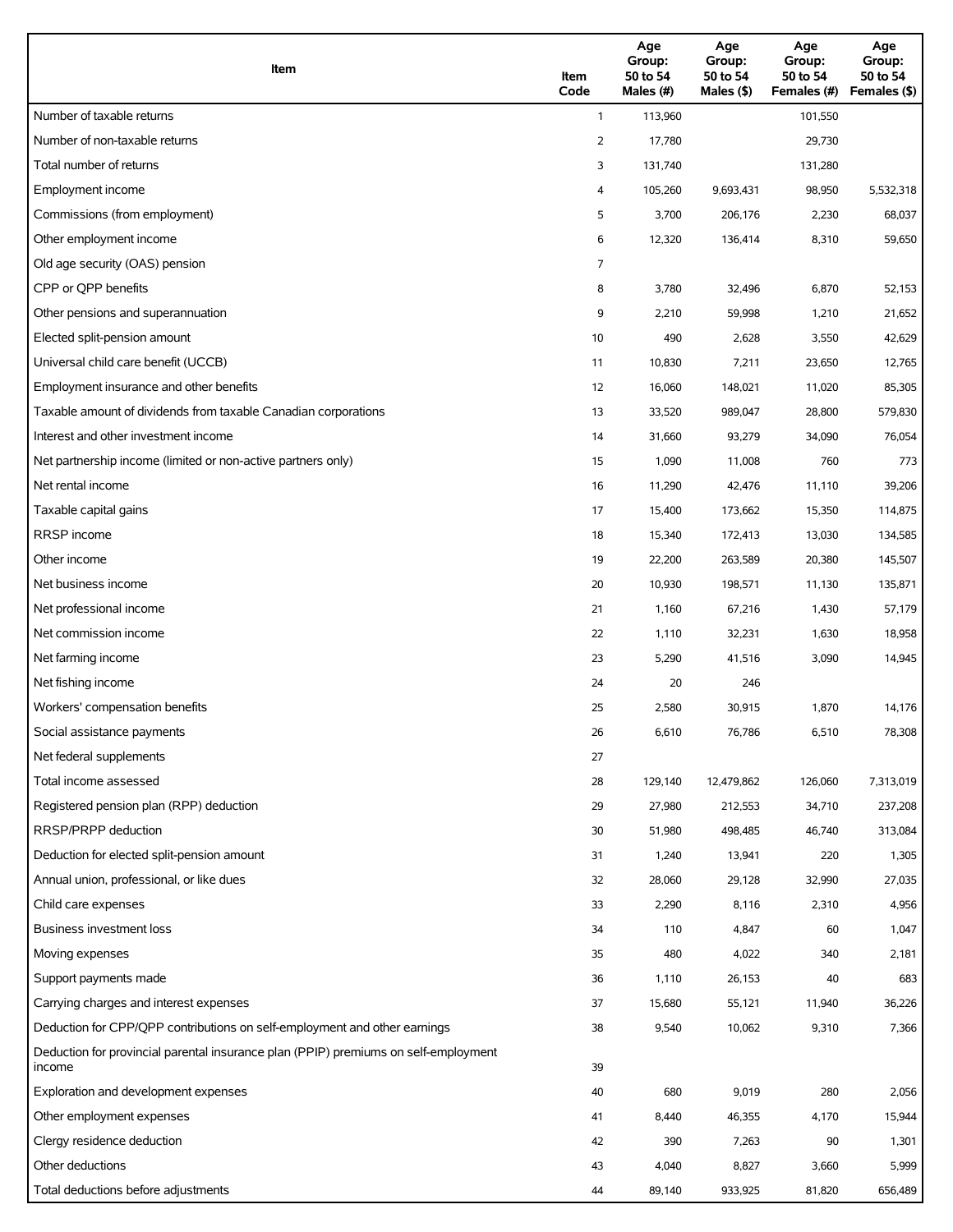| Item | Item Code | Age Group: 50 to 54 Males (#) | Age Group: 50 to 54 Males ($) | Age Group: 50 to 54 Females (#) | Age Group: 50 to 54 Females ($) |
| --- | --- | --- | --- | --- | --- |
| Number of taxable returns | 1 | 113,960 | | 101,550 | |
| Number of non-taxable returns | 2 | 17,780 | | 29,730 | |
| Total number of returns | 3 | 131,740 | | 131,280 | |
| Employment income | 4 | 105,260 | 9,693,431 | 98,950 | 5,532,318 |
| Commissions (from employment) | 5 | 3,700 | 206,176 | 2,230 | 68,037 |
| Other employment income | 6 | 12,320 | 136,414 | 8,310 | 59,650 |
| Old age security (OAS) pension | 7 | | | | |
| CPP or QPP benefits | 8 | 3,780 | 32,496 | 6,870 | 52,153 |
| Other pensions and superannuation | 9 | 2,210 | 59,998 | 1,210 | 21,652 |
| Elected split-pension amount | 10 | 490 | 2,628 | 3,550 | 42,629 |
| Universal child care benefit (UCCB) | 11 | 10,830 | 7,211 | 23,650 | 12,765 |
| Employment insurance and other benefits | 12 | 16,060 | 148,021 | 11,020 | 85,305 |
| Taxable amount of dividends from taxable Canadian corporations | 13 | 33,520 | 989,047 | 28,800 | 579,830 |
| Interest and other investment income | 14 | 31,660 | 93,279 | 34,090 | 76,054 |
| Net partnership income (limited or non-active partners only) | 15 | 1,090 | 11,008 | 760 | 773 |
| Net rental income | 16 | 11,290 | 42,476 | 11,110 | 39,206 |
| Taxable capital gains | 17 | 15,400 | 173,662 | 15,350 | 114,875 |
| RRSP income | 18 | 15,340 | 172,413 | 13,030 | 134,585 |
| Other income | 19 | 22,200 | 263,589 | 20,380 | 145,507 |
| Net business income | 20 | 10,930 | 198,571 | 11,130 | 135,871 |
| Net professional income | 21 | 1,160 | 67,216 | 1,430 | 57,179 |
| Net commission income | 22 | 1,110 | 32,231 | 1,630 | 18,958 |
| Net farming income | 23 | 5,290 | 41,516 | 3,090 | 14,945 |
| Net fishing income | 24 | 20 | 246 | | |
| Workers' compensation benefits | 25 | 2,580 | 30,915 | 1,870 | 14,176 |
| Social assistance payments | 26 | 6,610 | 76,786 | 6,510 | 78,308 |
| Net federal supplements | 27 | | | | |
| Total income assessed | 28 | 129,140 | 12,479,862 | 126,060 | 7,313,019 |
| Registered pension plan (RPP) deduction | 29 | 27,980 | 212,553 | 34,710 | 237,208 |
| RRSP/PRPP deduction | 30 | 51,980 | 498,485 | 46,740 | 313,084 |
| Deduction for elected split-pension amount | 31 | 1,240 | 13,941 | 220 | 1,305 |
| Annual union, professional, or like dues | 32 | 28,060 | 29,128 | 32,990 | 27,035 |
| Child care expenses | 33 | 2,290 | 8,116 | 2,310 | 4,956 |
| Business investment loss | 34 | 110 | 4,847 | 60 | 1,047 |
| Moving expenses | 35 | 480 | 4,022 | 340 | 2,181 |
| Support payments made | 36 | 1,110 | 26,153 | 40 | 683 |
| Carrying charges and interest expenses | 37 | 15,680 | 55,121 | 11,940 | 36,226 |
| Deduction for CPP/QPP contributions on self-employment and other earnings | 38 | 9,540 | 10,062 | 9,310 | 7,366 |
| Deduction for provincial parental insurance plan (PPIP) premiums on self-employment income | 39 | | | | |
| Exploration and development expenses | 40 | 680 | 9,019 | 280 | 2,056 |
| Other employment expenses | 41 | 8,440 | 46,355 | 4,170 | 15,944 |
| Clergy residence deduction | 42 | 390 | 7,263 | 90 | 1,301 |
| Other deductions | 43 | 4,040 | 8,827 | 3,660 | 5,999 |
| Total deductions before adjustments | 44 | 89,140 | 933,925 | 81,820 | 656,489 |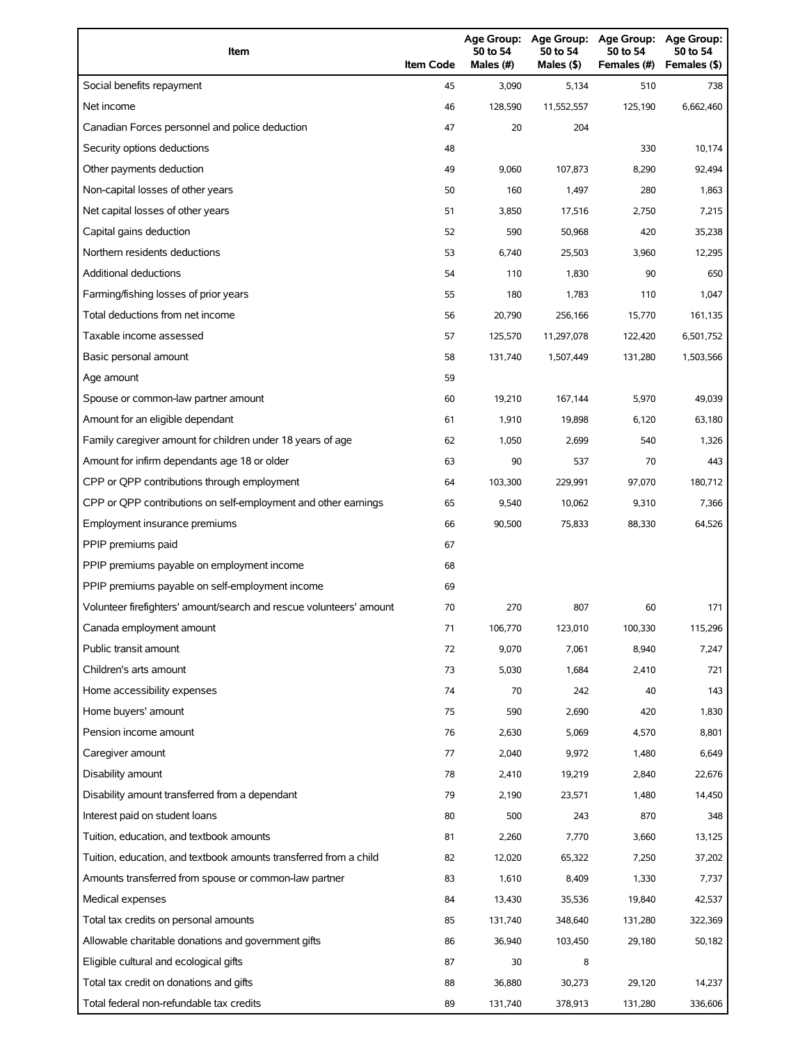| Item | Item Code | Age Group: 50 to 54 Males (#) | Age Group: 50 to 54 Males ($) | Age Group: 50 to 54 Females (#) | Age Group: 50 to 54 Females ($) |
|---|---|---|---|---|---|
| Social benefits repayment | 45 | 3,090 | 5,134 | 510 | 738 |
| Net income | 46 | 128,590 | 11,552,557 | 125,190 | 6,662,460 |
| Canadian Forces personnel and police deduction | 47 | 20 | 204 | | |
| Security options deductions | 48 | | | 330 | 10,174 |
| Other payments deduction | 49 | 9,060 | 107,873 | 8,290 | 92,494 |
| Non-capital losses of other years | 50 | 160 | 1,497 | 280 | 1,863 |
| Net capital losses of other years | 51 | 3,850 | 17,516 | 2,750 | 7,215 |
| Capital gains deduction | 52 | 590 | 50,968 | 420 | 35,238 |
| Northern residents deductions | 53 | 6,740 | 25,503 | 3,960 | 12,295 |
| Additional deductions | 54 | 110 | 1,830 | 90 | 650 |
| Farming/fishing losses of prior years | 55 | 180 | 1,783 | 110 | 1,047 |
| Total deductions from net income | 56 | 20,790 | 256,166 | 15,770 | 161,135 |
| Taxable income assessed | 57 | 125,570 | 11,297,078 | 122,420 | 6,501,752 |
| Basic personal amount | 58 | 131,740 | 1,507,449 | 131,280 | 1,503,566 |
| Age amount | 59 | | | | |
| Spouse or common-law partner amount | 60 | 19,210 | 167,144 | 5,970 | 49,039 |
| Amount for an eligible dependant | 61 | 1,910 | 19,898 | 6,120 | 63,180 |
| Family caregiver amount for children under 18 years of age | 62 | 1,050 | 2,699 | 540 | 1,326 |
| Amount for infirm dependants age 18 or older | 63 | 90 | 537 | 70 | 443 |
| CPP or QPP contributions through employment | 64 | 103,300 | 229,991 | 97,070 | 180,712 |
| CPP or QPP contributions on self-employment and other earnings | 65 | 9,540 | 10,062 | 9,310 | 7,366 |
| Employment insurance premiums | 66 | 90,500 | 75,833 | 88,330 | 64,526 |
| PPIP premiums paid | 67 | | | | |
| PPIP premiums payable on employment income | 68 | | | | |
| PPIP premiums payable on self-employment income | 69 | | | | |
| Volunteer firefighters' amount/search and rescue volunteers' amount | 70 | 270 | 807 | 60 | 171 |
| Canada employment amount | 71 | 106,770 | 123,010 | 100,330 | 115,296 |
| Public transit amount | 72 | 9,070 | 7,061 | 8,940 | 7,247 |
| Children's arts amount | 73 | 5,030 | 1,684 | 2,410 | 721 |
| Home accessibility expenses | 74 | 70 | 242 | 40 | 143 |
| Home buyers' amount | 75 | 590 | 2,690 | 420 | 1,830 |
| Pension income amount | 76 | 2,630 | 5,069 | 4,570 | 8,801 |
| Caregiver amount | 77 | 2,040 | 9,972 | 1,480 | 6,649 |
| Disability amount | 78 | 2,410 | 19,219 | 2,840 | 22,676 |
| Disability amount transferred from a dependant | 79 | 2,190 | 23,571 | 1,480 | 14,450 |
| Interest paid on student loans | 80 | 500 | 243 | 870 | 348 |
| Tuition, education, and textbook amounts | 81 | 2,260 | 7,770 | 3,660 | 13,125 |
| Tuition, education, and textbook amounts transferred from a child | 82 | 12,020 | 65,322 | 7,250 | 37,202 |
| Amounts transferred from spouse or common-law partner | 83 | 1,610 | 8,409 | 1,330 | 7,737 |
| Medical expenses | 84 | 13,430 | 35,536 | 19,840 | 42,537 |
| Total tax credits on personal amounts | 85 | 131,740 | 348,640 | 131,280 | 322,369 |
| Allowable charitable donations and government gifts | 86 | 36,940 | 103,450 | 29,180 | 50,182 |
| Eligible cultural and ecological gifts | 87 | 30 | 8 | | |
| Total tax credit on donations and gifts | 88 | 36,880 | 30,273 | 29,120 | 14,237 |
| Total federal non-refundable tax credits | 89 | 131,740 | 378,913 | 131,280 | 336,606 |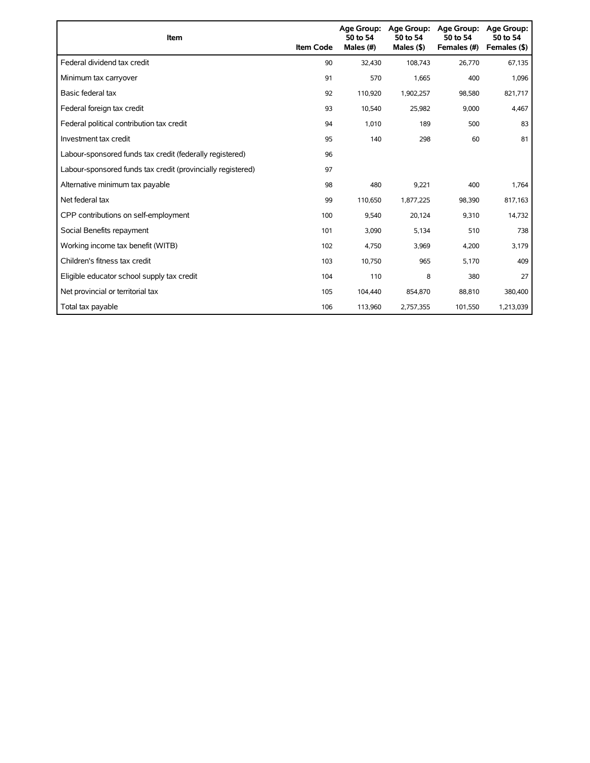| Item | Item Code | Age Group: 50 to 54 Males (#) | Age Group: 50 to 54 Males ($) | Age Group: 50 to 54 Females (#) | Age Group: 50 to 54 Females ($) |
|---|---|---|---|---|---|
| Federal dividend tax credit | 90 | 32,430 | 108,743 | 26,770 | 67,135 |
| Minimum tax carryover | 91 | 570 | 1,665 | 400 | 1,096 |
| Basic federal tax | 92 | 110,920 | 1,902,257 | 98,580 | 821,717 |
| Federal foreign tax credit | 93 | 10,540 | 25,982 | 9,000 | 4,467 |
| Federal political contribution tax credit | 94 | 1,010 | 189 | 500 | 83 |
| Investment tax credit | 95 | 140 | 298 | 60 | 81 |
| Labour-sponsored funds tax credit (federally registered) | 96 | | | | |
| Labour-sponsored funds tax credit (provincially registered) | 97 | | | | |
| Alternative minimum tax payable | 98 | 480 | 9,221 | 400 | 1,764 |
| Net federal tax | 99 | 110,650 | 1,877,225 | 98,390 | 817,163 |
| CPP contributions on self-employment | 100 | 9,540 | 20,124 | 9,310 | 14,732 |
| Social Benefits repayment | 101 | 3,090 | 5,134 | 510 | 738 |
| Working income tax benefit (WITB) | 102 | 4,750 | 3,969 | 4,200 | 3,179 |
| Children's fitness tax credit | 103 | 10,750 | 965 | 5,170 | 409 |
| Eligible educator school supply tax credit | 104 | 110 | 8 | 380 | 27 |
| Net provincial or territorial tax | 105 | 104,440 | 854,870 | 88,810 | 380,400 |
| Total tax payable | 106 | 113,960 | 2,757,355 | 101,550 | 1,213,039 |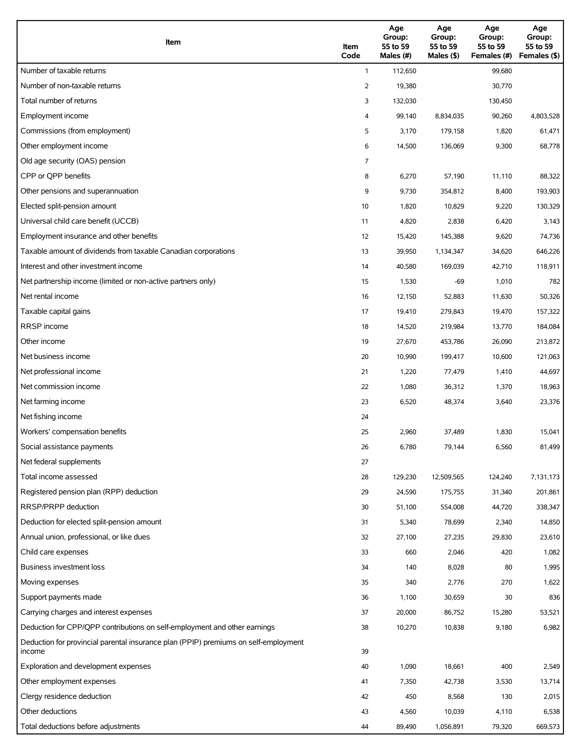| Item | Item Code | Age Group: 55 to 59 Males (#) | Age Group: 55 to 59 Males ($) | Age Group: 55 to 59 Females (#) | Age Group: 55 to 59 Females ($) |
|---|---|---|---|---|---|
| Number of taxable returns | 1 | 112,650 | | 99,680 | |
| Number of non-taxable returns | 2 | 19,380 | | 30,770 | |
| Total number of returns | 3 | 132,030 | | 130,450 | |
| Employment income | 4 | 99,140 | 8,834,035 | 90,260 | 4,803,528 |
| Commissions (from employment) | 5 | 3,170 | 179,158 | 1,820 | 61,471 |
| Other employment income | 6 | 14,500 | 136,069 | 9,300 | 68,778 |
| Old age security (OAS) pension | 7 | | | | |
| CPP or QPP benefits | 8 | 6,270 | 57,190 | 11,110 | 88,322 |
| Other pensions and superannuation | 9 | 9,730 | 354,812 | 8,400 | 193,903 |
| Elected split-pension amount | 10 | 1,820 | 10,829 | 9,220 | 130,329 |
| Universal child care benefit (UCCB) | 11 | 4,820 | 2,838 | 6,420 | 3,143 |
| Employment insurance and other benefits | 12 | 15,420 | 145,388 | 9,620 | 74,736 |
| Taxable amount of dividends from taxable Canadian corporations | 13 | 39,950 | 1,134,347 | 34,620 | 646,226 |
| Interest and other investment income | 14 | 40,580 | 169,039 | 42,710 | 118,911 |
| Net partnership income (limited or non-active partners only) | 15 | 1,530 | -69 | 1,010 | 782 |
| Net rental income | 16 | 12,150 | 52,883 | 11,630 | 50,326 |
| Taxable capital gains | 17 | 19,410 | 279,843 | 19,470 | 157,322 |
| RRSP income | 18 | 14,520 | 219,984 | 13,770 | 184,084 |
| Other income | 19 | 27,670 | 453,786 | 26,090 | 213,872 |
| Net business income | 20 | 10,990 | 199,417 | 10,600 | 121,063 |
| Net professional income | 21 | 1,220 | 77,479 | 1,410 | 44,697 |
| Net commission income | 22 | 1,080 | 36,312 | 1,370 | 18,963 |
| Net farming income | 23 | 6,520 | 48,374 | 3,640 | 23,376 |
| Net fishing income | 24 | | | | |
| Workers' compensation benefits | 25 | 2,960 | 37,489 | 1,830 | 15,041 |
| Social assistance payments | 26 | 6,780 | 79,144 | 6,560 | 81,499 |
| Net federal supplements | 27 | | | | |
| Total income assessed | 28 | 129,230 | 12,509,565 | 124,240 | 7,131,173 |
| Registered pension plan (RPP) deduction | 29 | 24,590 | 175,755 | 31,340 | 201,861 |
| RRSP/PRPP deduction | 30 | 51,100 | 554,008 | 44,720 | 338,347 |
| Deduction for elected split-pension amount | 31 | 5,340 | 78,699 | 2,340 | 14,850 |
| Annual union, professional, or like dues | 32 | 27,100 | 27,235 | 29,830 | 23,610 |
| Child care expenses | 33 | 660 | 2,046 | 420 | 1,082 |
| Business investment loss | 34 | 140 | 8,028 | 80 | 1,995 |
| Moving expenses | 35 | 340 | 2,776 | 270 | 1,622 |
| Support payments made | 36 | 1,100 | 30,659 | 30 | 836 |
| Carrying charges and interest expenses | 37 | 20,000 | 86,752 | 15,280 | 53,521 |
| Deduction for CPP/QPP contributions on self-employment and other earnings | 38 | 10,270 | 10,838 | 9,180 | 6,982 |
| Deduction for provincial parental insurance plan (PPIP) premiums on self-employment income | 39 | | | | |
| Exploration and development expenses | 40 | 1,090 | 18,661 | 400 | 2,549 |
| Other employment expenses | 41 | 7,350 | 42,738 | 3,530 | 13,714 |
| Clergy residence deduction | 42 | 450 | 8,568 | 130 | 2,015 |
| Other deductions | 43 | 4,560 | 10,039 | 4,110 | 6,538 |
| Total deductions before adjustments | 44 | 89,490 | 1,056,891 | 79,320 | 669,573 |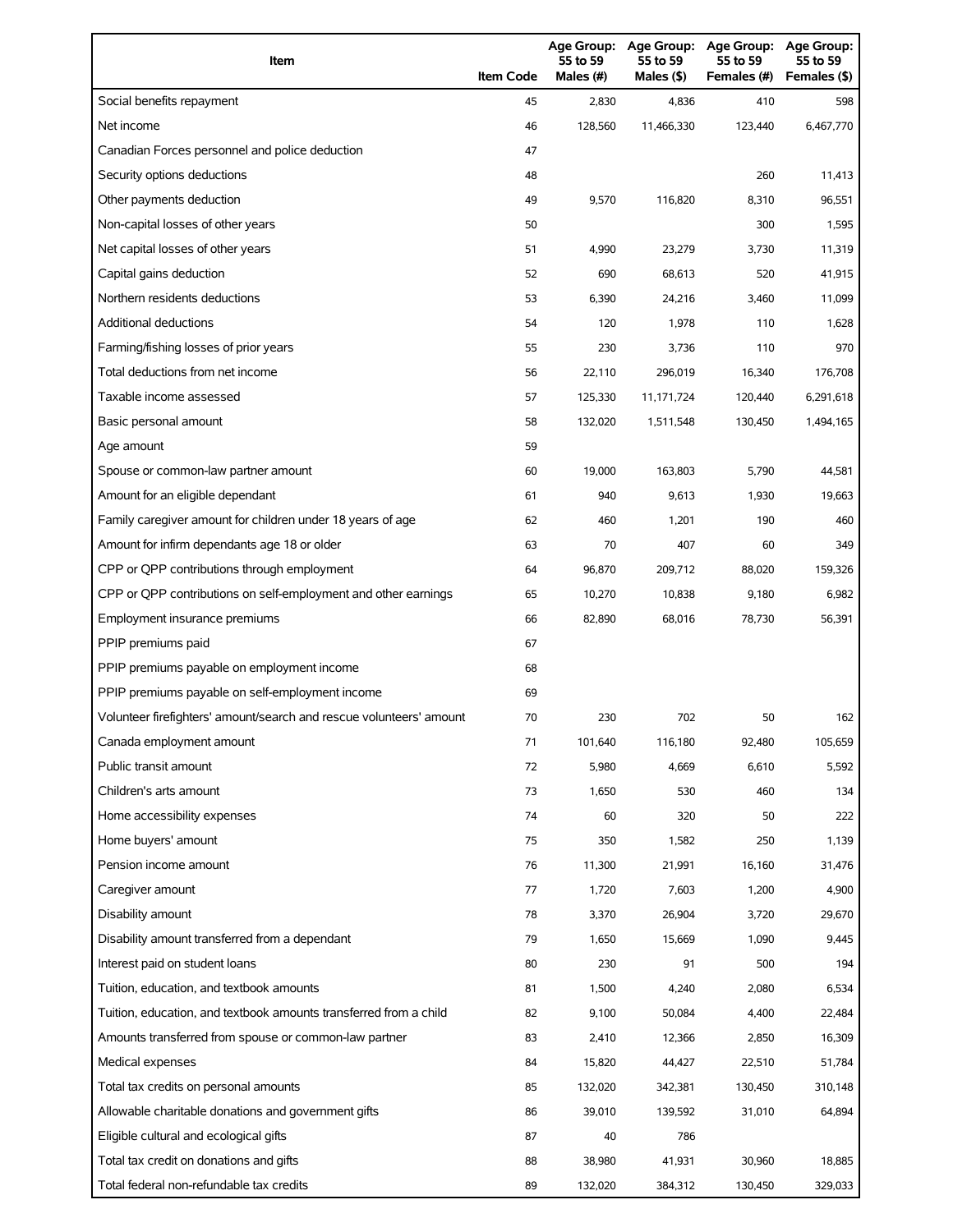| Item | Item Code | Age Group: 55 to 59 Males (#) | Age Group: 55 to 59 Males ($) | Age Group: 55 to 59 Females (#) | Age Group: 55 to 59 Females ($) |
|---|---|---|---|---|---|
| Social benefits repayment | 45 | 2,830 | 4,836 | 410 | 598 |
| Net income | 46 | 128,560 | 11,466,330 | 123,440 | 6,467,770 |
| Canadian Forces personnel and police deduction | 47 | | | | |
| Security options deductions | 48 | | | 260 | 11,413 |
| Other payments deduction | 49 | 9,570 | 116,820 | 8,310 | 96,551 |
| Non-capital losses of other years | 50 | | | 300 | 1,595 |
| Net capital losses of other years | 51 | 4,990 | 23,279 | 3,730 | 11,319 |
| Capital gains deduction | 52 | 690 | 68,613 | 520 | 41,915 |
| Northern residents deductions | 53 | 6,390 | 24,216 | 3,460 | 11,099 |
| Additional deductions | 54 | 120 | 1,978 | 110 | 1,628 |
| Farming/fishing losses of prior years | 55 | 230 | 3,736 | 110 | 970 |
| Total deductions from net income | 56 | 22,110 | 296,019 | 16,340 | 176,708 |
| Taxable income assessed | 57 | 125,330 | 11,171,724 | 120,440 | 6,291,618 |
| Basic personal amount | 58 | 132,020 | 1,511,548 | 130,450 | 1,494,165 |
| Age amount | 59 | | | | |
| Spouse or common-law partner amount | 60 | 19,000 | 163,803 | 5,790 | 44,581 |
| Amount for an eligible dependant | 61 | 940 | 9,613 | 1,930 | 19,663 |
| Family caregiver amount for children under 18 years of age | 62 | 460 | 1,201 | 190 | 460 |
| Amount for infirm dependants age 18 or older | 63 | 70 | 407 | 60 | 349 |
| CPP or QPP contributions through employment | 64 | 96,870 | 209,712 | 88,020 | 159,326 |
| CPP or QPP contributions on self-employment and other earnings | 65 | 10,270 | 10,838 | 9,180 | 6,982 |
| Employment insurance premiums | 66 | 82,890 | 68,016 | 78,730 | 56,391 |
| PPIP premiums paid | 67 | | | | |
| PPIP premiums payable on employment income | 68 | | | | |
| PPIP premiums payable on self-employment income | 69 | | | | |
| Volunteer firefighters' amount/search and rescue volunteers' amount | 70 | 230 | 702 | 50 | 162 |
| Canada employment amount | 71 | 101,640 | 116,180 | 92,480 | 105,659 |
| Public transit amount | 72 | 5,980 | 4,669 | 6,610 | 5,592 |
| Children's arts amount | 73 | 1,650 | 530 | 460 | 134 |
| Home accessibility expenses | 74 | 60 | 320 | 50 | 222 |
| Home buyers' amount | 75 | 350 | 1,582 | 250 | 1,139 |
| Pension income amount | 76 | 11,300 | 21,991 | 16,160 | 31,476 |
| Caregiver amount | 77 | 1,720 | 7,603 | 1,200 | 4,900 |
| Disability amount | 78 | 3,370 | 26,904 | 3,720 | 29,670 |
| Disability amount transferred from a dependant | 79 | 1,650 | 15,669 | 1,090 | 9,445 |
| Interest paid on student loans | 80 | 230 | 91 | 500 | 194 |
| Tuition, education, and textbook amounts | 81 | 1,500 | 4,240 | 2,080 | 6,534 |
| Tuition, education, and textbook amounts transferred from a child | 82 | 9,100 | 50,084 | 4,400 | 22,484 |
| Amounts transferred from spouse or common-law partner | 83 | 2,410 | 12,366 | 2,850 | 16,309 |
| Medical expenses | 84 | 15,820 | 44,427 | 22,510 | 51,784 |
| Total tax credits on personal amounts | 85 | 132,020 | 342,381 | 130,450 | 310,148 |
| Allowable charitable donations and government gifts | 86 | 39,010 | 139,592 | 31,010 | 64,894 |
| Eligible cultural and ecological gifts | 87 | 40 | 786 | | |
| Total tax credit on donations and gifts | 88 | 38,980 | 41,931 | 30,960 | 18,885 |
| Total federal non-refundable tax credits | 89 | 132,020 | 384,312 | 130,450 | 329,033 |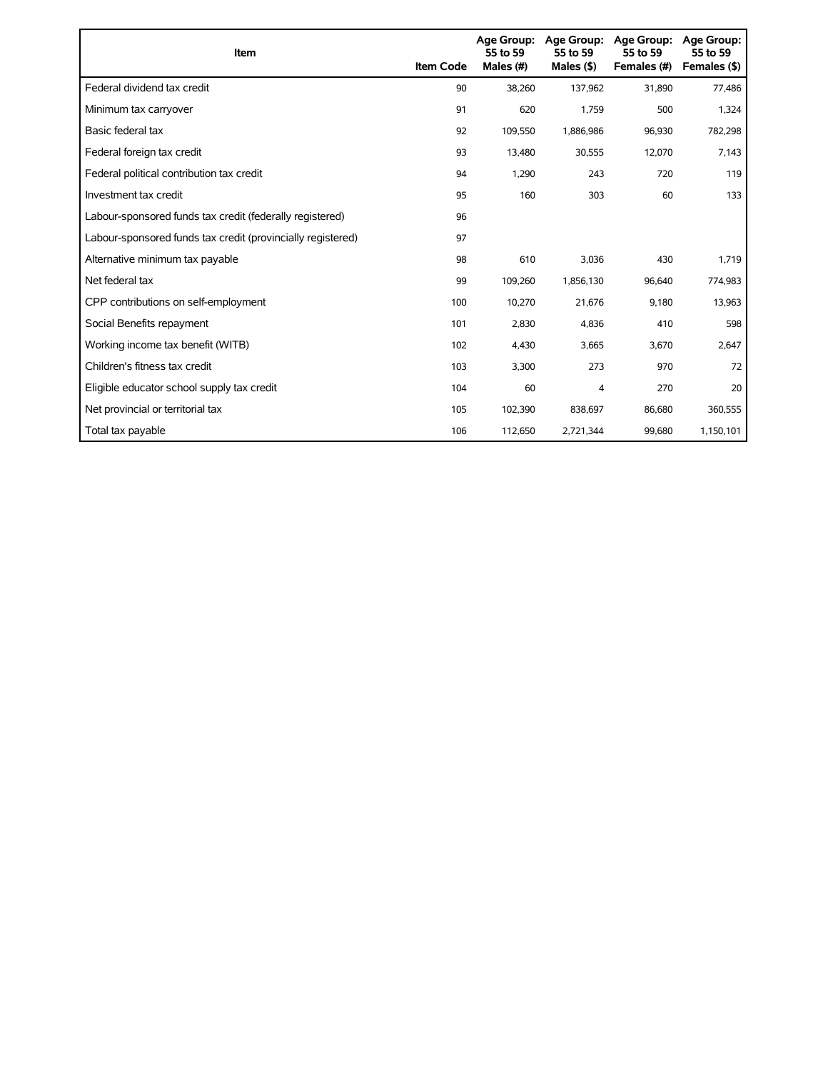| Item | Item Code | Age Group: 55 to 59 Males (#) | Age Group: 55 to 59 Males ($) | Age Group: 55 to 59 Females (#) | Age Group: 55 to 59 Females ($) |
|---|---|---|---|---|---|
| Federal dividend tax credit | 90 | 38,260 | 137,962 | 31,890 | 77,486 |
| Minimum tax carryover | 91 | 620 | 1,759 | 500 | 1,324 |
| Basic federal tax | 92 | 109,550 | 1,886,986 | 96,930 | 782,298 |
| Federal foreign tax credit | 93 | 13,480 | 30,555 | 12,070 | 7,143 |
| Federal political contribution tax credit | 94 | 1,290 | 243 | 720 | 119 |
| Investment tax credit | 95 | 160 | 303 | 60 | 133 |
| Labour-sponsored funds tax credit (federally registered) | 96 | | | | |
| Labour-sponsored funds tax credit (provincially registered) | 97 | | | | |
| Alternative minimum tax payable | 98 | 610 | 3,036 | 430 | 1,719 |
| Net federal tax | 99 | 109,260 | 1,856,130 | 96,640 | 774,983 |
| CPP contributions on self-employment | 100 | 10,270 | 21,676 | 9,180 | 13,963 |
| Social Benefits repayment | 101 | 2,830 | 4,836 | 410 | 598 |
| Working income tax benefit (WITB) | 102 | 4,430 | 3,665 | 3,670 | 2,647 |
| Children's fitness tax credit | 103 | 3,300 | 273 | 970 | 72 |
| Eligible educator school supply tax credit | 104 | 60 | 4 | 270 | 20 |
| Net provincial or territorial tax | 105 | 102,390 | 838,697 | 86,680 | 360,555 |
| Total tax payable | 106 | 112,650 | 2,721,344 | 99,680 | 1,150,101 |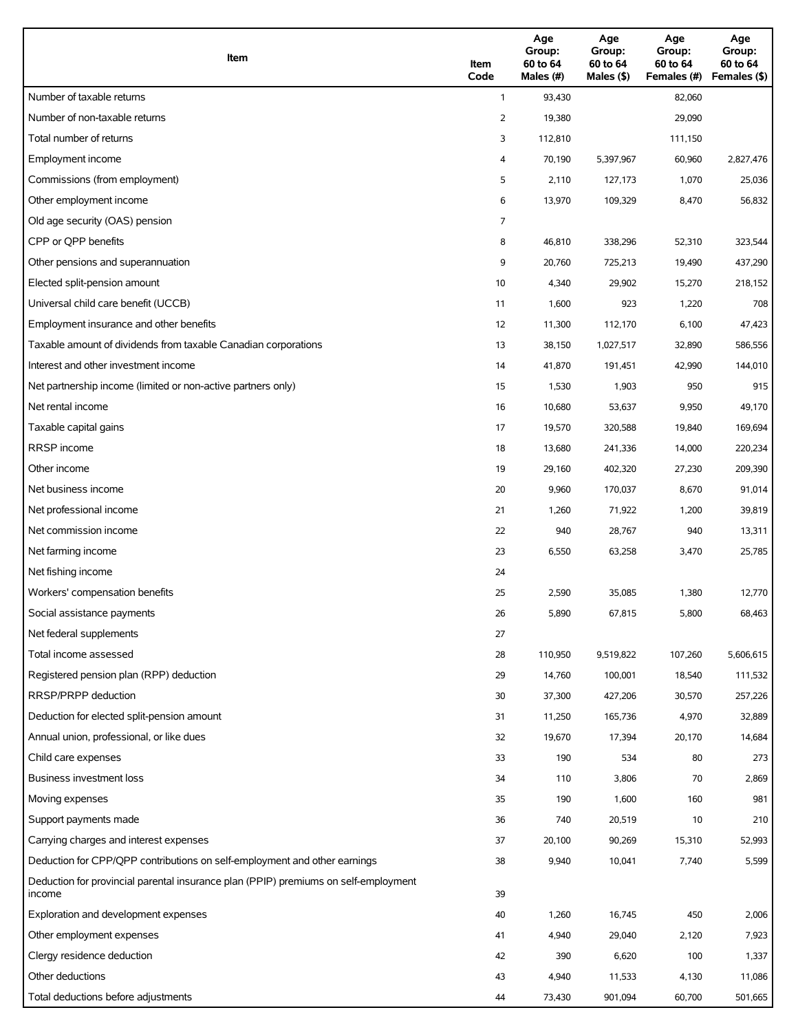| Item | Item Code | Age Group: 60 to 64 Males (#) | Age Group: 60 to 64 Males ($) | Age Group: 60 to 64 Females (#) | Age Group: 60 to 64 Females ($) |
|---|---|---|---|---|---|
| Number of taxable returns | 1 | 93,430 | | 82,060 | |
| Number of non-taxable returns | 2 | 19,380 | | 29,090 | |
| Total number of returns | 3 | 112,810 | | 111,150 | |
| Employment income | 4 | 70,190 | 5,397,967 | 60,960 | 2,827,476 |
| Commissions (from employment) | 5 | 2,110 | 127,173 | 1,070 | 25,036 |
| Other employment income | 6 | 13,970 | 109,329 | 8,470 | 56,832 |
| Old age security (OAS) pension | 7 | | | | |
| CPP or QPP benefits | 8 | 46,810 | 338,296 | 52,310 | 323,544 |
| Other pensions and superannuation | 9 | 20,760 | 725,213 | 19,490 | 437,290 |
| Elected split-pension amount | 10 | 4,340 | 29,902 | 15,270 | 218,152 |
| Universal child care benefit (UCCB) | 11 | 1,600 | 923 | 1,220 | 708 |
| Employment insurance and other benefits | 12 | 11,300 | 112,170 | 6,100 | 47,423 |
| Taxable amount of dividends from taxable Canadian corporations | 13 | 38,150 | 1,027,517 | 32,890 | 586,556 |
| Interest and other investment income | 14 | 41,870 | 191,451 | 42,990 | 144,010 |
| Net partnership income (limited or non-active partners only) | 15 | 1,530 | 1,903 | 950 | 915 |
| Net rental income | 16 | 10,680 | 53,637 | 9,950 | 49,170 |
| Taxable capital gains | 17 | 19,570 | 320,588 | 19,840 | 169,694 |
| RRSP income | 18 | 13,680 | 241,336 | 14,000 | 220,234 |
| Other income | 19 | 29,160 | 402,320 | 27,230 | 209,390 |
| Net business income | 20 | 9,960 | 170,037 | 8,670 | 91,014 |
| Net professional income | 21 | 1,260 | 71,922 | 1,200 | 39,819 |
| Net commission income | 22 | 940 | 28,767 | 940 | 13,311 |
| Net farming income | 23 | 6,550 | 63,258 | 3,470 | 25,785 |
| Net fishing income | 24 | | | | |
| Workers' compensation benefits | 25 | 2,590 | 35,085 | 1,380 | 12,770 |
| Social assistance payments | 26 | 5,890 | 67,815 | 5,800 | 68,463 |
| Net federal supplements | 27 | | | | |
| Total income assessed | 28 | 110,950 | 9,519,822 | 107,260 | 5,606,615 |
| Registered pension plan (RPP) deduction | 29 | 14,760 | 100,001 | 18,540 | 111,532 |
| RRSP/PRPP deduction | 30 | 37,300 | 427,206 | 30,570 | 257,226 |
| Deduction for elected split-pension amount | 31 | 11,250 | 165,736 | 4,970 | 32,889 |
| Annual union, professional, or like dues | 32 | 19,670 | 17,394 | 20,170 | 14,684 |
| Child care expenses | 33 | 190 | 534 | 80 | 273 |
| Business investment loss | 34 | 110 | 3,806 | 70 | 2,869 |
| Moving expenses | 35 | 190 | 1,600 | 160 | 981 |
| Support payments made | 36 | 740 | 20,519 | 10 | 210 |
| Carrying charges and interest expenses | 37 | 20,100 | 90,269 | 15,310 | 52,993 |
| Deduction for CPP/QPP contributions on self-employment and other earnings | 38 | 9,940 | 10,041 | 7,740 | 5,599 |
| Deduction for provincial parental insurance plan (PPIP) premiums on self-employment income | 39 | | | | |
| Exploration and development expenses | 40 | 1,260 | 16,745 | 450 | 2,006 |
| Other employment expenses | 41 | 4,940 | 29,040 | 2,120 | 7,923 |
| Clergy residence deduction | 42 | 390 | 6,620 | 100 | 1,337 |
| Other deductions | 43 | 4,940 | 11,533 | 4,130 | 11,086 |
| Total deductions before adjustments | 44 | 73,430 | 901,094 | 60,700 | 501,665 |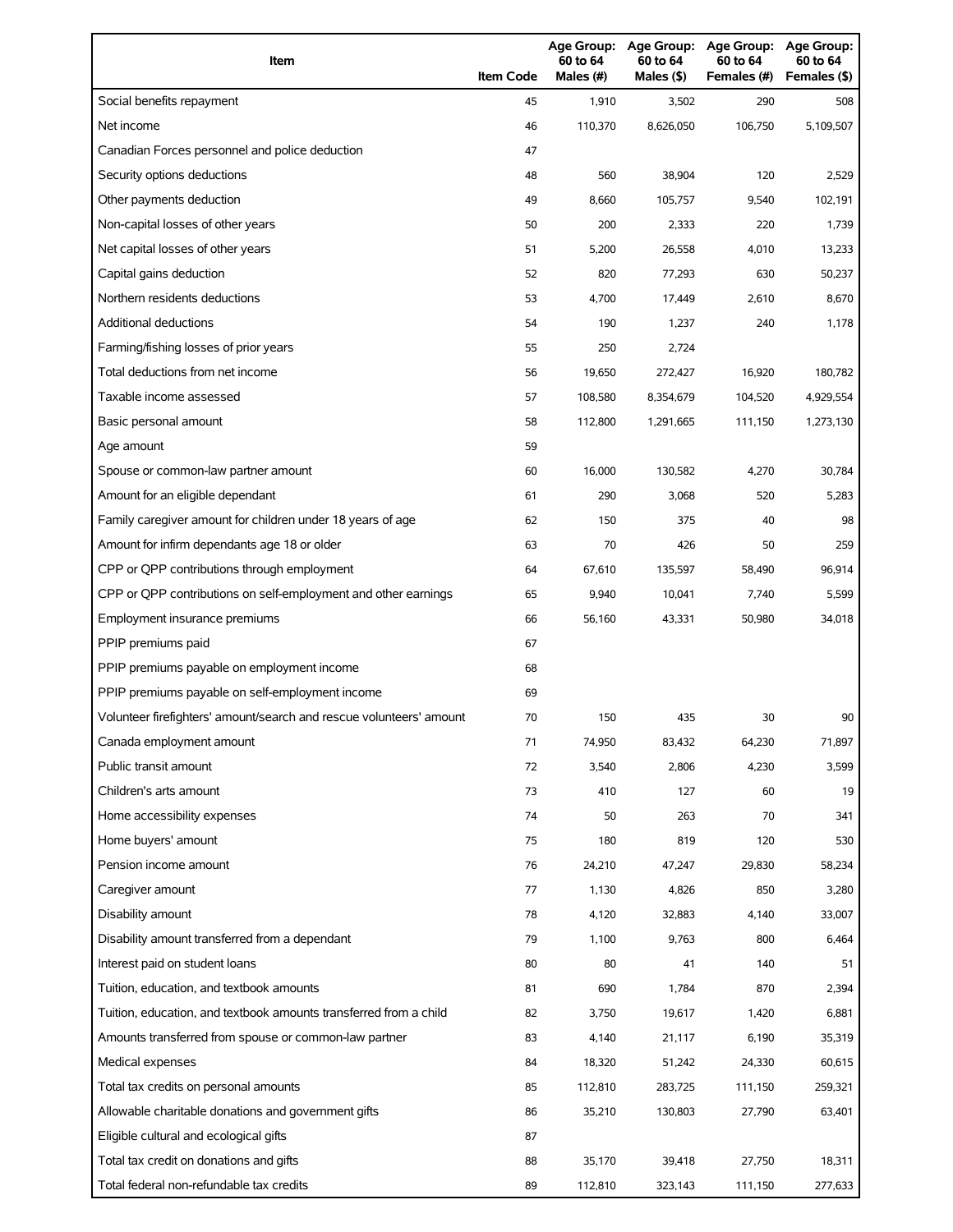| Item | Item Code | Age Group: 60 to 64 Males (#) | Age Group: 60 to 64 Males ($) | Age Group: 60 to 64 Females (#) | Age Group: 60 to 64 Females ($) |
|---|---|---|---|---|---|
| Social benefits repayment | 45 | 1,910 | 3,502 | 290 | 508 |
| Net income | 46 | 110,370 | 8,626,050 | 106,750 | 5,109,507 |
| Canadian Forces personnel and police deduction | 47 | | | | |
| Security options deductions | 48 | 560 | 38,904 | 120 | 2,529 |
| Other payments deduction | 49 | 8,660 | 105,757 | 9,540 | 102,191 |
| Non-capital losses of other years | 50 | 200 | 2,333 | 220 | 1,739 |
| Net capital losses of other years | 51 | 5,200 | 26,558 | 4,010 | 13,233 |
| Capital gains deduction | 52 | 820 | 77,293 | 630 | 50,237 |
| Northern residents deductions | 53 | 4,700 | 17,449 | 2,610 | 8,670 |
| Additional deductions | 54 | 190 | 1,237 | 240 | 1,178 |
| Farming/fishing losses of prior years | 55 | 250 | 2,724 | | |
| Total deductions from net income | 56 | 19,650 | 272,427 | 16,920 | 180,782 |
| Taxable income assessed | 57 | 108,580 | 8,354,679 | 104,520 | 4,929,554 |
| Basic personal amount | 58 | 112,800 | 1,291,665 | 111,150 | 1,273,130 |
| Age amount | 59 | | | | |
| Spouse or common-law partner amount | 60 | 16,000 | 130,582 | 4,270 | 30,784 |
| Amount for an eligible dependant | 61 | 290 | 3,068 | 520 | 5,283 |
| Family caregiver amount for children under 18 years of age | 62 | 150 | 375 | 40 | 98 |
| Amount for infirm dependants age 18 or older | 63 | 70 | 426 | 50 | 259 |
| CPP or QPP contributions through employment | 64 | 67,610 | 135,597 | 58,490 | 96,914 |
| CPP or QPP contributions on self-employment and other earnings | 65 | 9,940 | 10,041 | 7,740 | 5,599 |
| Employment insurance premiums | 66 | 56,160 | 43,331 | 50,980 | 34,018 |
| PPIP premiums paid | 67 | | | | |
| PPIP premiums payable on employment income | 68 | | | | |
| PPIP premiums payable on self-employment income | 69 | | | | |
| Volunteer firefighters' amount/search and rescue volunteers' amount | 70 | 150 | 435 | 30 | 90 |
| Canada employment amount | 71 | 74,950 | 83,432 | 64,230 | 71,897 |
| Public transit amount | 72 | 3,540 | 2,806 | 4,230 | 3,599 |
| Children's arts amount | 73 | 410 | 127 | 60 | 19 |
| Home accessibility expenses | 74 | 50 | 263 | 70 | 341 |
| Home buyers' amount | 75 | 180 | 819 | 120 | 530 |
| Pension income amount | 76 | 24,210 | 47,247 | 29,830 | 58,234 |
| Caregiver amount | 77 | 1,130 | 4,826 | 850 | 3,280 |
| Disability amount | 78 | 4,120 | 32,883 | 4,140 | 33,007 |
| Disability amount transferred from a dependant | 79 | 1,100 | 9,763 | 800 | 6,464 |
| Interest paid on student loans | 80 | 80 | 41 | 140 | 51 |
| Tuition, education, and textbook amounts | 81 | 690 | 1,784 | 870 | 2,394 |
| Tuition, education, and textbook amounts transferred from a child | 82 | 3,750 | 19,617 | 1,420 | 6,881 |
| Amounts transferred from spouse or common-law partner | 83 | 4,140 | 21,117 | 6,190 | 35,319 |
| Medical expenses | 84 | 18,320 | 51,242 | 24,330 | 60,615 |
| Total tax credits on personal amounts | 85 | 112,810 | 283,725 | 111,150 | 259,321 |
| Allowable charitable donations and government gifts | 86 | 35,210 | 130,803 | 27,790 | 63,401 |
| Eligible cultural and ecological gifts | 87 | | | | |
| Total tax credit on donations and gifts | 88 | 35,170 | 39,418 | 27,750 | 18,311 |
| Total federal non-refundable tax credits | 89 | 112,810 | 323,143 | 111,150 | 277,633 |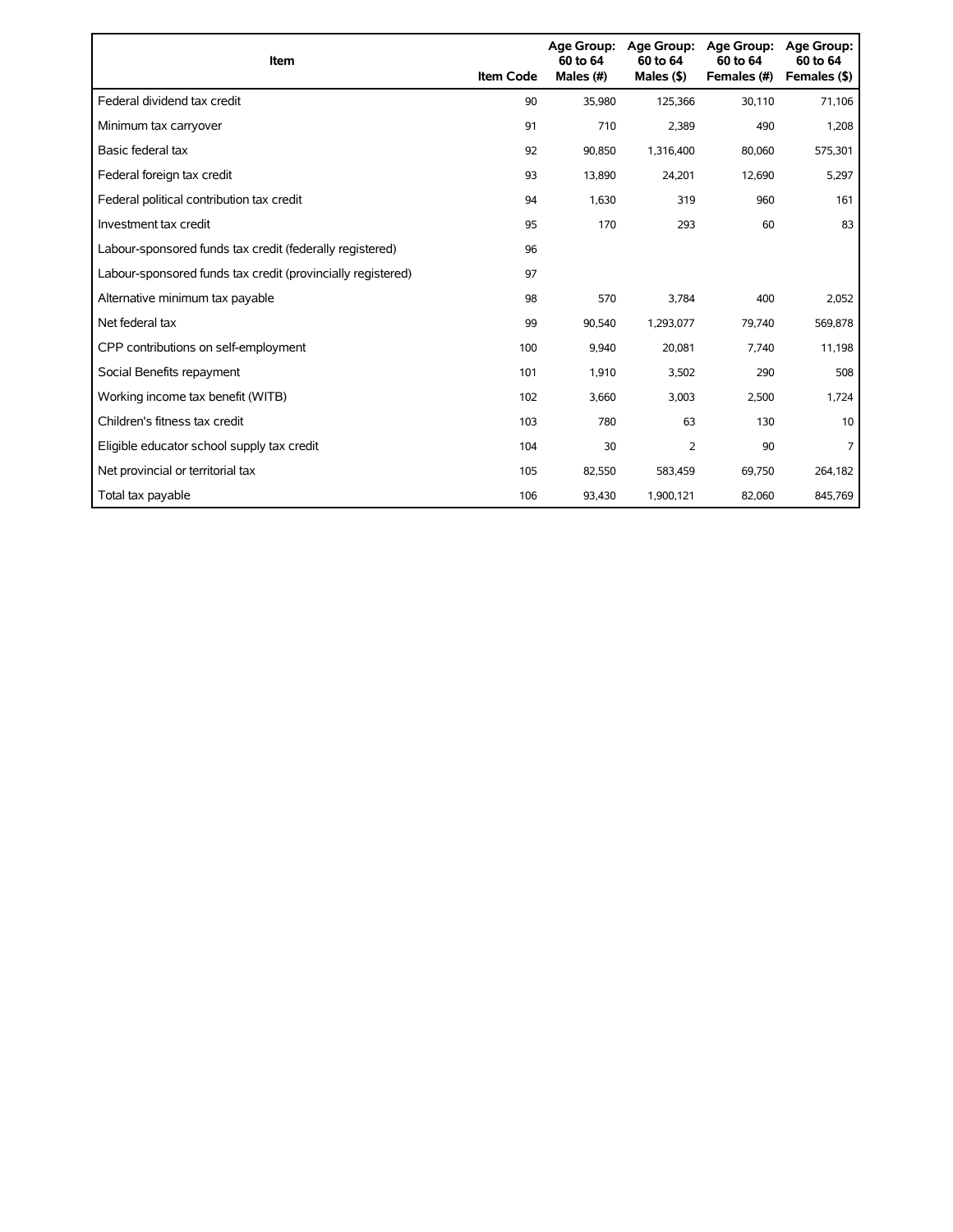| Item | Item Code | Age Group: 60 to 64 Males (#) | Age Group: 60 to 64 Males ($) | Age Group: 60 to 64 Females (#) | Age Group: 60 to 64 Females ($) |
|---|---|---|---|---|---|
| Federal dividend tax credit | 90 | 35,980 | 125,366 | 30,110 | 71,106 |
| Minimum tax carryover | 91 | 710 | 2,389 | 490 | 1,208 |
| Basic federal tax | 92 | 90,850 | 1,316,400 | 80,060 | 575,301 |
| Federal foreign tax credit | 93 | 13,890 | 24,201 | 12,690 | 5,297 |
| Federal political contribution tax credit | 94 | 1,630 | 319 | 960 | 161 |
| Investment tax credit | 95 | 170 | 293 | 60 | 83 |
| Labour-sponsored funds tax credit (federally registered) | 96 | | | | |
| Labour-sponsored funds tax credit (provincially registered) | 97 | | | | |
| Alternative minimum tax payable | 98 | 570 | 3,784 | 400 | 2,052 |
| Net federal tax | 99 | 90,540 | 1,293,077 | 79,740 | 569,878 |
| CPP contributions on self-employment | 100 | 9,940 | 20,081 | 7,740 | 11,198 |
| Social Benefits repayment | 101 | 1,910 | 3,502 | 290 | 508 |
| Working income tax benefit (WITB) | 102 | 3,660 | 3,003 | 2,500 | 1,724 |
| Children's fitness tax credit | 103 | 780 | 63 | 130 | 10 |
| Eligible educator school supply tax credit | 104 | 30 | 2 | 90 | 7 |
| Net provincial or territorial tax | 105 | 82,550 | 583,459 | 69,750 | 264,182 |
| Total tax payable | 106 | 93,430 | 1,900,121 | 82,060 | 845,769 |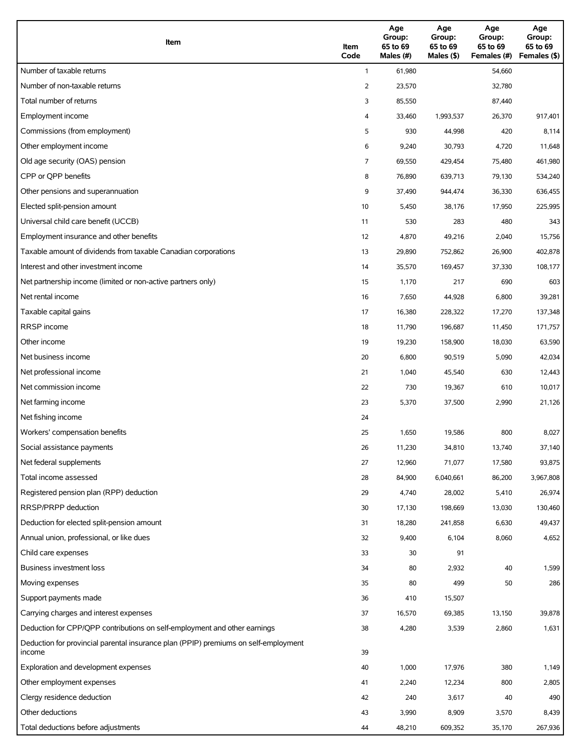| Item | Item Code | Age Group: 65 to 69 Males (#) | Age Group: 65 to 69 Males ($) | Age Group: 65 to 69 Females (#) | Age Group: 65 to 69 Females ($) |
| --- | --- | --- | --- | --- | --- |
| Number of taxable returns | 1 | 61,980 | | 54,660 | |
| Number of non-taxable returns | 2 | 23,570 | | 32,780 | |
| Total number of returns | 3 | 85,550 | | 87,440 | |
| Employment income | 4 | 33,460 | 1,993,537 | 26,370 | 917,401 |
| Commissions (from employment) | 5 | 930 | 44,998 | 420 | 8,114 |
| Other employment income | 6 | 9,240 | 30,793 | 4,720 | 11,648 |
| Old age security (OAS) pension | 7 | 69,550 | 429,454 | 75,480 | 461,980 |
| CPP or QPP benefits | 8 | 76,890 | 639,713 | 79,130 | 534,240 |
| Other pensions and superannuation | 9 | 37,490 | 944,474 | 36,330 | 636,455 |
| Elected split-pension amount | 10 | 5,450 | 38,176 | 17,950 | 225,995 |
| Universal child care benefit (UCCB) | 11 | 530 | 283 | 480 | 343 |
| Employment insurance and other benefits | 12 | 4,870 | 49,216 | 2,040 | 15,756 |
| Taxable amount of dividends from taxable Canadian corporations | 13 | 29,890 | 752,862 | 26,900 | 402,878 |
| Interest and other investment income | 14 | 35,570 | 169,457 | 37,330 | 108,177 |
| Net partnership income (limited or non-active partners only) | 15 | 1,170 | 217 | 690 | 603 |
| Net rental income | 16 | 7,650 | 44,928 | 6,800 | 39,281 |
| Taxable capital gains | 17 | 16,380 | 228,322 | 17,270 | 137,348 |
| RRSP income | 18 | 11,790 | 196,687 | 11,450 | 171,757 |
| Other income | 19 | 19,230 | 158,900 | 18,030 | 63,590 |
| Net business income | 20 | 6,800 | 90,519 | 5,090 | 42,034 |
| Net professional income | 21 | 1,040 | 45,540 | 630 | 12,443 |
| Net commission income | 22 | 730 | 19,367 | 610 | 10,017 |
| Net farming income | 23 | 5,370 | 37,500 | 2,990 | 21,126 |
| Net fishing income | 24 | | | | |
| Workers' compensation benefits | 25 | 1,650 | 19,586 | 800 | 8,027 |
| Social assistance payments | 26 | 11,230 | 34,810 | 13,740 | 37,140 |
| Net federal supplements | 27 | 12,960 | 71,077 | 17,580 | 93,875 |
| Total income assessed | 28 | 84,900 | 6,040,661 | 86,200 | 3,967,808 |
| Registered pension plan (RPP) deduction | 29 | 4,740 | 28,002 | 5,410 | 26,974 |
| RRSP/PRPP deduction | 30 | 17,130 | 198,669 | 13,030 | 130,460 |
| Deduction for elected split-pension amount | 31 | 18,280 | 241,858 | 6,630 | 49,437 |
| Annual union, professional, or like dues | 32 | 9,400 | 6,104 | 8,060 | 4,652 |
| Child care expenses | 33 | 30 | 91 | | |
| Business investment loss | 34 | 80 | 2,932 | 40 | 1,599 |
| Moving expenses | 35 | 80 | 499 | 50 | 286 |
| Support payments made | 36 | 410 | 15,507 | | |
| Carrying charges and interest expenses | 37 | 16,570 | 69,385 | 13,150 | 39,878 |
| Deduction for CPP/QPP contributions on self-employment and other earnings | 38 | 4,280 | 3,539 | 2,860 | 1,631 |
| Deduction for provincial parental insurance plan (PPIP) premiums on self-employment income | 39 | | | | |
| Exploration and development expenses | 40 | 1,000 | 17,976 | 380 | 1,149 |
| Other employment expenses | 41 | 2,240 | 12,234 | 800 | 2,805 |
| Clergy residence deduction | 42 | 240 | 3,617 | 40 | 490 |
| Other deductions | 43 | 3,990 | 8,909 | 3,570 | 8,439 |
| Total deductions before adjustments | 44 | 48,210 | 609,352 | 35,170 | 267,936 |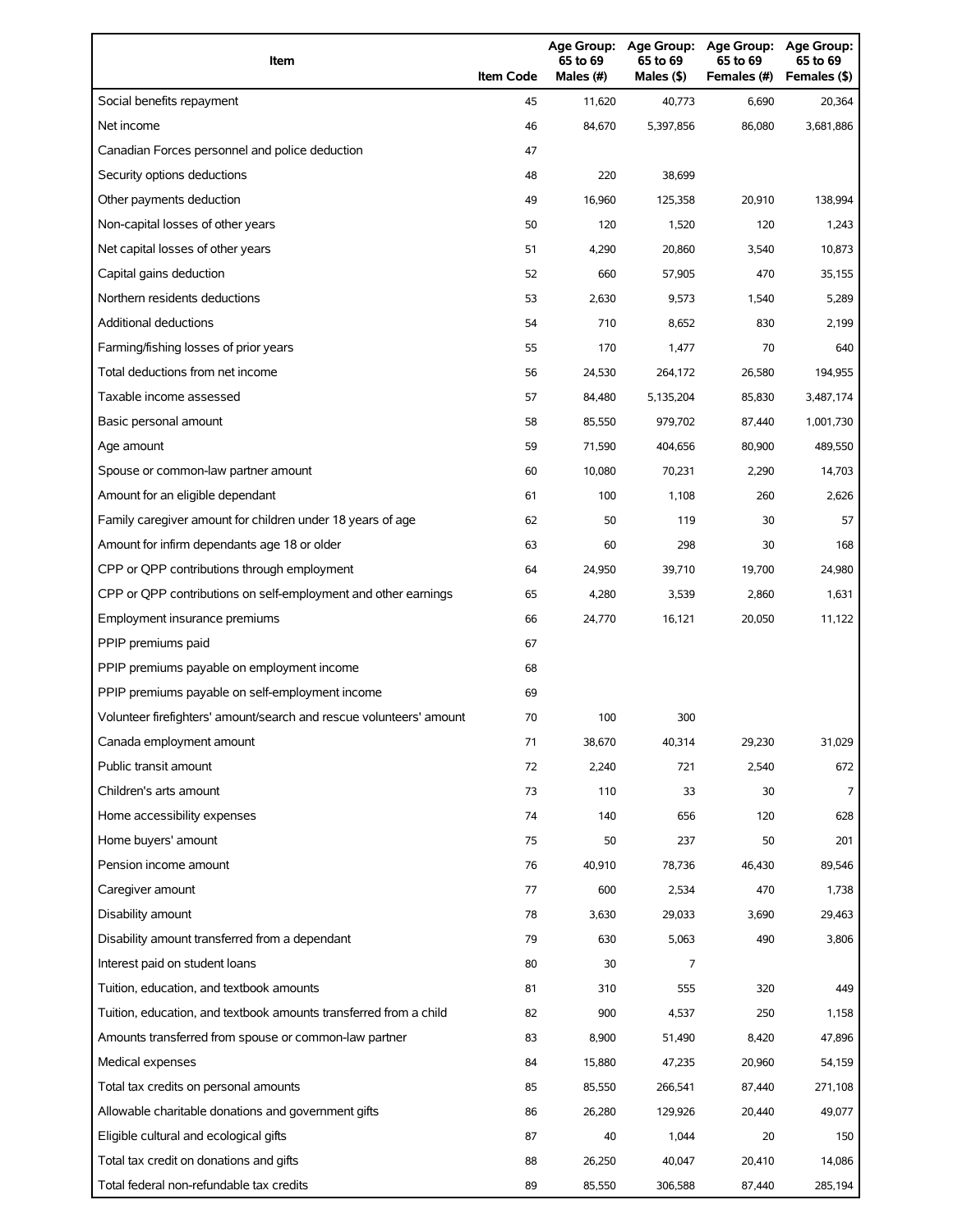| Item | Item Code | Age Group: 65 to 69 Males (#) | Age Group: 65 to 69 Males ($) | Age Group: 65 to 69 Females (#) | Age Group: 65 to 69 Females ($) |
|---|---|---|---|---|---|
| Social benefits repayment | 45 | 11,620 | 40,773 | 6,690 | 20,364 |
| Net income | 46 | 84,670 | 5,397,856 | 86,080 | 3,681,886 |
| Canadian Forces personnel and police deduction | 47 | | | | |
| Security options deductions | 48 | 220 | 38,699 | | |
| Other payments deduction | 49 | 16,960 | 125,358 | 20,910 | 138,994 |
| Non-capital losses of other years | 50 | 120 | 1,520 | 120 | 1,243 |
| Net capital losses of other years | 51 | 4,290 | 20,860 | 3,540 | 10,873 |
| Capital gains deduction | 52 | 660 | 57,905 | 470 | 35,155 |
| Northern residents deductions | 53 | 2,630 | 9,573 | 1,540 | 5,289 |
| Additional deductions | 54 | 710 | 8,652 | 830 | 2,199 |
| Farming/fishing losses of prior years | 55 | 170 | 1,477 | 70 | 640 |
| Total deductions from net income | 56 | 24,530 | 264,172 | 26,580 | 194,955 |
| Taxable income assessed | 57 | 84,480 | 5,135,204 | 85,830 | 3,487,174 |
| Basic personal amount | 58 | 85,550 | 979,702 | 87,440 | 1,001,730 |
| Age amount | 59 | 71,590 | 404,656 | 80,900 | 489,550 |
| Spouse or common-law partner amount | 60 | 10,080 | 70,231 | 2,290 | 14,703 |
| Amount for an eligible dependant | 61 | 100 | 1,108 | 260 | 2,626 |
| Family caregiver amount for children under 18 years of age | 62 | 50 | 119 | 30 | 57 |
| Amount for infirm dependants age 18 or older | 63 | 60 | 298 | 30 | 168 |
| CPP or QPP contributions through employment | 64 | 24,950 | 39,710 | 19,700 | 24,980 |
| CPP or QPP contributions on self-employment and other earnings | 65 | 4,280 | 3,539 | 2,860 | 1,631 |
| Employment insurance premiums | 66 | 24,770 | 16,121 | 20,050 | 11,122 |
| PPIP premiums paid | 67 | | | | |
| PPIP premiums payable on employment income | 68 | | | | |
| PPIP premiums payable on self-employment income | 69 | | | | |
| Volunteer firefighters' amount/search and rescue volunteers' amount | 70 | 100 | 300 | | |
| Canada employment amount | 71 | 38,670 | 40,314 | 29,230 | 31,029 |
| Public transit amount | 72 | 2,240 | 721 | 2,540 | 672 |
| Children's arts amount | 73 | 110 | 33 | 30 | 7 |
| Home accessibility expenses | 74 | 140 | 656 | 120 | 628 |
| Home buyers' amount | 75 | 50 | 237 | 50 | 201 |
| Pension income amount | 76 | 40,910 | 78,736 | 46,430 | 89,546 |
| Caregiver amount | 77 | 600 | 2,534 | 470 | 1,738 |
| Disability amount | 78 | 3,630 | 29,033 | 3,690 | 29,463 |
| Disability amount transferred from a dependant | 79 | 630 | 5,063 | 490 | 3,806 |
| Interest paid on student loans | 80 | 30 | 7 | | |
| Tuition, education, and textbook amounts | 81 | 310 | 555 | 320 | 449 |
| Tuition, education, and textbook amounts transferred from a child | 82 | 900 | 4,537 | 250 | 1,158 |
| Amounts transferred from spouse or common-law partner | 83 | 8,900 | 51,490 | 8,420 | 47,896 |
| Medical expenses | 84 | 15,880 | 47,235 | 20,960 | 54,159 |
| Total tax credits on personal amounts | 85 | 85,550 | 266,541 | 87,440 | 271,108 |
| Allowable charitable donations and government gifts | 86 | 26,280 | 129,926 | 20,440 | 49,077 |
| Eligible cultural and ecological gifts | 87 | 40 | 1,044 | 20 | 150 |
| Total tax credit on donations and gifts | 88 | 26,250 | 40,047 | 20,410 | 14,086 |
| Total federal non-refundable tax credits | 89 | 85,550 | 306,588 | 87,440 | 285,194 |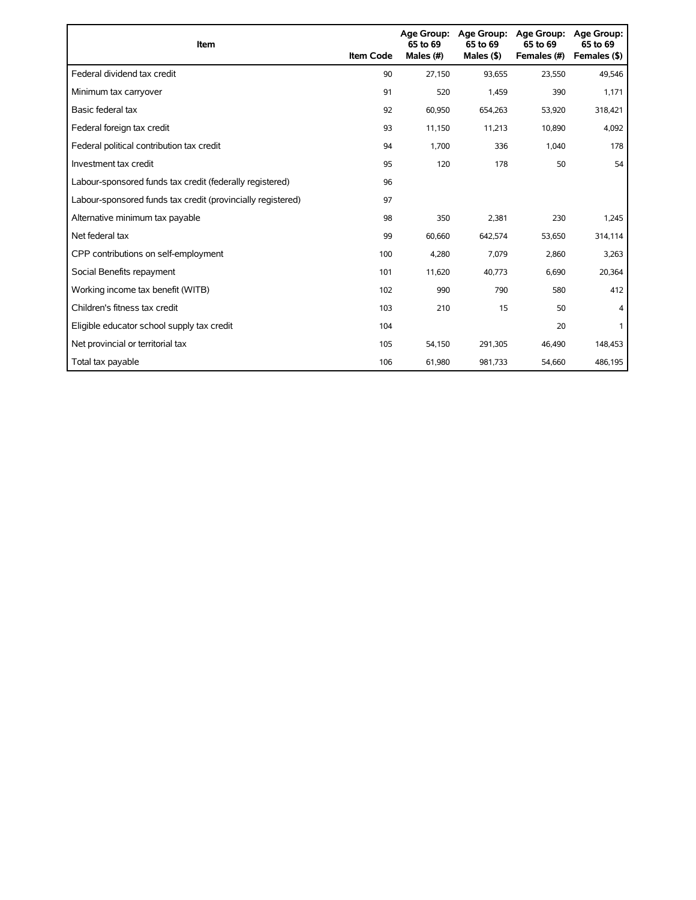| Item | Item Code | Age Group: 65 to 69 Males (#) | Age Group: 65 to 69 Males ($) | Age Group: 65 to 69 Females (#) | Age Group: 65 to 69 Females ($) |
|---|---|---|---|---|---|
| Federal dividend tax credit | 90 | 27,150 | 93,655 | 23,550 | 49,546 |
| Minimum tax carryover | 91 | 520 | 1,459 | 390 | 1,171 |
| Basic federal tax | 92 | 60,950 | 654,263 | 53,920 | 318,421 |
| Federal foreign tax credit | 93 | 11,150 | 11,213 | 10,890 | 4,092 |
| Federal political contribution tax credit | 94 | 1,700 | 336 | 1,040 | 178 |
| Investment tax credit | 95 | 120 | 178 | 50 | 54 |
| Labour-sponsored funds tax credit (federally registered) | 96 | | | | |
| Labour-sponsored funds tax credit (provincially registered) | 97 | | | | |
| Alternative minimum tax payable | 98 | 350 | 2,381 | 230 | 1,245 |
| Net federal tax | 99 | 60,660 | 642,574 | 53,650 | 314,114 |
| CPP contributions on self-employment | 100 | 4,280 | 7,079 | 2,860 | 3,263 |
| Social Benefits repayment | 101 | 11,620 | 40,773 | 6,690 | 20,364 |
| Working income tax benefit (WITB) | 102 | 990 | 790 | 580 | 412 |
| Children's fitness tax credit | 103 | 210 | 15 | 50 | 4 |
| Eligible educator school supply tax credit | 104 | | | 20 | 1 |
| Net provincial or territorial tax | 105 | 54,150 | 291,305 | 46,490 | 148,453 |
| Total tax payable | 106 | 61,980 | 981,733 | 54,660 | 486,195 |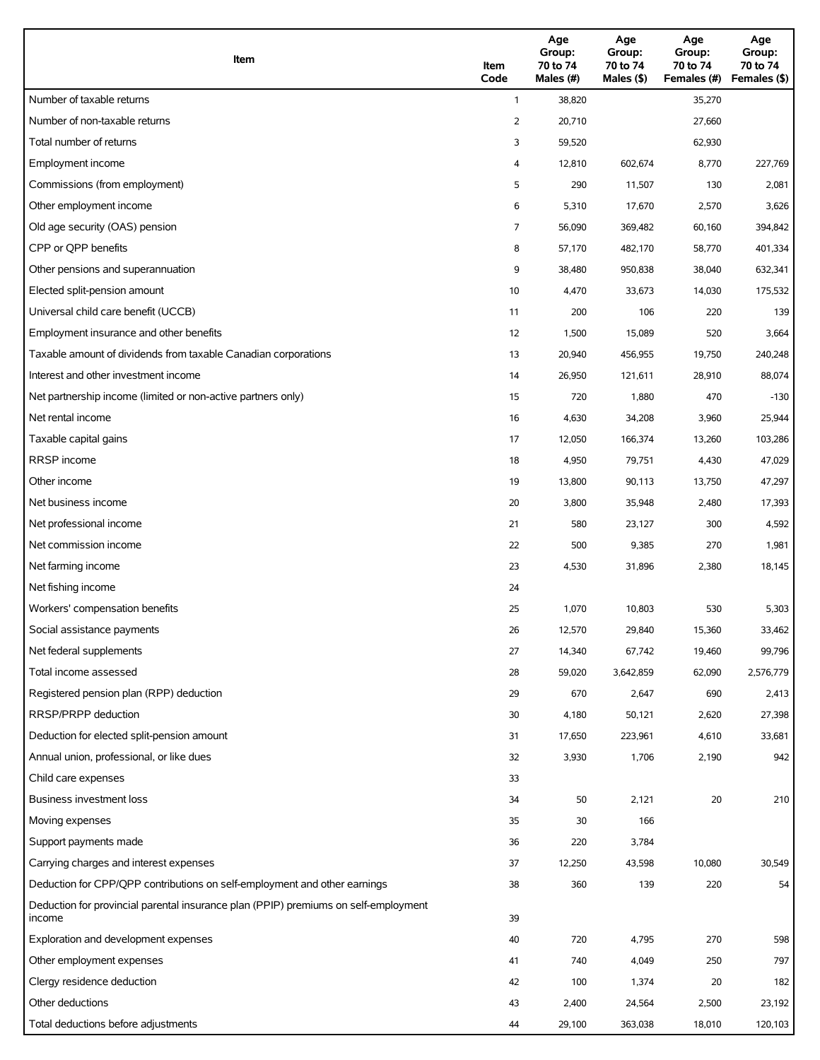| Item | Item Code | Age Group: 70 to 74 Males (#) | Age Group: 70 to 74 Males ($) | Age Group: 70 to 74 Females (#) | Age Group: 70 to 74 Females ($) |
|---|---|---|---|---|---|
| Number of taxable returns | 1 | 38,820 | | 35,270 | |
| Number of non-taxable returns | 2 | 20,710 | | 27,660 | |
| Total number of returns | 3 | 59,520 | | 62,930 | |
| Employment income | 4 | 12,810 | 602,674 | 8,770 | 227,769 |
| Commissions (from employment) | 5 | 290 | 11,507 | 130 | 2,081 |
| Other employment income | 6 | 5,310 | 17,670 | 2,570 | 3,626 |
| Old age security (OAS) pension | 7 | 56,090 | 369,482 | 60,160 | 394,842 |
| CPP or QPP benefits | 8 | 57,170 | 482,170 | 58,770 | 401,334 |
| Other pensions and superannuation | 9 | 38,480 | 950,838 | 38,040 | 632,341 |
| Elected split-pension amount | 10 | 4,470 | 33,673 | 14,030 | 175,532 |
| Universal child care benefit (UCCB) | 11 | 200 | 106 | 220 | 139 |
| Employment insurance and other benefits | 12 | 1,500 | 15,089 | 520 | 3,664 |
| Taxable amount of dividends from taxable Canadian corporations | 13 | 20,940 | 456,955 | 19,750 | 240,248 |
| Interest and other investment income | 14 | 26,950 | 121,611 | 28,910 | 88,074 |
| Net partnership income (limited or non-active partners only) | 15 | 720 | 1,880 | 470 | -130 |
| Net rental income | 16 | 4,630 | 34,208 | 3,960 | 25,944 |
| Taxable capital gains | 17 | 12,050 | 166,374 | 13,260 | 103,286 |
| RRSP income | 18 | 4,950 | 79,751 | 4,430 | 47,029 |
| Other income | 19 | 13,800 | 90,113 | 13,750 | 47,297 |
| Net business income | 20 | 3,800 | 35,948 | 2,480 | 17,393 |
| Net professional income | 21 | 580 | 23,127 | 300 | 4,592 |
| Net commission income | 22 | 500 | 9,385 | 270 | 1,981 |
| Net farming income | 23 | 4,530 | 31,896 | 2,380 | 18,145 |
| Net fishing income | 24 | | | | |
| Workers' compensation benefits | 25 | 1,070 | 10,803 | 530 | 5,303 |
| Social assistance payments | 26 | 12,570 | 29,840 | 15,360 | 33,462 |
| Net federal supplements | 27 | 14,340 | 67,742 | 19,460 | 99,796 |
| Total income assessed | 28 | 59,020 | 3,642,859 | 62,090 | 2,576,779 |
| Registered pension plan (RPP) deduction | 29 | 670 | 2,647 | 690 | 2,413 |
| RRSP/PRPP deduction | 30 | 4,180 | 50,121 | 2,620 | 27,398 |
| Deduction for elected split-pension amount | 31 | 17,650 | 223,961 | 4,610 | 33,681 |
| Annual union, professional, or like dues | 32 | 3,930 | 1,706 | 2,190 | 942 |
| Child care expenses | 33 | | | | |
| Business investment loss | 34 | 50 | 2,121 | 20 | 210 |
| Moving expenses | 35 | 30 | 166 | | |
| Support payments made | 36 | 220 | 3,784 | | |
| Carrying charges and interest expenses | 37 | 12,250 | 43,598 | 10,080 | 30,549 |
| Deduction for CPP/QPP contributions on self-employment and other earnings | 38 | 360 | 139 | 220 | 54 |
| Deduction for provincial parental insurance plan (PPIP) premiums on self-employment income | 39 | | | | |
| Exploration and development expenses | 40 | 720 | 4,795 | 270 | 598 |
| Other employment expenses | 41 | 740 | 4,049 | 250 | 797 |
| Clergy residence deduction | 42 | 100 | 1,374 | 20 | 182 |
| Other deductions | 43 | 2,400 | 24,564 | 2,500 | 23,192 |
| Total deductions before adjustments | 44 | 29,100 | 363,038 | 18,010 | 120,103 |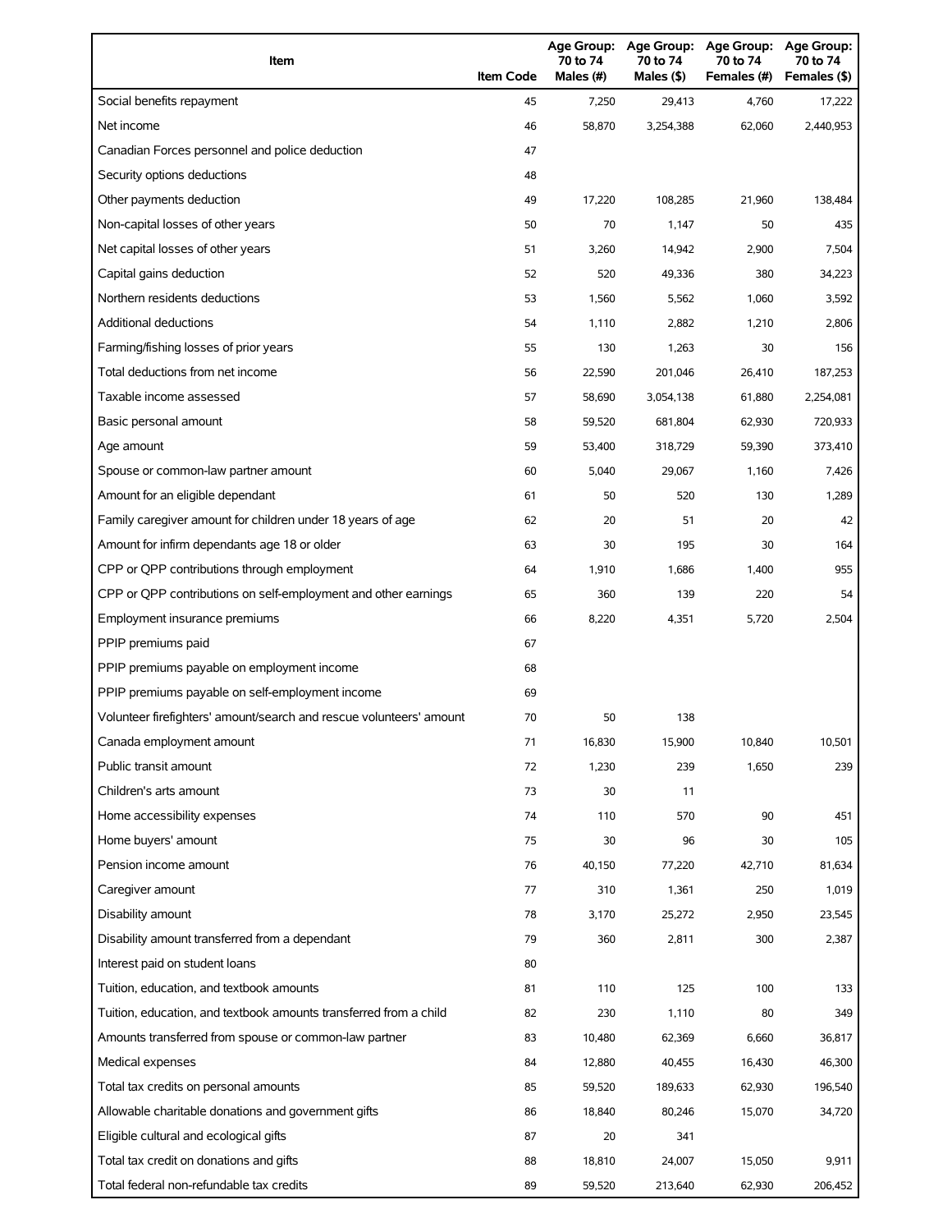| Item | Item Code | Age Group: 70 to 74 Males (#) | Age Group: 70 to 74 Males ($) | Age Group: 70 to 74 Females (#) | Age Group: 70 to 74 Females ($) |
|---|---|---|---|---|---|
| Social benefits repayment | 45 | 7,250 | 29,413 | 4,760 | 17,222 |
| Net income | 46 | 58,870 | 3,254,388 | 62,060 | 2,440,953 |
| Canadian Forces personnel and police deduction | 47 | | | | |
| Security options deductions | 48 | | | | |
| Other payments deduction | 49 | 17,220 | 108,285 | 21,960 | 138,484 |
| Non-capital losses of other years | 50 | 70 | 1,147 | 50 | 435 |
| Net capital losses of other years | 51 | 3,260 | 14,942 | 2,900 | 7,504 |
| Capital gains deduction | 52 | 520 | 49,336 | 380 | 34,223 |
| Northern residents deductions | 53 | 1,560 | 5,562 | 1,060 | 3,592 |
| Additional deductions | 54 | 1,110 | 2,882 | 1,210 | 2,806 |
| Farming/fishing losses of prior years | 55 | 130 | 1,263 | 30 | 156 |
| Total deductions from net income | 56 | 22,590 | 201,046 | 26,410 | 187,253 |
| Taxable income assessed | 57 | 58,690 | 3,054,138 | 61,880 | 2,254,081 |
| Basic personal amount | 58 | 59,520 | 681,804 | 62,930 | 720,933 |
| Age amount | 59 | 53,400 | 318,729 | 59,390 | 373,410 |
| Spouse or common-law partner amount | 60 | 5,040 | 29,067 | 1,160 | 7,426 |
| Amount for an eligible dependant | 61 | 50 | 520 | 130 | 1,289 |
| Family caregiver amount for children under 18 years of age | 62 | 20 | 51 | 20 | 42 |
| Amount for infirm dependants age 18 or older | 63 | 30 | 195 | 30 | 164 |
| CPP or QPP contributions through employment | 64 | 1,910 | 1,686 | 1,400 | 955 |
| CPP or QPP contributions on self-employment and other earnings | 65 | 360 | 139 | 220 | 54 |
| Employment insurance premiums | 66 | 8,220 | 4,351 | 5,720 | 2,504 |
| PPIP premiums paid | 67 | | | | |
| PPIP premiums payable on employment income | 68 | | | | |
| PPIP premiums payable on self-employment income | 69 | | | | |
| Volunteer firefighters' amount/search and rescue volunteers' amount | 70 | 50 | 138 | | |
| Canada employment amount | 71 | 16,830 | 15,900 | 10,840 | 10,501 |
| Public transit amount | 72 | 1,230 | 239 | 1,650 | 239 |
| Children's arts amount | 73 | 30 | 11 | | |
| Home accessibility expenses | 74 | 110 | 570 | 90 | 451 |
| Home buyers' amount | 75 | 30 | 96 | 30 | 105 |
| Pension income amount | 76 | 40,150 | 77,220 | 42,710 | 81,634 |
| Caregiver amount | 77 | 310 | 1,361 | 250 | 1,019 |
| Disability amount | 78 | 3,170 | 25,272 | 2,950 | 23,545 |
| Disability amount transferred from a dependant | 79 | 360 | 2,811 | 300 | 2,387 |
| Interest paid on student loans | 80 | | | | |
| Tuition, education, and textbook amounts | 81 | 110 | 125 | 100 | 133 |
| Tuition, education, and textbook amounts transferred from a child | 82 | 230 | 1,110 | 80 | 349 |
| Amounts transferred from spouse or common-law partner | 83 | 10,480 | 62,369 | 6,660 | 36,817 |
| Medical expenses | 84 | 12,880 | 40,455 | 16,430 | 46,300 |
| Total tax credits on personal amounts | 85 | 59,520 | 189,633 | 62,930 | 196,540 |
| Allowable charitable donations and government gifts | 86 | 18,840 | 80,246 | 15,070 | 34,720 |
| Eligible cultural and ecological gifts | 87 | 20 | 341 | | |
| Total tax credit on donations and gifts | 88 | 18,810 | 24,007 | 15,050 | 9,911 |
| Total federal non-refundable tax credits | 89 | 59,520 | 213,640 | 62,930 | 206,452 |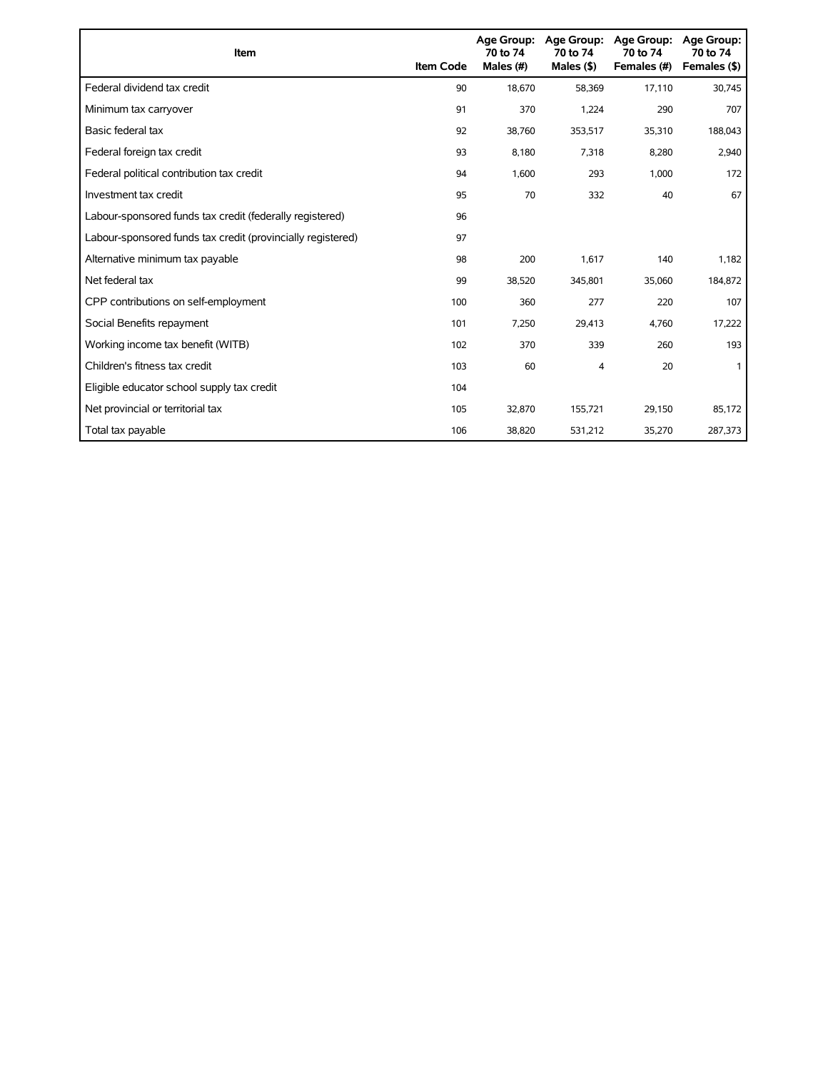| Item | Item Code | Age Group: 70 to 74 Males (#) | Age Group: 70 to 74 Males ($) | Age Group: 70 to 74 Females (#) | Age Group: 70 to 74 Females ($) |
|---|---|---|---|---|---|
| Federal dividend tax credit | 90 | 18,670 | 58,369 | 17,110 | 30,745 |
| Minimum tax carryover | 91 | 370 | 1,224 | 290 | 707 |
| Basic federal tax | 92 | 38,760 | 353,517 | 35,310 | 188,043 |
| Federal foreign tax credit | 93 | 8,180 | 7,318 | 8,280 | 2,940 |
| Federal political contribution tax credit | 94 | 1,600 | 293 | 1,000 | 172 |
| Investment tax credit | 95 | 70 | 332 | 40 | 67 |
| Labour-sponsored funds tax credit (federally registered) | 96 | | | | |
| Labour-sponsored funds tax credit (provincially registered) | 97 | | | | |
| Alternative minimum tax payable | 98 | 200 | 1,617 | 140 | 1,182 |
| Net federal tax | 99 | 38,520 | 345,801 | 35,060 | 184,872 |
| CPP contributions on self-employment | 100 | 360 | 277 | 220 | 107 |
| Social Benefits repayment | 101 | 7,250 | 29,413 | 4,760 | 17,222 |
| Working income tax benefit (WITB) | 102 | 370 | 339 | 260 | 193 |
| Children's fitness tax credit | 103 | 60 | 4 | 20 | 1 |
| Eligible educator school supply tax credit | 104 | | | | |
| Net provincial or territorial tax | 105 | 32,870 | 155,721 | 29,150 | 85,172 |
| Total tax payable | 106 | 38,820 | 531,212 | 35,270 | 287,373 |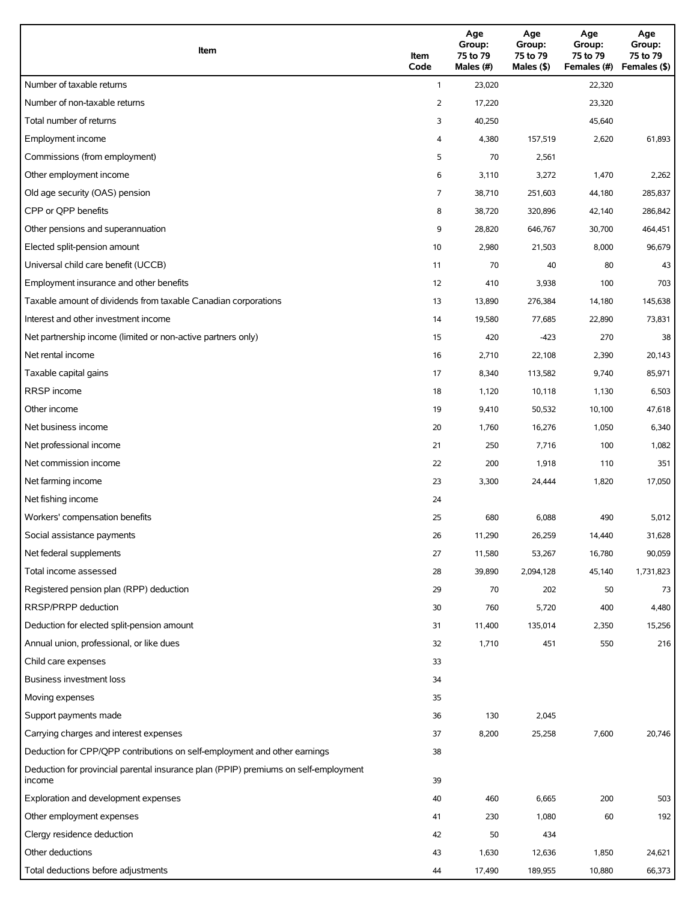| Item | Item Code | Age Group: 75 to 79 Males (#) | Age Group: 75 to 79 Males ($) | Age Group: 75 to 79 Females (#) | Age Group: 75 to 79 Females ($) |
|---|---|---|---|---|---|
| Number of taxable returns | 1 | 23,020 | | 22,320 | |
| Number of non-taxable returns | 2 | 17,220 | | 23,320 | |
| Total number of returns | 3 | 40,250 | | 45,640 | |
| Employment income | 4 | 4,380 | 157,519 | 2,620 | 61,893 |
| Commissions (from employment) | 5 | 70 | 2,561 | | |
| Other employment income | 6 | 3,110 | 3,272 | 1,470 | 2,262 |
| Old age security (OAS) pension | 7 | 38,710 | 251,603 | 44,180 | 285,837 |
| CPP or QPP benefits | 8 | 38,720 | 320,896 | 42,140 | 286,842 |
| Other pensions and superannuation | 9 | 28,820 | 646,767 | 30,700 | 464,451 |
| Elected split-pension amount | 10 | 2,980 | 21,503 | 8,000 | 96,679 |
| Universal child care benefit (UCCB) | 11 | 70 | 40 | 80 | 43 |
| Employment insurance and other benefits | 12 | 410 | 3,938 | 100 | 703 |
| Taxable amount of dividends from taxable Canadian corporations | 13 | 13,890 | 276,384 | 14,180 | 145,638 |
| Interest and other investment income | 14 | 19,580 | 77,685 | 22,890 | 73,831 |
| Net partnership income (limited or non-active partners only) | 15 | 420 | -423 | 270 | 38 |
| Net rental income | 16 | 2,710 | 22,108 | 2,390 | 20,143 |
| Taxable capital gains | 17 | 8,340 | 113,582 | 9,740 | 85,971 |
| RRSP income | 18 | 1,120 | 10,118 | 1,130 | 6,503 |
| Other income | 19 | 9,410 | 50,532 | 10,100 | 47,618 |
| Net business income | 20 | 1,760 | 16,276 | 1,050 | 6,340 |
| Net professional income | 21 | 250 | 7,716 | 100 | 1,082 |
| Net commission income | 22 | 200 | 1,918 | 110 | 351 |
| Net farming income | 23 | 3,300 | 24,444 | 1,820 | 17,050 |
| Net fishing income | 24 | | | | |
| Workers' compensation benefits | 25 | 680 | 6,088 | 490 | 5,012 |
| Social assistance payments | 26 | 11,290 | 26,259 | 14,440 | 31,628 |
| Net federal supplements | 27 | 11,580 | 53,267 | 16,780 | 90,059 |
| Total income assessed | 28 | 39,890 | 2,094,128 | 45,140 | 1,731,823 |
| Registered pension plan (RPP) deduction | 29 | 70 | 202 | 50 | 73 |
| RRSP/PRPP deduction | 30 | 760 | 5,720 | 400 | 4,480 |
| Deduction for elected split-pension amount | 31 | 11,400 | 135,014 | 2,350 | 15,256 |
| Annual union, professional, or like dues | 32 | 1,710 | 451 | 550 | 216 |
| Child care expenses | 33 | | | | |
| Business investment loss | 34 | | | | |
| Moving expenses | 35 | | | | |
| Support payments made | 36 | 130 | 2,045 | | |
| Carrying charges and interest expenses | 37 | 8,200 | 25,258 | 7,600 | 20,746 |
| Deduction for CPP/QPP contributions on self-employment and other earnings | 38 | | | | |
| Deduction for provincial parental insurance plan (PPIP) premiums on self-employment income | 39 | | | | |
| Exploration and development expenses | 40 | 460 | 6,665 | 200 | 503 |
| Other employment expenses | 41 | 230 | 1,080 | 60 | 192 |
| Clergy residence deduction | 42 | 50 | 434 | | |
| Other deductions | 43 | 1,630 | 12,636 | 1,850 | 24,621 |
| Total deductions before adjustments | 44 | 17,490 | 189,955 | 10,880 | 66,373 |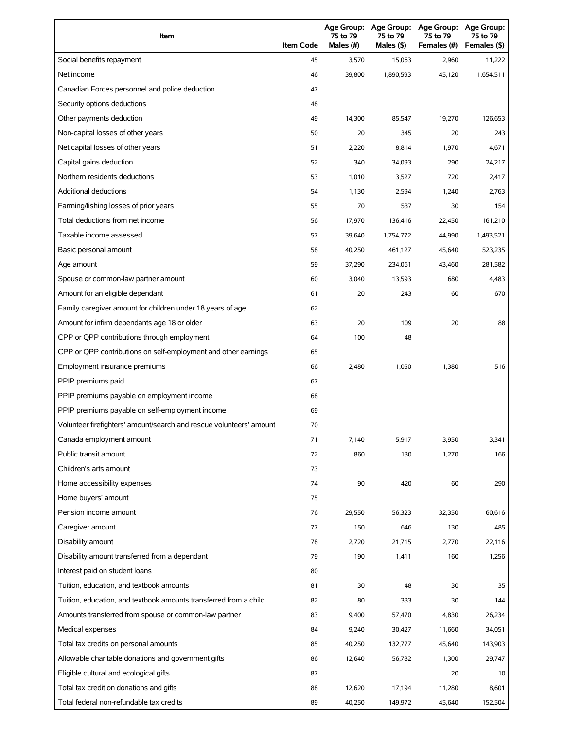| Item | Item Code | Age Group: 75 to 79 Males (#) | Age Group: 75 to 79 Males ($) | Age Group: 75 to 79 Females (#) | Age Group: 75 to 79 Females ($) |
|---|---|---|---|---|---|
| Social benefits repayment | 45 | 3,570 | 15,063 | 2,960 | 11,222 |
| Net income | 46 | 39,800 | 1,890,593 | 45,120 | 1,654,511 |
| Canadian Forces personnel and police deduction | 47 | | | | |
| Security options deductions | 48 | | | | |
| Other payments deduction | 49 | 14,300 | 85,547 | 19,270 | 126,653 |
| Non-capital losses of other years | 50 | 20 | 345 | 20 | 243 |
| Net capital losses of other years | 51 | 2,220 | 8,814 | 1,970 | 4,671 |
| Capital gains deduction | 52 | 340 | 34,093 | 290 | 24,217 |
| Northern residents deductions | 53 | 1,010 | 3,527 | 720 | 2,417 |
| Additional deductions | 54 | 1,130 | 2,594 | 1,240 | 2,763 |
| Farming/fishing losses of prior years | 55 | 70 | 537 | 30 | 154 |
| Total deductions from net income | 56 | 17,970 | 136,416 | 22,450 | 161,210 |
| Taxable income assessed | 57 | 39,640 | 1,754,772 | 44,990 | 1,493,521 |
| Basic personal amount | 58 | 40,250 | 461,127 | 45,640 | 523,235 |
| Age amount | 59 | 37,290 | 234,061 | 43,460 | 281,582 |
| Spouse or common-law partner amount | 60 | 3,040 | 13,593 | 680 | 4,483 |
| Amount for an eligible dependant | 61 | 20 | 243 | 60 | 670 |
| Family caregiver amount for children under 18 years of age | 62 | | | | |
| Amount for infirm dependants age 18 or older | 63 | 20 | 109 | 20 | 88 |
| CPP or QPP contributions through employment | 64 | 100 | 48 | | |
| CPP or QPP contributions on self-employment and other earnings | 65 | | | | |
| Employment insurance premiums | 66 | 2,480 | 1,050 | 1,380 | 516 |
| PPIP premiums paid | 67 | | | | |
| PPIP premiums payable on employment income | 68 | | | | |
| PPIP premiums payable on self-employment income | 69 | | | | |
| Volunteer firefighters' amount/search and rescue volunteers' amount | 70 | | | | |
| Canada employment amount | 71 | 7,140 | 5,917 | 3,950 | 3,341 |
| Public transit amount | 72 | 860 | 130 | 1,270 | 166 |
| Children's arts amount | 73 | | | | |
| Home accessibility expenses | 74 | 90 | 420 | 60 | 290 |
| Home buyers' amount | 75 | | | | |
| Pension income amount | 76 | 29,550 | 56,323 | 32,350 | 60,616 |
| Caregiver amount | 77 | 150 | 646 | 130 | 485 |
| Disability amount | 78 | 2,720 | 21,715 | 2,770 | 22,116 |
| Disability amount transferred from a dependant | 79 | 190 | 1,411 | 160 | 1,256 |
| Interest paid on student loans | 80 | | | | |
| Tuition, education, and textbook amounts | 81 | 30 | 48 | 30 | 35 |
| Tuition, education, and textbook amounts transferred from a child | 82 | 80 | 333 | 30 | 144 |
| Amounts transferred from spouse or common-law partner | 83 | 9,400 | 57,470 | 4,830 | 26,234 |
| Medical expenses | 84 | 9,240 | 30,427 | 11,660 | 34,051 |
| Total tax credits on personal amounts | 85 | 40,250 | 132,777 | 45,640 | 143,903 |
| Allowable charitable donations and government gifts | 86 | 12,640 | 56,782 | 11,300 | 29,747 |
| Eligible cultural and ecological gifts | 87 | | | 20 | 10 |
| Total tax credit on donations and gifts | 88 | 12,620 | 17,194 | 11,280 | 8,601 |
| Total federal non-refundable tax credits | 89 | 40,250 | 149,972 | 45,640 | 152,504 |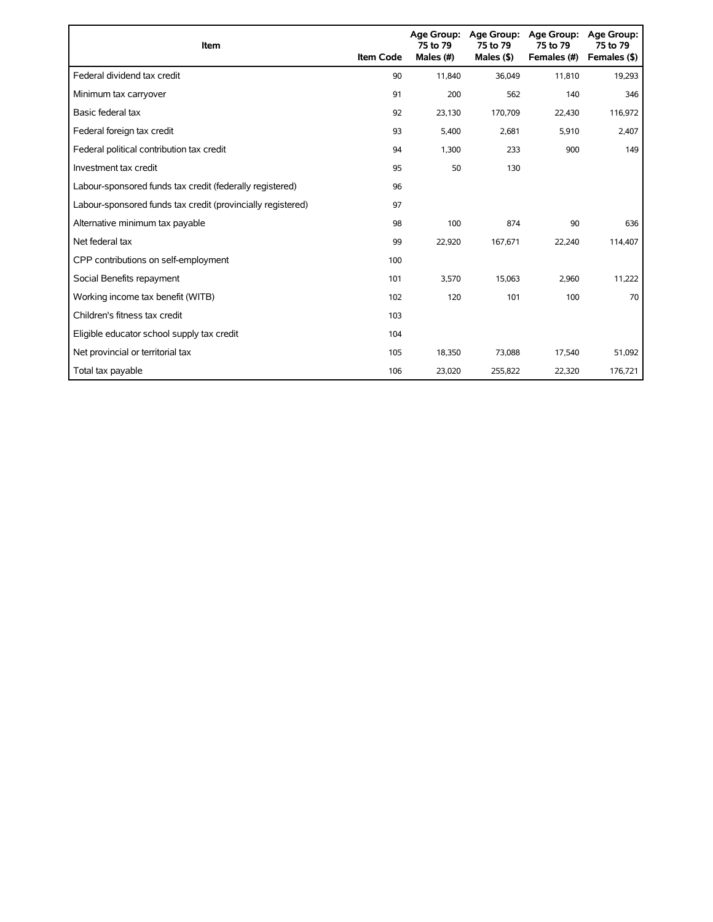| Item | Item Code | Age Group: 75 to 79 Males (#) | Age Group: 75 to 79 Males ($) | Age Group: 75 to 79 Females (#) | Age Group: 75 to 79 Females ($) |
|---|---|---|---|---|---|
| Federal dividend tax credit | 90 | 11,840 | 36,049 | 11,810 | 19,293 |
| Minimum tax carryover | 91 | 200 | 562 | 140 | 346 |
| Basic federal tax | 92 | 23,130 | 170,709 | 22,430 | 116,972 |
| Federal foreign tax credit | 93 | 5,400 | 2,681 | 5,910 | 2,407 |
| Federal political contribution tax credit | 94 | 1,300 | 233 | 900 | 149 |
| Investment tax credit | 95 | 50 | 130 | | |
| Labour-sponsored funds tax credit (federally registered) | 96 | | | | |
| Labour-sponsored funds tax credit (provincially registered) | 97 | | | | |
| Alternative minimum tax payable | 98 | 100 | 874 | 90 | 636 |
| Net federal tax | 99 | 22,920 | 167,671 | 22,240 | 114,407 |
| CPP contributions on self-employment | 100 | | | | |
| Social Benefits repayment | 101 | 3,570 | 15,063 | 2,960 | 11,222 |
| Working income tax benefit (WITB) | 102 | 120 | 101 | 100 | 70 |
| Children's fitness tax credit | 103 | | | | |
| Eligible educator school supply tax credit | 104 | | | | |
| Net provincial or territorial tax | 105 | 18,350 | 73,088 | 17,540 | 51,092 |
| Total tax payable | 106 | 23,020 | 255,822 | 22,320 | 176,721 |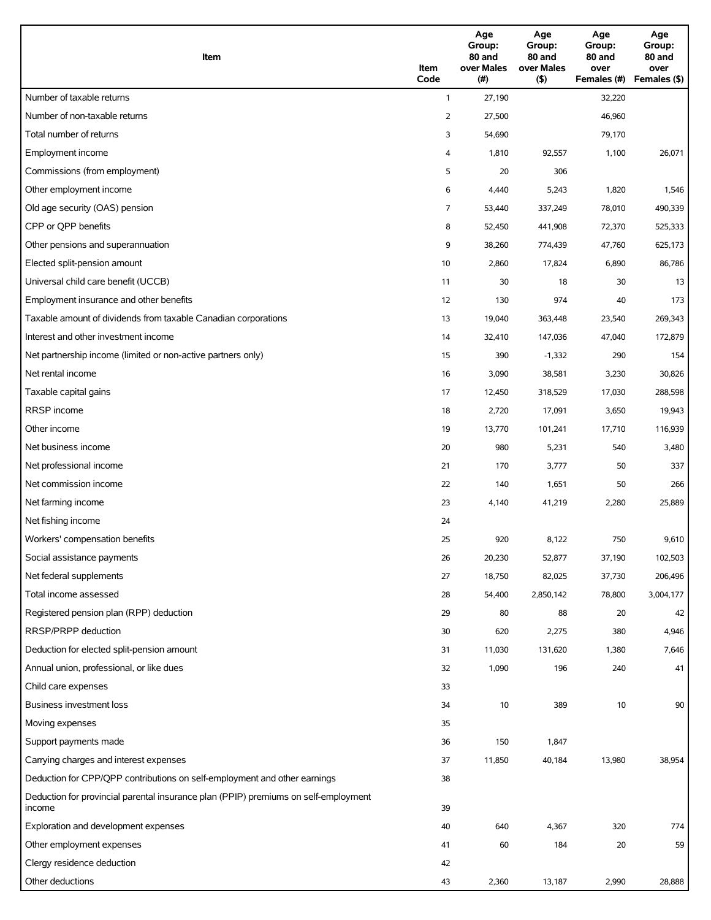| Item | Item Code | Age Group: 80 and over Males (#) | Age Group: 80 and over Males ($) | Age Group: 80 and over Females (#) | Age Group: 80 and over Females ($) |
|---|---|---|---|---|---|
| Number of taxable returns | 1 | 27,190 | | 32,220 | |
| Number of non-taxable returns | 2 | 27,500 | | 46,960 | |
| Total number of returns | 3 | 54,690 | | 79,170 | |
| Employment income | 4 | 1,810 | 92,557 | 1,100 | 26,071 |
| Commissions (from employment) | 5 | 20 | 306 | | |
| Other employment income | 6 | 4,440 | 5,243 | 1,820 | 1,546 |
| Old age security (OAS) pension | 7 | 53,440 | 337,249 | 78,010 | 490,339 |
| CPP or QPP benefits | 8 | 52,450 | 441,908 | 72,370 | 525,333 |
| Other pensions and superannuation | 9 | 38,260 | 774,439 | 47,760 | 625,173 |
| Elected split-pension amount | 10 | 2,860 | 17,824 | 6,890 | 86,786 |
| Universal child care benefit (UCCB) | 11 | 30 | 18 | 30 | 13 |
| Employment insurance and other benefits | 12 | 130 | 974 | 40 | 173 |
| Taxable amount of dividends from taxable Canadian corporations | 13 | 19,040 | 363,448 | 23,540 | 269,343 |
| Interest and other investment income | 14 | 32,410 | 147,036 | 47,040 | 172,879 |
| Net partnership income (limited or non-active partners only) | 15 | 390 | -1,332 | 290 | 154 |
| Net rental income | 16 | 3,090 | 38,581 | 3,230 | 30,826 |
| Taxable capital gains | 17 | 12,450 | 318,529 | 17,030 | 288,598 |
| RRSP income | 18 | 2,720 | 17,091 | 3,650 | 19,943 |
| Other income | 19 | 13,770 | 101,241 | 17,710 | 116,939 |
| Net business income | 20 | 980 | 5,231 | 540 | 3,480 |
| Net professional income | 21 | 170 | 3,777 | 50 | 337 |
| Net commission income | 22 | 140 | 1,651 | 50 | 266 |
| Net farming income | 23 | 4,140 | 41,219 | 2,280 | 25,889 |
| Net fishing income | 24 | | | | |
| Workers' compensation benefits | 25 | 920 | 8,122 | 750 | 9,610 |
| Social assistance payments | 26 | 20,230 | 52,877 | 37,190 | 102,503 |
| Net federal supplements | 27 | 18,750 | 82,025 | 37,730 | 206,496 |
| Total income assessed | 28 | 54,400 | 2,850,142 | 78,800 | 3,004,177 |
| Registered pension plan (RPP) deduction | 29 | 80 | 88 | 20 | 42 |
| RRSP/PRPP deduction | 30 | 620 | 2,275 | 380 | 4,946 |
| Deduction for elected split-pension amount | 31 | 11,030 | 131,620 | 1,380 | 7,646 |
| Annual union, professional, or like dues | 32 | 1,090 | 196 | 240 | 41 |
| Child care expenses | 33 | | | | |
| Business investment loss | 34 | 10 | 389 | 10 | 90 |
| Moving expenses | 35 | | | | |
| Support payments made | 36 | 150 | 1,847 | | |
| Carrying charges and interest expenses | 37 | 11,850 | 40,184 | 13,980 | 38,954 |
| Deduction for CPP/QPP contributions on self-employment and other earnings | 38 | | | | |
| Deduction for provincial parental insurance plan (PPIP) premiums on self-employment income | 39 | | | | |
| Exploration and development expenses | 40 | 640 | 4,367 | 320 | 774 |
| Other employment expenses | 41 | 60 | 184 | 20 | 59 |
| Clergy residence deduction | 42 | | | | |
| Other deductions | 43 | 2,360 | 13,187 | 2,990 | 28,888 |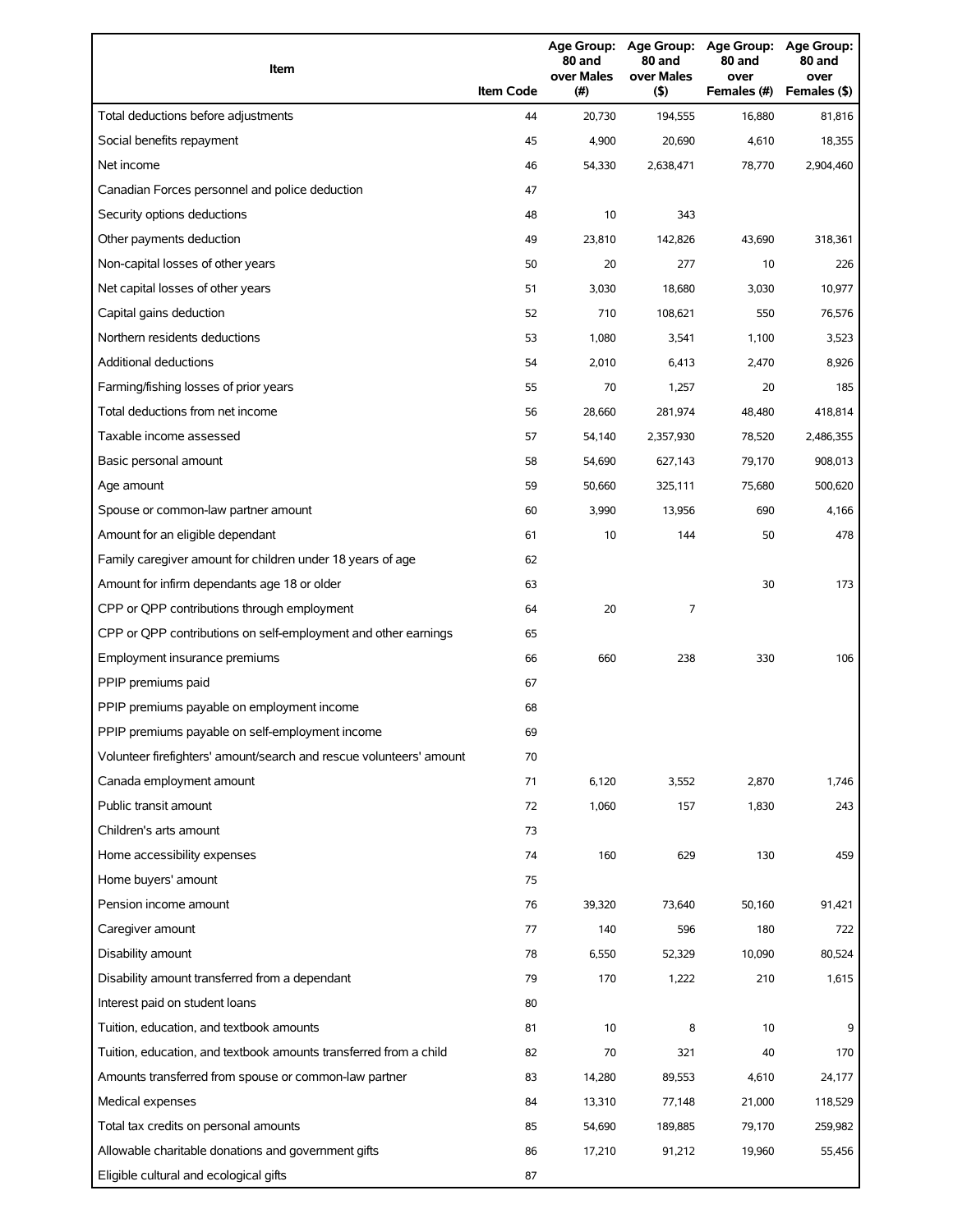| Item | Item Code | Age Group: 80 and over Males (#) | Age Group: 80 and over Males ($) | Age Group: 80 and over Females (#) | Age Group: 80 and over Females ($) |
|---|---|---|---|---|---|
| Total deductions before adjustments | 44 | 20,730 | 194,555 | 16,880 | 81,816 |
| Social benefits repayment | 45 | 4,900 | 20,690 | 4,610 | 18,355 |
| Net income | 46 | 54,330 | 2,638,471 | 78,770 | 2,904,460 |
| Canadian Forces personnel and police deduction | 47 | | | | |
| Security options deductions | 48 | 10 | 343 | | |
| Other payments deduction | 49 | 23,810 | 142,826 | 43,690 | 318,361 |
| Non-capital losses of other years | 50 | 20 | 277 | 10 | 226 |
| Net capital losses of other years | 51 | 3,030 | 18,680 | 3,030 | 10,977 |
| Capital gains deduction | 52 | 710 | 108,621 | 550 | 76,576 |
| Northern residents deductions | 53 | 1,080 | 3,541 | 1,100 | 3,523 |
| Additional deductions | 54 | 2,010 | 6,413 | 2,470 | 8,926 |
| Farming/fishing losses of prior years | 55 | 70 | 1,257 | 20 | 185 |
| Total deductions from net income | 56 | 28,660 | 281,974 | 48,480 | 418,814 |
| Taxable income assessed | 57 | 54,140 | 2,357,930 | 78,520 | 2,486,355 |
| Basic personal amount | 58 | 54,690 | 627,143 | 79,170 | 908,013 |
| Age amount | 59 | 50,660 | 325,111 | 75,680 | 500,620 |
| Spouse or common-law partner amount | 60 | 3,990 | 13,956 | 690 | 4,166 |
| Amount for an eligible dependant | 61 | 10 | 144 | 50 | 478 |
| Family caregiver amount for children under 18 years of age | 62 | | | | |
| Amount for infirm dependants age 18 or older | 63 | | | 30 | 173 |
| CPP or QPP contributions through employment | 64 | 20 | 7 | | |
| CPP or QPP contributions on self-employment and other earnings | 65 | | | | |
| Employment insurance premiums | 66 | 660 | 238 | 330 | 106 |
| PPIP premiums paid | 67 | | | | |
| PPIP premiums payable on employment income | 68 | | | | |
| PPIP premiums payable on self-employment income | 69 | | | | |
| Volunteer firefighters' amount/search and rescue volunteers' amount | 70 | | | | |
| Canada employment amount | 71 | 6,120 | 3,552 | 2,870 | 1,746 |
| Public transit amount | 72 | 1,060 | 157 | 1,830 | 243 |
| Children's arts amount | 73 | | | | |
| Home accessibility expenses | 74 | 160 | 629 | 130 | 459 |
| Home buyers' amount | 75 | | | | |
| Pension income amount | 76 | 39,320 | 73,640 | 50,160 | 91,421 |
| Caregiver amount | 77 | 140 | 596 | 180 | 722 |
| Disability amount | 78 | 6,550 | 52,329 | 10,090 | 80,524 |
| Disability amount transferred from a dependant | 79 | 170 | 1,222 | 210 | 1,615 |
| Interest paid on student loans | 80 | | | | |
| Tuition, education, and textbook amounts | 81 | 10 | 8 | 10 | 9 |
| Tuition, education, and textbook amounts transferred from a child | 82 | 70 | 321 | 40 | 170 |
| Amounts transferred from spouse or common-law partner | 83 | 14,280 | 89,553 | 4,610 | 24,177 |
| Medical expenses | 84 | 13,310 | 77,148 | 21,000 | 118,529 |
| Total tax credits on personal amounts | 85 | 54,690 | 189,885 | 79,170 | 259,982 |
| Allowable charitable donations and government gifts | 86 | 17,210 | 91,212 | 19,960 | 55,456 |
| Eligible cultural and ecological gifts | 87 | | | | |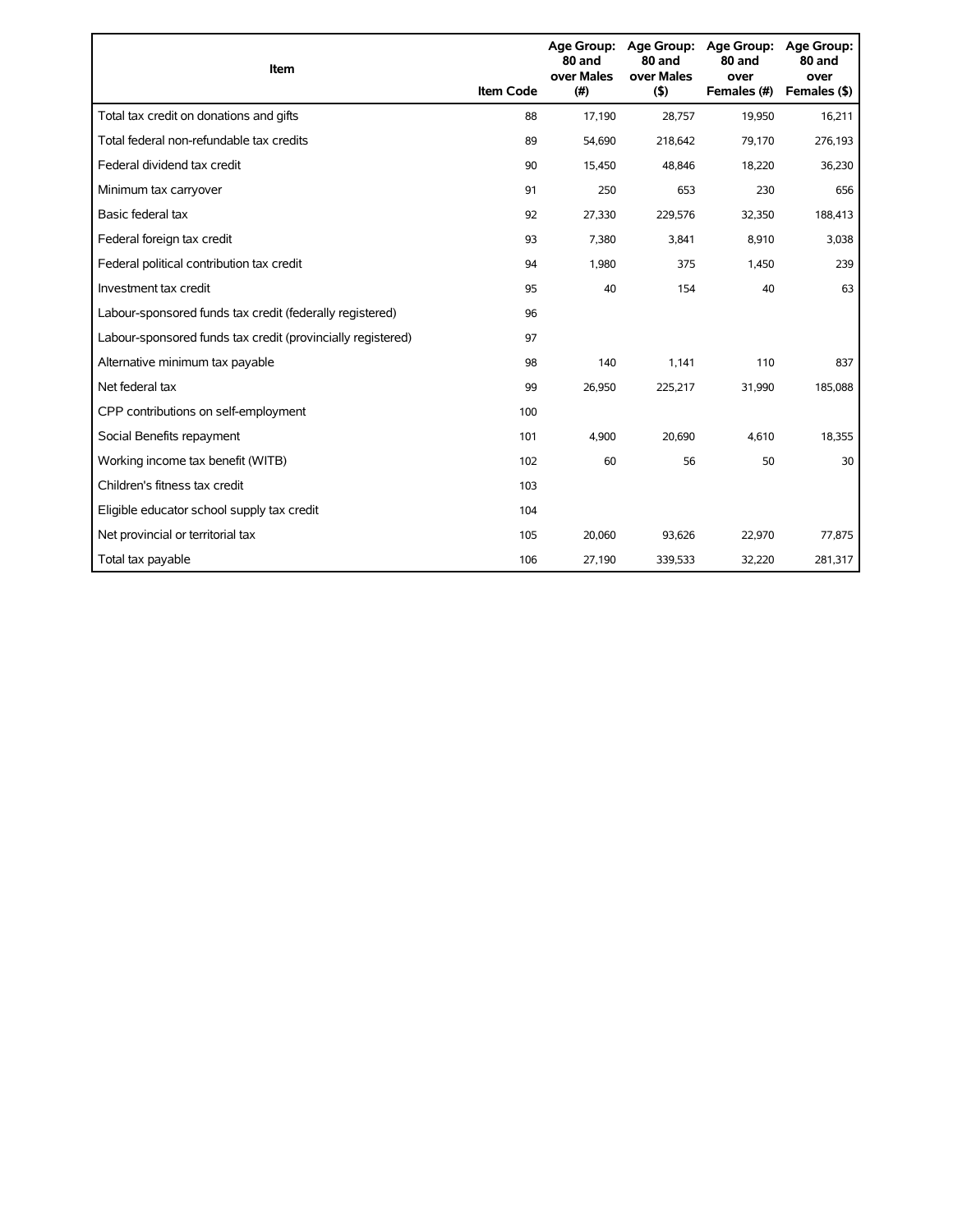| Item | Item Code | Age Group: 80 and over Males (#) | Age Group: 80 and over Males ($) | Age Group: 80 and over Females (#) | Age Group: 80 and over Females ($) |
|---|---|---|---|---|---|
| Total tax credit on donations and gifts | 88 | 17,190 | 28,757 | 19,950 | 16,211 |
| Total federal non-refundable tax credits | 89 | 54,690 | 218,642 | 79,170 | 276,193 |
| Federal dividend tax credit | 90 | 15,450 | 48,846 | 18,220 | 36,230 |
| Minimum tax carryover | 91 | 250 | 653 | 230 | 656 |
| Basic federal tax | 92 | 27,330 | 229,576 | 32,350 | 188,413 |
| Federal foreign tax credit | 93 | 7,380 | 3,841 | 8,910 | 3,038 |
| Federal political contribution tax credit | 94 | 1,980 | 375 | 1,450 | 239 |
| Investment tax credit | 95 | 40 | 154 | 40 | 63 |
| Labour-sponsored funds tax credit (federally registered) | 96 | | | | |
| Labour-sponsored funds tax credit (provincially registered) | 97 | | | | |
| Alternative minimum tax payable | 98 | 140 | 1,141 | 110 | 837 |
| Net federal tax | 99 | 26,950 | 225,217 | 31,990 | 185,088 |
| CPP contributions on self-employment | 100 | | | | |
| Social Benefits repayment | 101 | 4,900 | 20,690 | 4,610 | 18,355 |
| Working income tax benefit (WITB) | 102 | 60 | 56 | 50 | 30 |
| Children's fitness tax credit | 103 | | | | |
| Eligible educator school supply tax credit | 104 | | | | |
| Net provincial or territorial tax | 105 | 20,060 | 93,626 | 22,970 | 77,875 |
| Total tax payable | 106 | 27,190 | 339,533 | 32,220 | 281,317 |